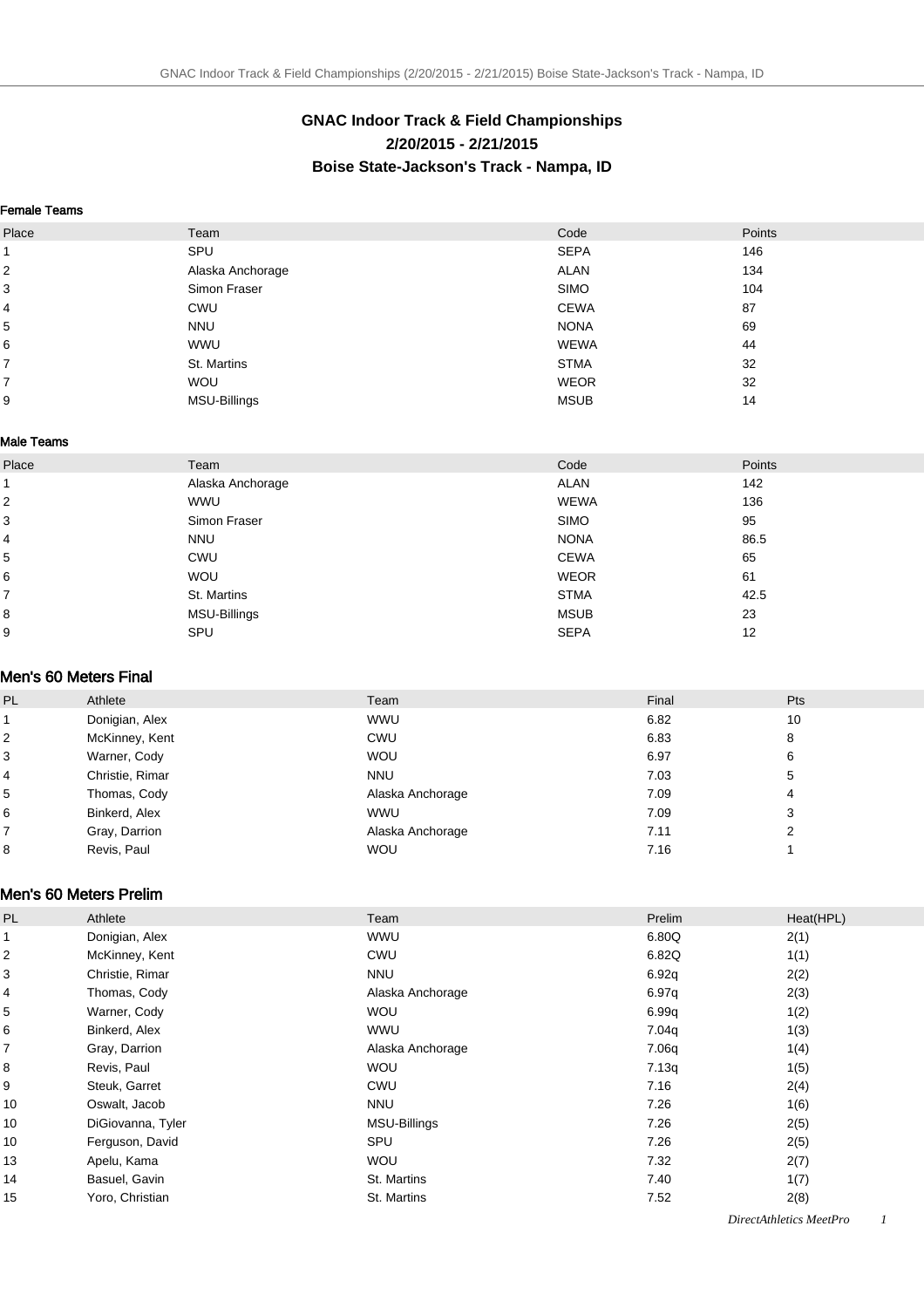# GNAC Indoor Track & Field Championships
## 2/20/2015 - 2/21/2015
## Boise State-Jackson's Track - Nampa, ID

### Female Teams

| Place | Team | Code | Points |
|---|---|---|---|
| 1 | SPU | SEPA | 146 |
| 2 | Alaska Anchorage | ALAN | 134 |
| 3 | Simon Fraser | SIMO | 104 |
| 4 | CWU | CEWA | 87 |
| 5 | NNU | NONA | 69 |
| 6 | WWU | WEWA | 44 |
| 7 | St. Martins | STMA | 32 |
| 7 | WOU | WEOR | 32 |
| 9 | MSU-Billings | MSUB | 14 |

### Male Teams

| Place | Team | Code | Points |
|---|---|---|---|
| 1 | Alaska Anchorage | ALAN | 142 |
| 2 | WWU | WEWA | 136 |
| 3 | Simon Fraser | SIMO | 95 |
| 4 | NNU | NONA | 86.5 |
| 5 | CWU | CEWA | 65 |
| 6 | WOU | WEOR | 61 |
| 7 | St. Martins | STMA | 42.5 |
| 8 | MSU-Billings | MSUB | 23 |
| 9 | SPU | SEPA | 12 |

### Men's 60 Meters Final

| PL | Athlete | Team | Final | Pts |
|---|---|---|---|---|
| 1 | Donigian, Alex | WWU | 6.82 | 10 |
| 2 | McKinney, Kent | CWU | 6.83 | 8 |
| 3 | Warner, Cody | WOU | 6.97 | 6 |
| 4 | Christie, Rimar | NNU | 7.03 | 5 |
| 5 | Thomas, Cody | Alaska Anchorage | 7.09 | 4 |
| 6 | Binkerd, Alex | WWU | 7.09 | 3 |
| 7 | Gray, Darrion | Alaska Anchorage | 7.11 | 2 |
| 8 | Revis, Paul | WOU | 7.16 | 1 |

### Men's 60 Meters Prelim

| PL | Athlete | Team | Prelim | Heat(HPL) |
|---|---|---|---|---|
| 1 | Donigian, Alex | WWU | 6.80Q | 2(1) |
| 2 | McKinney, Kent | CWU | 6.82Q | 1(1) |
| 3 | Christie, Rimar | NNU | 6.92q | 2(2) |
| 4 | Thomas, Cody | Alaska Anchorage | 6.97q | 2(3) |
| 5 | Warner, Cody | WOU | 6.99q | 1(2) |
| 6 | Binkerd, Alex | WWU | 7.04q | 1(3) |
| 7 | Gray, Darrion | Alaska Anchorage | 7.06q | 1(4) |
| 8 | Revis, Paul | WOU | 7.13q | 1(5) |
| 9 | Steuk, Garret | CWU | 7.16 | 2(4) |
| 10 | Oswalt, Jacob | NNU | 7.26 | 1(6) |
| 10 | DiGiovanna, Tyler | MSU-Billings | 7.26 | 2(5) |
| 10 | Ferguson, David | SPU | 7.26 | 2(5) |
| 13 | Apelu, Kama | WOU | 7.32 | 2(7) |
| 14 | Basuel, Gavin | St. Martins | 7.40 | 1(7) |
| 15 | Yoro, Christian | St. Martins | 7.52 | 2(8) |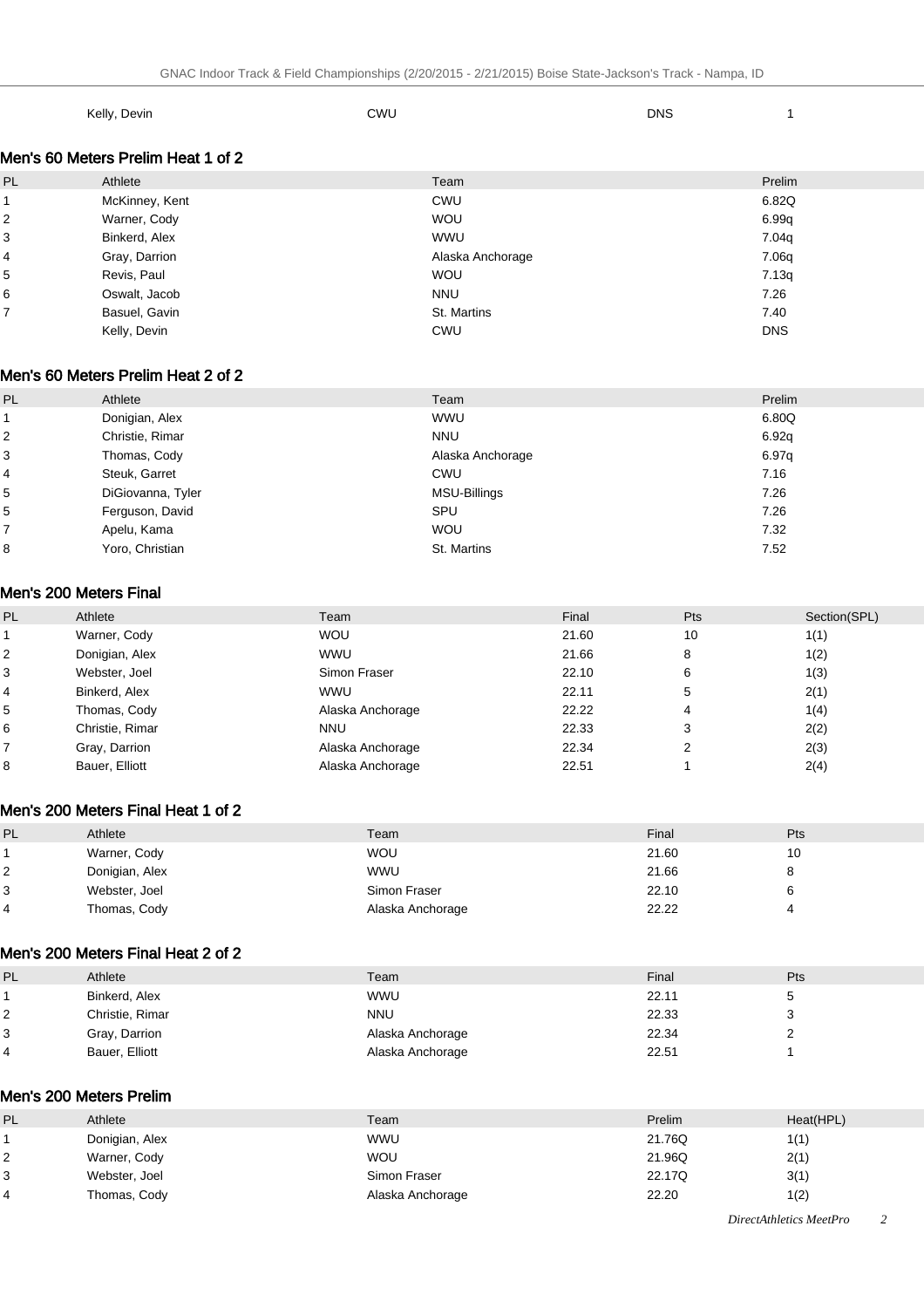| | Kelly, Devin | CWU | DNS | 1 |
|---|---|---|---|---|

## Men's 60 Meters Prelim Heat 1 of 2

| PL | Athlete | Team | Prelim |
|---|---|---|---|
| 1 | McKinney, Kent | CWU | 6.82Q |
| 2 | Warner, Cody | WOU | 6.99q |
| 3 | Binkerd, Alex | WWU | 7.04q |
| 4 | Gray, Darrion | Alaska Anchorage | 7.06q |
| 5 | Revis, Paul | WOU | 7.13q |
| 6 | Oswalt, Jacob | NNU | 7.26 |
| 7 | Basuel, Gavin | St. Martins | 7.40 |
| | Kelly, Devin | CWU | DNS |

## Men's 60 Meters Prelim Heat 2 of 2

| PL | Athlete | Team | Prelim |
|---|---|---|---|
| 1 | Donigian, Alex | WWU | 6.80Q |
| 2 | Christie, Rimar | NNU | 6.92q |
| 3 | Thomas, Cody | Alaska Anchorage | 6.97q |
| 4 | Steuk, Garret | CWU | 7.16 |
| 5 | DiGiovanna, Tyler | MSU-Billings | 7.26 |
| 5 | Ferguson, David | SPU | 7.26 |
| 7 | Apelu, Kama | WOU | 7.32 |
| 8 | Yoro, Christian | St. Martins | 7.52 |

## Men's 200 Meters Final

| PL | Athlete | Team | Final | Pts | Section(SPL) |
|---|---|---|---|---|---|
| 1 | Warner, Cody | WOU | 21.60 | 10 | 1(1) |
| 2 | Donigian, Alex | WWU | 21.66 | 8 | 1(2) |
| 3 | Webster, Joel | Simon Fraser | 22.10 | 6 | 1(3) |
| 4 | Binkerd, Alex | WWU | 22.11 | 5 | 2(1) |
| 5 | Thomas, Cody | Alaska Anchorage | 22.22 | 4 | 1(4) |
| 6 | Christie, Rimar | NNU | 22.33 | 3 | 2(2) |
| 7 | Gray, Darrion | Alaska Anchorage | 22.34 | 2 | 2(3) |
| 8 | Bauer, Elliott | Alaska Anchorage | 22.51 | 1 | 2(4) |

## Men's 200 Meters Final Heat 1 of 2

| PL | Athlete | Team | Final | Pts |
|---|---|---|---|---|
| 1 | Warner, Cody | WOU | 21.60 | 10 |
| 2 | Donigian, Alex | WWU | 21.66 | 8 |
| 3 | Webster, Joel | Simon Fraser | 22.10 | 6 |
| 4 | Thomas, Cody | Alaska Anchorage | 22.22 | 4 |

## Men's 200 Meters Final Heat 2 of 2

| PL | Athlete | Team | Final | Pts |
|---|---|---|---|---|
| 1 | Binkerd, Alex | WWU | 22.11 | 5 |
| 2 | Christie, Rimar | NNU | 22.33 | 3 |
| 3 | Gray, Darrion | Alaska Anchorage | 22.34 | 2 |
| 4 | Bauer, Elliott | Alaska Anchorage | 22.51 | 1 |

## Men's 200 Meters Prelim

| PL | Athlete | Team | Prelim | Heat(HPL) |
|---|---|---|---|---|
| 1 | Donigian, Alex | WWU | 21.76Q | 1(1) |
| 2 | Warner, Cody | WOU | 21.96Q | 2(1) |
| 3 | Webster, Joel | Simon Fraser | 22.17Q | 3(1) |
| 4 | Thomas, Cody | Alaska Anchorage | 22.20 | 1(2) |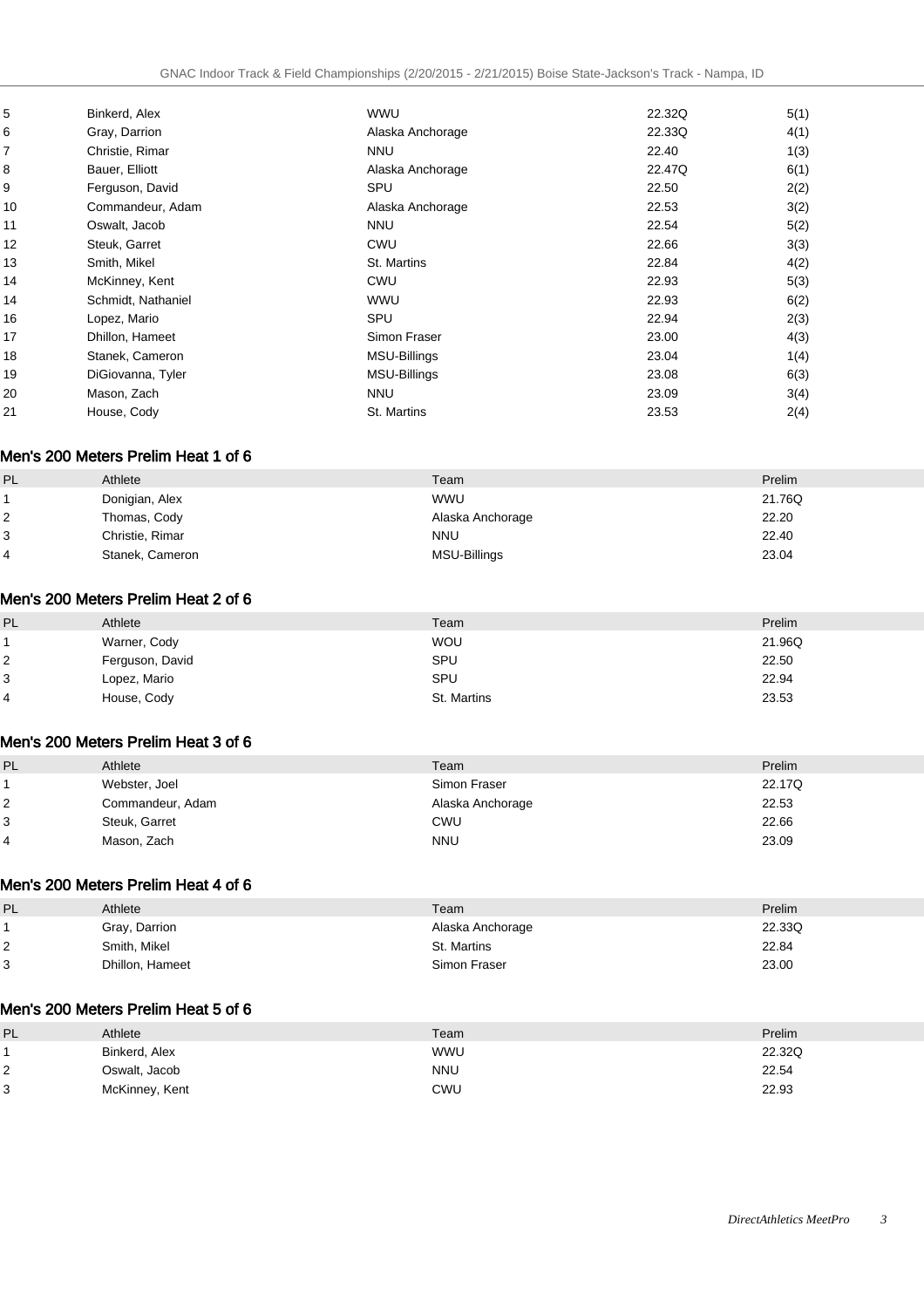| | | | | |
|---|---|---|---|---|
| 5 | Binkerd, Alex | WWU | 22.32Q | 5(1) |
| 6 | Gray, Darrion | Alaska Anchorage | 22.33Q | 4(1) |
| 7 | Christie, Rimar | NNU | 22.40 | 1(3) |
| 8 | Bauer, Elliott | Alaska Anchorage | 22.47Q | 6(1) |
| 9 | Ferguson, David | SPU | 22.50 | 2(2) |
| 10 | Commandeur, Adam | Alaska Anchorage | 22.53 | 3(2) |
| 11 | Oswalt, Jacob | NNU | 22.54 | 5(2) |
| 12 | Steuk, Garret | CWU | 22.66 | 3(3) |
| 13 | Smith, Mikel | St. Martins | 22.84 | 4(2) |
| 14 | McKinney, Kent | CWU | 22.93 | 5(3) |
| 14 | Schmidt, Nathaniel | WWU | 22.93 | 6(2) |
| 16 | Lopez, Mario | SPU | 22.94 | 2(3) |
| 17 | Dhillon, Hameet | Simon Fraser | 23.00 | 4(3) |
| 18 | Stanek, Cameron | MSU-Billings | 23.04 | 1(4) |
| 19 | DiGiovanna, Tyler | MSU-Billings | 23.08 | 6(3) |
| 20 | Mason, Zach | NNU | 23.09 | 3(4) |
| 21 | House, Cody | St. Martins | 23.53 | 2(4) |

### Men's 200 Meters Prelim Heat 1 of 6

| PL | Athlete | Team | Prelim |
|---|---|---|---|
| 1 | Donigian, Alex | WWU | 21.76Q |
| 2 | Thomas, Cody | Alaska Anchorage | 22.20 |
| 3 | Christie, Rimar | NNU | 22.40 |
| 4 | Stanek, Cameron | MSU-Billings | 23.04 |

### Men's 200 Meters Prelim Heat 2 of 6

| PL | Athlete | Team | Prelim |
|---|---|---|---|
| 1 | Warner, Cody | WOU | 21.96Q |
| 2 | Ferguson, David | SPU | 22.50 |
| 3 | Lopez, Mario | SPU | 22.94 |
| 4 | House, Cody | St. Martins | 23.53 |

### Men's 200 Meters Prelim Heat 3 of 6

| PL | Athlete | Team | Prelim |
|---|---|---|---|
| 1 | Webster, Joel | Simon Fraser | 22.17Q |
| 2 | Commandeur, Adam | Alaska Anchorage | 22.53 |
| 3 | Steuk, Garret | CWU | 22.66 |
| 4 | Mason, Zach | NNU | 23.09 |

### Men's 200 Meters Prelim Heat 4 of 6

| PL | Athlete | Team | Prelim |
|---|---|---|---|
| 1 | Gray, Darrion | Alaska Anchorage | 22.33Q |
| 2 | Smith, Mikel | St. Martins | 22.84 |
| 3 | Dhillon, Hameet | Simon Fraser | 23.00 |

### Men's 200 Meters Prelim Heat 5 of 6

| PL | Athlete | Team | Prelim |
|---|---|---|---|
| 1 | Binkerd, Alex | WWU | 22.32Q |
| 2 | Oswalt, Jacob | NNU | 22.54 |
| 3 | McKinney, Kent | CWU | 22.93 |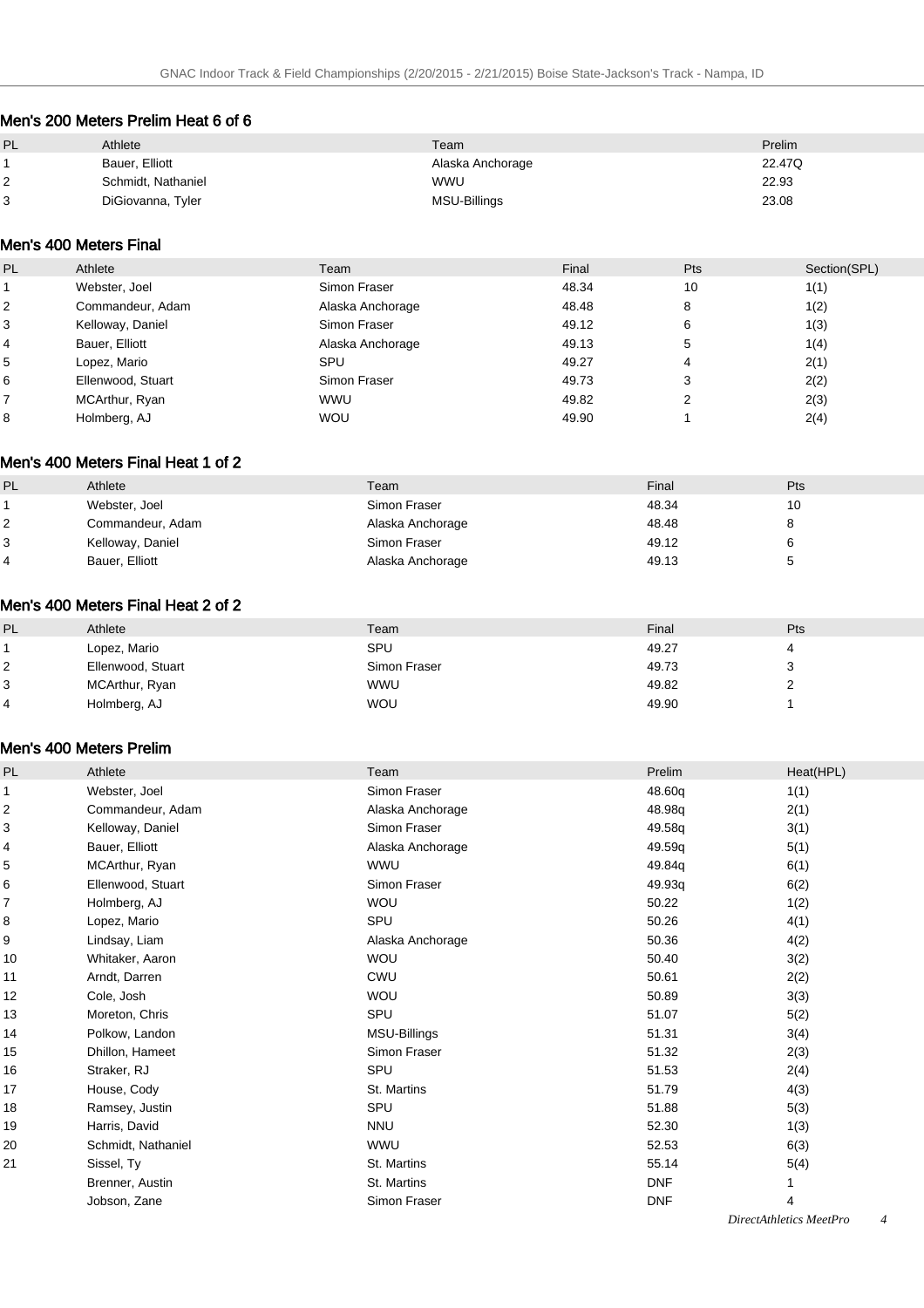## Men's 200 Meters Prelim Heat 6 of 6

| PL | Athlete | Team | Prelim |
|---|---|---|---|
| 1 | Bauer, Elliott | Alaska Anchorage | 22.47Q |
| 2 | Schmidt, Nathaniel | WWU | 22.93 |
| 3 | DiGiovanna, Tyler | MSU-Billings | 23.08 |

## Men's 400 Meters Final

| PL | Athlete | Team | Final | Pts | Section(SPL) |
|---|---|---|---|---|---|
| 1 | Webster, Joel | Simon Fraser | 48.34 | 10 | 1(1) |
| 2 | Commandeur, Adam | Alaska Anchorage | 48.48 | 8 | 1(2) |
| 3 | Kelloway, Daniel | Simon Fraser | 49.12 | 6 | 1(3) |
| 4 | Bauer, Elliott | Alaska Anchorage | 49.13 | 5 | 1(4) |
| 5 | Lopez, Mario | SPU | 49.27 | 4 | 2(1) |
| 6 | Ellenwood, Stuart | Simon Fraser | 49.73 | 3 | 2(2) |
| 7 | MCArthur, Ryan | WWU | 49.82 | 2 | 2(3) |
| 8 | Holmberg, AJ | WOU | 49.90 | 1 | 2(4) |

## Men's 400 Meters Final Heat 1 of 2

| PL | Athlete | Team | Final | Pts |
|---|---|---|---|---|
| 1 | Webster, Joel | Simon Fraser | 48.34 | 10 |
| 2 | Commandeur, Adam | Alaska Anchorage | 48.48 | 8 |
| 3 | Kelloway, Daniel | Simon Fraser | 49.12 | 6 |
| 4 | Bauer, Elliott | Alaska Anchorage | 49.13 | 5 |

## Men's 400 Meters Final Heat 2 of 2

| PL | Athlete | Team | Final | Pts |
|---|---|---|---|---|
| 1 | Lopez, Mario | SPU | 49.27 | 4 |
| 2 | Ellenwood, Stuart | Simon Fraser | 49.73 | 3 |
| 3 | MCArthur, Ryan | WWU | 49.82 | 2 |
| 4 | Holmberg, AJ | WOU | 49.90 | 1 |

## Men's 400 Meters Prelim

| PL | Athlete | Team | Prelim | Heat(HPL) |
|---|---|---|---|---|
| 1 | Webster, Joel | Simon Fraser | 48.60q | 1(1) |
| 2 | Commandeur, Adam | Alaska Anchorage | 48.98q | 2(1) |
| 3 | Kelloway, Daniel | Simon Fraser | 49.58q | 3(1) |
| 4 | Bauer, Elliott | Alaska Anchorage | 49.59q | 5(1) |
| 5 | MCArthur, Ryan | WWU | 49.84q | 6(1) |
| 6 | Ellenwood, Stuart | Simon Fraser | 49.93q | 6(2) |
| 7 | Holmberg, AJ | WOU | 50.22 | 1(2) |
| 8 | Lopez, Mario | SPU | 50.26 | 4(1) |
| 9 | Lindsay, Liam | Alaska Anchorage | 50.36 | 4(2) |
| 10 | Whitaker, Aaron | WOU | 50.40 | 3(2) |
| 11 | Arndt, Darren | CWU | 50.61 | 2(2) |
| 12 | Cole, Josh | WOU | 50.89 | 3(3) |
| 13 | Moreton, Chris | SPU | 51.07 | 5(2) |
| 14 | Polkow, Landon | MSU-Billings | 51.31 | 3(4) |
| 15 | Dhillon, Hameet | Simon Fraser | 51.32 | 2(3) |
| 16 | Straker, RJ | SPU | 51.53 | 2(4) |
| 17 | House, Cody | St. Martins | 51.79 | 4(3) |
| 18 | Ramsey, Justin | SPU | 51.88 | 5(3) |
| 19 | Harris, David | NNU | 52.30 | 1(3) |
| 20 | Schmidt, Nathaniel | WWU | 52.53 | 6(3) |
| 21 | Sissel, Ty | St. Martins | 55.14 | 5(4) |
| | Brenner, Austin | St. Martins | DNF | 1 |
| | Jobson, Zane | Simon Fraser | DNF | 4 |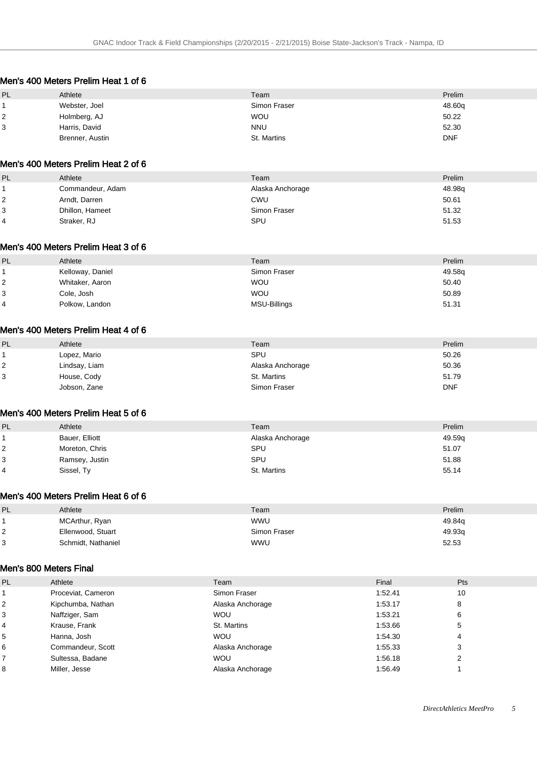## Men's 400 Meters Prelim Heat 1 of 6

| PL | Athlete | Team | Prelim |
|---|---|---|---|
| 1 | Webster, Joel | Simon Fraser | 48.60q |
| 2 | Holmberg, AJ | WOU | 50.22 |
| 3 | Harris, David | NNU | 52.30 |
|  | Brenner, Austin | St. Martins | DNF |

## Men's 400 Meters Prelim Heat 2 of 6

| PL | Athlete | Team | Prelim |
|---|---|---|---|
| 1 | Commandeur, Adam | Alaska Anchorage | 48.98q |
| 2 | Arndt, Darren | CWU | 50.61 |
| 3 | Dhillon, Hameet | Simon Fraser | 51.32 |
| 4 | Straker, RJ | SPU | 51.53 |

## Men's 400 Meters Prelim Heat 3 of 6

| PL | Athlete | Team | Prelim |
|---|---|---|---|
| 1 | Kelloway, Daniel | Simon Fraser | 49.58q |
| 2 | Whitaker, Aaron | WOU | 50.40 |
| 3 | Cole, Josh | WOU | 50.89 |
| 4 | Polkow, Landon | MSU-Billings | 51.31 |

## Men's 400 Meters Prelim Heat 4 of 6

| PL | Athlete | Team | Prelim |
|---|---|---|---|
| 1 | Lopez, Mario | SPU | 50.26 |
| 2 | Lindsay, Liam | Alaska Anchorage | 50.36 |
| 3 | House, Cody | St. Martins | 51.79 |
|  | Jobson, Zane | Simon Fraser | DNF |

## Men's 400 Meters Prelim Heat 5 of 6

| PL | Athlete | Team | Prelim |
|---|---|---|---|
| 1 | Bauer, Elliott | Alaska Anchorage | 49.59q |
| 2 | Moreton, Chris | SPU | 51.07 |
| 3 | Ramsey, Justin | SPU | 51.88 |
| 4 | Sissel, Ty | St. Martins | 55.14 |

## Men's 400 Meters Prelim Heat 6 of 6

| PL | Athlete | Team | Prelim |
|---|---|---|---|
| 1 | MCArthur, Ryan | WWU | 49.84q |
| 2 | Ellenwood, Stuart | Simon Fraser | 49.93q |
| 3 | Schmidt, Nathaniel | WWU | 52.53 |

## Men's 800 Meters Final

| PL | Athlete | Team | Final | Pts |
|---|---|---|---|---|
| 1 | Proceviat, Cameron | Simon Fraser | 1:52.41 | 10 |
| 2 | Kipchumba, Nathan | Alaska Anchorage | 1:53.17 | 8 |
| 3 | Naffziger, Sam | WOU | 1:53.21 | 6 |
| 4 | Krause, Frank | St. Martins | 1:53.66 | 5 |
| 5 | Hanna, Josh | WOU | 1:54.30 | 4 |
| 6 | Commandeur, Scott | Alaska Anchorage | 1:55.33 | 3 |
| 7 | Sultessa, Badane | WOU | 1:56.18 | 2 |
| 8 | Miller, Jesse | Alaska Anchorage | 1:56.49 | 1 |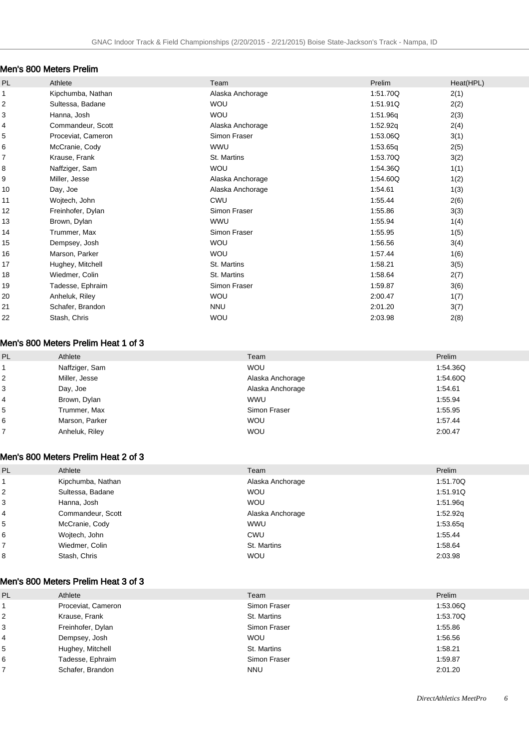## Men's 800 Meters Prelim

| PL | Athlete | Team | Prelim | Heat(HPL) |
|---|---|---|---|---|
| 1 | Kipchumba, Nathan | Alaska Anchorage | 1:51.70Q | 2(1) |
| 2 | Sultessa, Badane | WOU | 1:51.91Q | 2(2) |
| 3 | Hanna, Josh | WOU | 1:51.96q | 2(3) |
| 4 | Commandeur, Scott | Alaska Anchorage | 1:52.92q | 2(4) |
| 5 | Proceviat, Cameron | Simon Fraser | 1:53.06Q | 3(1) |
| 6 | McCranie, Cody | WWU | 1:53.65q | 2(5) |
| 7 | Krause, Frank | St. Martins | 1:53.70Q | 3(2) |
| 8 | Naffziger, Sam | WOU | 1:54.36Q | 1(1) |
| 9 | Miller, Jesse | Alaska Anchorage | 1:54.60Q | 1(2) |
| 10 | Day, Joe | Alaska Anchorage | 1:54.61 | 1(3) |
| 11 | Wojtech, John | CWU | 1:55.44 | 2(6) |
| 12 | Freinhofer, Dylan | Simon Fraser | 1:55.86 | 3(3) |
| 13 | Brown, Dylan | WWU | 1:55.94 | 1(4) |
| 14 | Trummer, Max | Simon Fraser | 1:55.95 | 1(5) |
| 15 | Dempsey, Josh | WOU | 1:56.56 | 3(4) |
| 16 | Marson, Parker | WOU | 1:57.44 | 1(6) |
| 17 | Hughey, Mitchell | St. Martins | 1:58.21 | 3(5) |
| 18 | Wiedmer, Colin | St. Martins | 1:58.64 | 2(7) |
| 19 | Tadesse, Ephraim | Simon Fraser | 1:59.87 | 3(6) |
| 20 | Anheluk, Riley | WOU | 2:00.47 | 1(7) |
| 21 | Schafer, Brandon | NNU | 2:01.20 | 3(7) |
| 22 | Stash, Chris | WOU | 2:03.98 | 2(8) |

## Men's 800 Meters Prelim Heat 1 of 3

| PL | Athlete | Team | Prelim |
|---|---|---|---|
| 1 | Naffziger, Sam | WOU | 1:54.36Q |
| 2 | Miller, Jesse | Alaska Anchorage | 1:54.60Q |
| 3 | Day, Joe | Alaska Anchorage | 1:54.61 |
| 4 | Brown, Dylan | WWU | 1:55.94 |
| 5 | Trummer, Max | Simon Fraser | 1:55.95 |
| 6 | Marson, Parker | WOU | 1:57.44 |
| 7 | Anheluk, Riley | WOU | 2:00.47 |

## Men's 800 Meters Prelim Heat 2 of 3

| PL | Athlete | Team | Prelim |
|---|---|---|---|
| 1 | Kipchumba, Nathan | Alaska Anchorage | 1:51.70Q |
| 2 | Sultessa, Badane | WOU | 1:51.91Q |
| 3 | Hanna, Josh | WOU | 1:51.96q |
| 4 | Commandeur, Scott | Alaska Anchorage | 1:52.92q |
| 5 | McCranie, Cody | WWU | 1:53.65q |
| 6 | Wojtech, John | CWU | 1:55.44 |
| 7 | Wiedmer, Colin | St. Martins | 1:58.64 |
| 8 | Stash, Chris | WOU | 2:03.98 |

## Men's 800 Meters Prelim Heat 3 of 3

| PL | Athlete | Team | Prelim |
|---|---|---|---|
| 1 | Proceviat, Cameron | Simon Fraser | 1:53.06Q |
| 2 | Krause, Frank | St. Martins | 1:53.70Q |
| 3 | Freinhofer, Dylan | Simon Fraser | 1:55.86 |
| 4 | Dempsey, Josh | WOU | 1:56.56 |
| 5 | Hughey, Mitchell | St. Martins | 1:58.21 |
| 6 | Tadesse, Ephraim | Simon Fraser | 1:59.87 |
| 7 | Schafer, Brandon | NNU | 2:01.20 |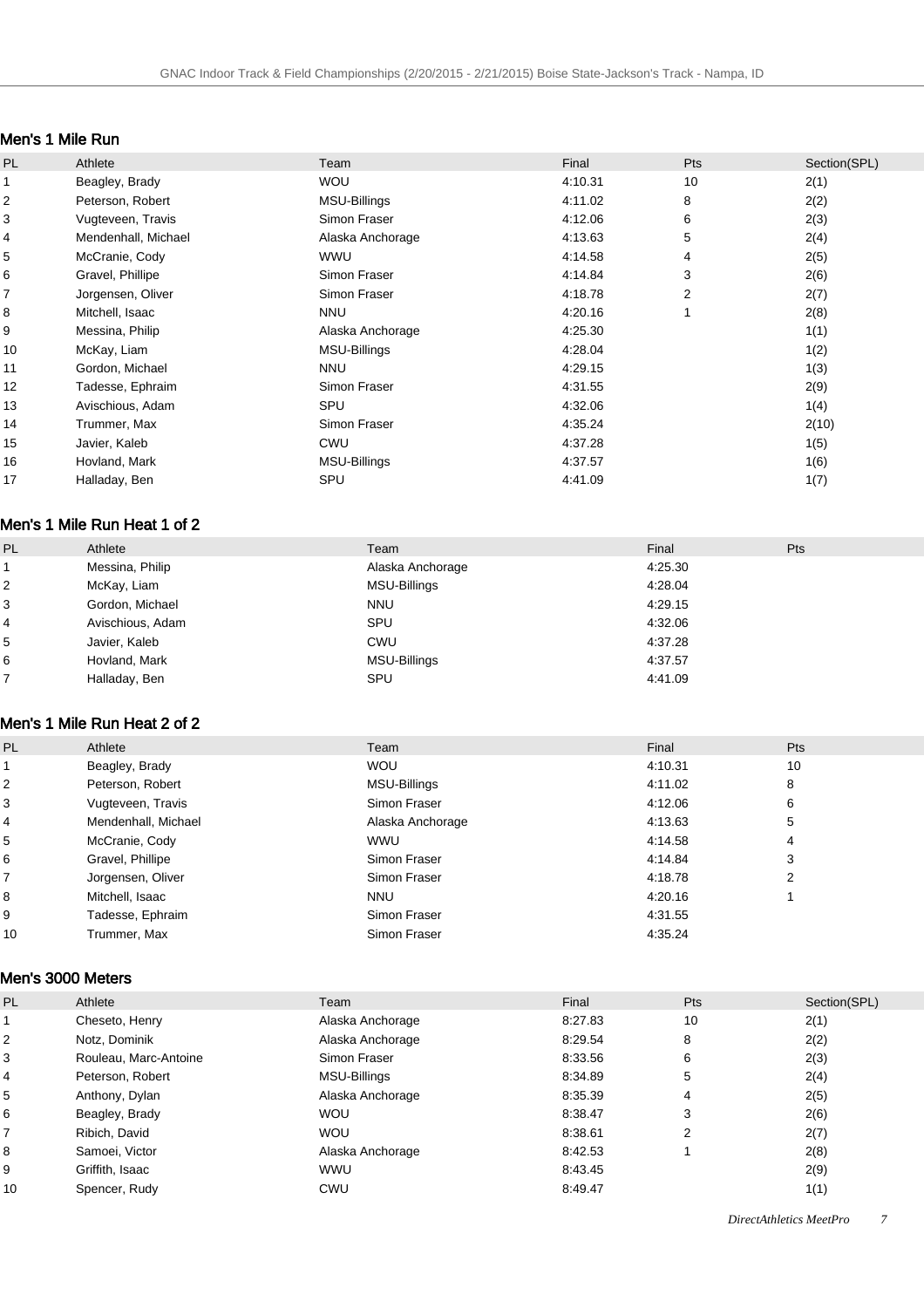## Men's 1 Mile Run

| PL | Athlete | Team | Final | Pts | Section(SPL) |
|---|---|---|---|---|---|
| 1 | Beagley, Brady | WOU | 4:10.31 | 10 | 2(1) |
| 2 | Peterson, Robert | MSU-Billings | 4:11.02 | 8 | 2(2) |
| 3 | Vugteveen, Travis | Simon Fraser | 4:12.06 | 6 | 2(3) |
| 4 | Mendenhall, Michael | Alaska Anchorage | 4:13.63 | 5 | 2(4) |
| 5 | McCranie, Cody | WWU | 4:14.58 | 4 | 2(5) |
| 6 | Gravel, Phillipe | Simon Fraser | 4:14.84 | 3 | 2(6) |
| 7 | Jorgensen, Oliver | Simon Fraser | 4:18.78 | 2 | 2(7) |
| 8 | Mitchell, Isaac | NNU | 4:20.16 | 1 | 2(8) |
| 9 | Messina, Philip | Alaska Anchorage | 4:25.30 | | 1(1) |
| 10 | McKay, Liam | MSU-Billings | 4:28.04 | | 1(2) |
| 11 | Gordon, Michael | NNU | 4:29.15 | | 1(3) |
| 12 | Tadesse, Ephraim | Simon Fraser | 4:31.55 | | 2(9) |
| 13 | Avischious, Adam | SPU | 4:32.06 | | 1(4) |
| 14 | Trummer, Max | Simon Fraser | 4:35.24 | | 2(10) |
| 15 | Javier, Kaleb | CWU | 4:37.28 | | 1(5) |
| 16 | Hovland, Mark | MSU-Billings | 4:37.57 | | 1(6) |
| 17 | Halladay, Ben | SPU | 4:41.09 | | 1(7) |

## Men's 1 Mile Run Heat 1 of 2

| PL | Athlete | Team | Final | Pts |
|---|---|---|---|---|
| 1 | Messina, Philip | Alaska Anchorage | 4:25.30 | |
| 2 | McKay, Liam | MSU-Billings | 4:28.04 | |
| 3 | Gordon, Michael | NNU | 4:29.15 | |
| 4 | Avischious, Adam | SPU | 4:32.06 | |
| 5 | Javier, Kaleb | CWU | 4:37.28 | |
| 6 | Hovland, Mark | MSU-Billings | 4:37.57 | |
| 7 | Halladay, Ben | SPU | 4:41.09 | |

## Men's 1 Mile Run Heat 2 of 2

| PL | Athlete | Team | Final | Pts |
|---|---|---|---|---|
| 1 | Beagley, Brady | WOU | 4:10.31 | 10 |
| 2 | Peterson, Robert | MSU-Billings | 4:11.02 | 8 |
| 3 | Vugteveen, Travis | Simon Fraser | 4:12.06 | 6 |
| 4 | Mendenhall, Michael | Alaska Anchorage | 4:13.63 | 5 |
| 5 | McCranie, Cody | WWU | 4:14.58 | 4 |
| 6 | Gravel, Phillipe | Simon Fraser | 4:14.84 | 3 |
| 7 | Jorgensen, Oliver | Simon Fraser | 4:18.78 | 2 |
| 8 | Mitchell, Isaac | NNU | 4:20.16 | 1 |
| 9 | Tadesse, Ephraim | Simon Fraser | 4:31.55 | |
| 10 | Trummer, Max | Simon Fraser | 4:35.24 | |

## Men's 3000 Meters

| PL | Athlete | Team | Final | Pts | Section(SPL) |
|---|---|---|---|---|---|
| 1 | Cheseto, Henry | Alaska Anchorage | 8:27.83 | 10 | 2(1) |
| 2 | Notz, Dominik | Alaska Anchorage | 8:29.54 | 8 | 2(2) |
| 3 | Rouleau, Marc-Antoine | Simon Fraser | 8:33.56 | 6 | 2(3) |
| 4 | Peterson, Robert | MSU-Billings | 8:34.89 | 5 | 2(4) |
| 5 | Anthony, Dylan | Alaska Anchorage | 8:35.39 | 4 | 2(5) |
| 6 | Beagley, Brady | WOU | 8:38.47 | 3 | 2(6) |
| 7 | Ribich, David | WOU | 8:38.61 | 2 | 2(7) |
| 8 | Samoei, Victor | Alaska Anchorage | 8:42.53 | 1 | 2(8) |
| 9 | Griffith, Isaac | WWU | 8:43.45 | | 2(9) |
| 10 | Spencer, Rudy | CWU | 8:49.47 | | 1(1) |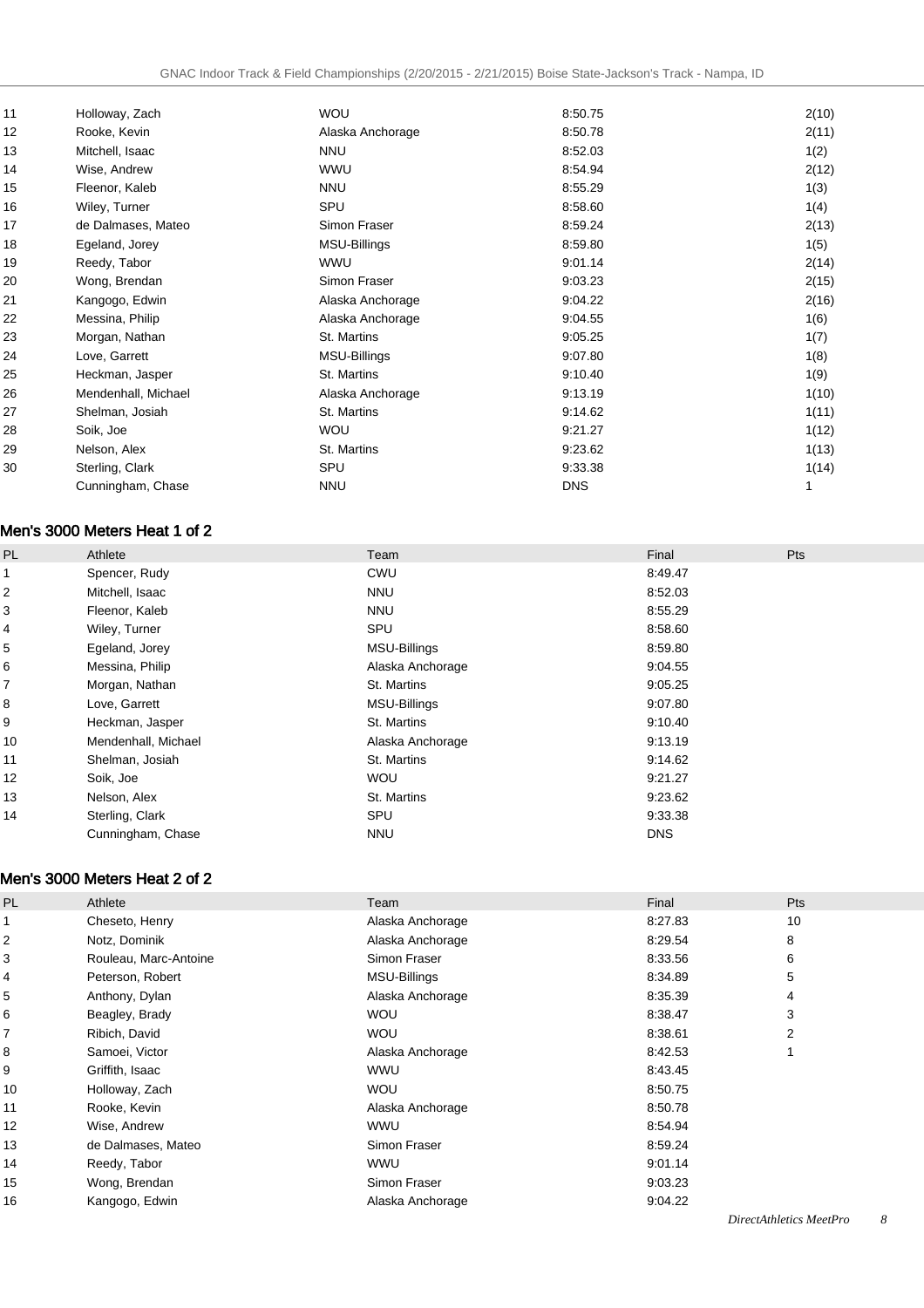| | | | | |
|---|---|---|---|---|
| 11 | Holloway, Zach | WOU | 8:50.75 | 2(10) |
| 12 | Rooke, Kevin | Alaska Anchorage | 8:50.78 | 2(11) |
| 13 | Mitchell, Isaac | NNU | 8:52.03 | 1(2) |
| 14 | Wise, Andrew | WWU | 8:54.94 | 2(12) |
| 15 | Fleenor, Kaleb | NNU | 8:55.29 | 1(3) |
| 16 | Wiley, Turner | SPU | 8:58.60 | 1(4) |
| 17 | de Dalmases, Mateo | Simon Fraser | 8:59.24 | 2(13) |
| 18 | Egeland, Jorey | MSU-Billings | 8:59.80 | 1(5) |
| 19 | Reedy, Tabor | WWU | 9:01.14 | 2(14) |
| 20 | Wong, Brendan | Simon Fraser | 9:03.23 | 2(15) |
| 21 | Kangogo, Edwin | Alaska Anchorage | 9:04.22 | 2(16) |
| 22 | Messina, Philip | Alaska Anchorage | 9:04.55 | 1(6) |
| 23 | Morgan, Nathan | St. Martins | 9:05.25 | 1(7) |
| 24 | Love, Garrett | MSU-Billings | 9:07.80 | 1(8) |
| 25 | Heckman, Jasper | St. Martins | 9:10.40 | 1(9) |
| 26 | Mendenhall, Michael | Alaska Anchorage | 9:13.19 | 1(10) |
| 27 | Shelman, Josiah | St. Martins | 9:14.62 | 1(11) |
| 28 | Soik, Joe | WOU | 9:21.27 | 1(12) |
| 29 | Nelson, Alex | St. Martins | 9:23.62 | 1(13) |
| 30 | Sterling, Clark | SPU | 9:33.38 | 1(14) |
| | Cunningham, Chase | NNU | DNS | 1 |

## Men's 3000 Meters Heat 1 of 2

| PL | Athlete | Team | Final | Pts |
|---|---|---|---|---|
| 1 | Spencer, Rudy | CWU | 8:49.47 | |
| 2 | Mitchell, Isaac | NNU | 8:52.03 | |
| 3 | Fleenor, Kaleb | NNU | 8:55.29 | |
| 4 | Wiley, Turner | SPU | 8:58.60 | |
| 5 | Egeland, Jorey | MSU-Billings | 8:59.80 | |
| 6 | Messina, Philip | Alaska Anchorage | 9:04.55 | |
| 7 | Morgan, Nathan | St. Martins | 9:05.25 | |
| 8 | Love, Garrett | MSU-Billings | 9:07.80 | |
| 9 | Heckman, Jasper | St. Martins | 9:10.40 | |
| 10 | Mendenhall, Michael | Alaska Anchorage | 9:13.19 | |
| 11 | Shelman, Josiah | St. Martins | 9:14.62 | |
| 12 | Soik, Joe | WOU | 9:21.27 | |
| 13 | Nelson, Alex | St. Martins | 9:23.62 | |
| 14 | Sterling, Clark | SPU | 9:33.38 | |
| | Cunningham, Chase | NNU | DNS | |

## Men's 3000 Meters Heat 2 of 2

| PL | Athlete | Team | Final | Pts |
|---|---|---|---|---|
| 1 | Cheseto, Henry | Alaska Anchorage | 8:27.83 | 10 |
| 2 | Notz, Dominik | Alaska Anchorage | 8:29.54 | 8 |
| 3 | Rouleau, Marc-Antoine | Simon Fraser | 8:33.56 | 6 |
| 4 | Peterson, Robert | MSU-Billings | 8:34.89 | 5 |
| 5 | Anthony, Dylan | Alaska Anchorage | 8:35.39 | 4 |
| 6 | Beagley, Brady | WOU | 8:38.47 | 3 |
| 7 | Ribich, David | WOU | 8:38.61 | 2 |
| 8 | Samoei, Victor | Alaska Anchorage | 8:42.53 | 1 |
| 9 | Griffith, Isaac | WWU | 8:43.45 | |
| 10 | Holloway, Zach | WOU | 8:50.75 | |
| 11 | Rooke, Kevin | Alaska Anchorage | 8:50.78 | |
| 12 | Wise, Andrew | WWU | 8:54.94 | |
| 13 | de Dalmases, Mateo | Simon Fraser | 8:59.24 | |
| 14 | Reedy, Tabor | WWU | 9:01.14 | |
| 15 | Wong, Brendan | Simon Fraser | 9:03.23 | |
| 16 | Kangogo, Edwin | Alaska Anchorage | 9:04.22 | |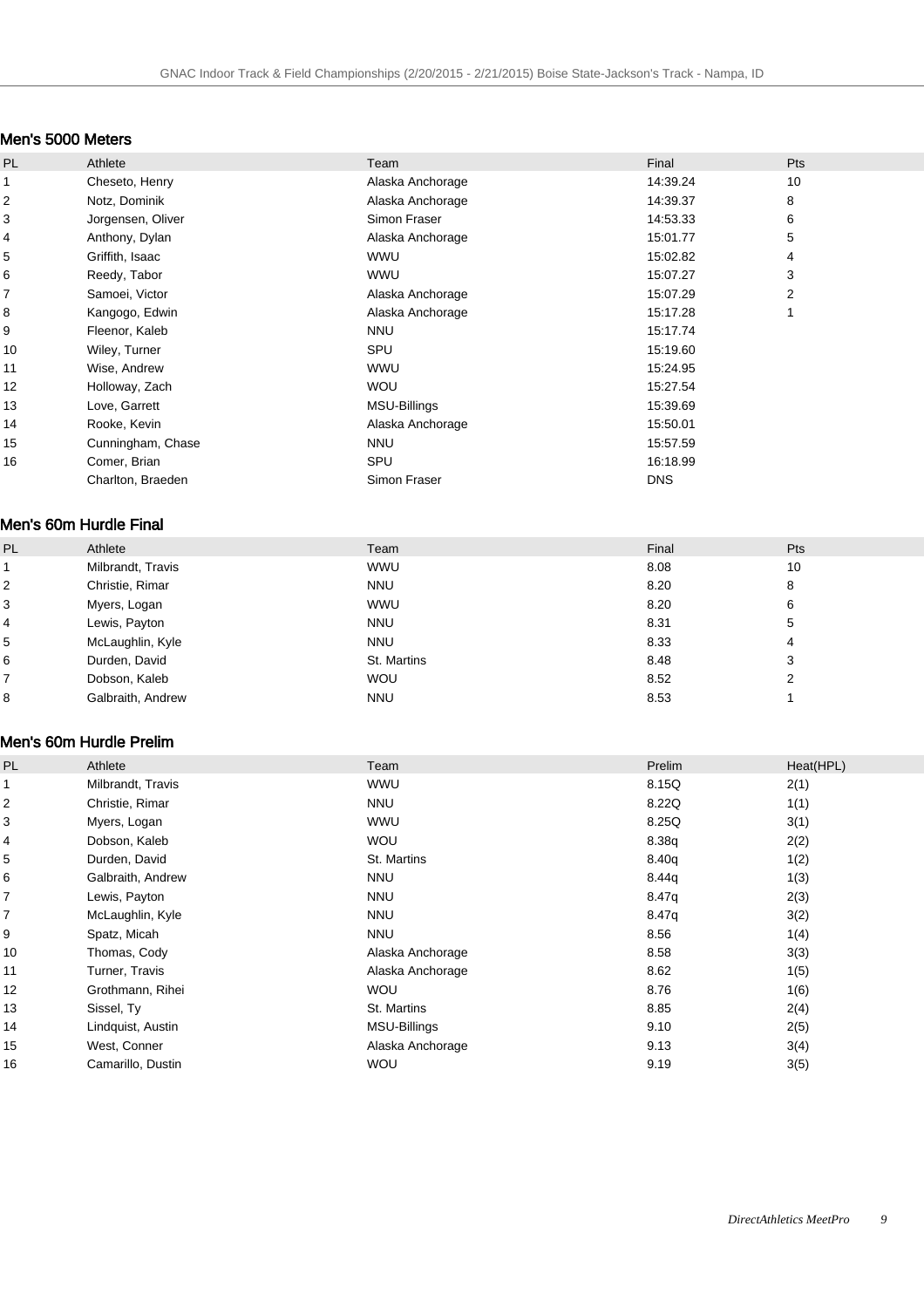## Men's 5000 Meters

| PL | Athlete | Team | Final | Pts |
|---|---|---|---|---|
| 1 | Cheseto, Henry | Alaska Anchorage | 14:39.24 | 10 |
| 2 | Notz, Dominik | Alaska Anchorage | 14:39.37 | 8 |
| 3 | Jorgensen, Oliver | Simon Fraser | 14:53.33 | 6 |
| 4 | Anthony, Dylan | Alaska Anchorage | 15:01.77 | 5 |
| 5 | Griffith, Isaac | WWU | 15:02.82 | 4 |
| 6 | Reedy, Tabor | WWU | 15:07.27 | 3 |
| 7 | Samoei, Victor | Alaska Anchorage | 15:07.29 | 2 |
| 8 | Kangogo, Edwin | Alaska Anchorage | 15:17.28 | 1 |
| 9 | Fleenor, Kaleb | NNU | 15:17.74 | |
| 10 | Wiley, Turner | SPU | 15:19.60 | |
| 11 | Wise, Andrew | WWU | 15:24.95 | |
| 12 | Holloway, Zach | WOU | 15:27.54 | |
| 13 | Love, Garrett | MSU-Billings | 15:39.69 | |
| 14 | Rooke, Kevin | Alaska Anchorage | 15:50.01 | |
| 15 | Cunningham, Chase | NNU | 15:57.59 | |
| 16 | Comer, Brian | SPU | 16:18.99 | |
| | Charlton, Braeden | Simon Fraser | DNS | |

## Men's 60m Hurdle Final

| PL | Athlete | Team | Final | Pts |
|---|---|---|---|---|
| 1 | Milbrandt, Travis | WWU | 8.08 | 10 |
| 2 | Christie, Rimar | NNU | 8.20 | 8 |
| 3 | Myers, Logan | WWU | 8.20 | 6 |
| 4 | Lewis, Payton | NNU | 8.31 | 5 |
| 5 | McLaughlin, Kyle | NNU | 8.33 | 4 |
| 6 | Durden, David | St. Martins | 8.48 | 3 |
| 7 | Dobson, Kaleb | WOU | 8.52 | 2 |
| 8 | Galbraith, Andrew | NNU | 8.53 | 1 |

## Men's 60m Hurdle Prelim

| PL | Athlete | Team | Prelim | Heat(HPL) |
|---|---|---|---|---|
| 1 | Milbrandt, Travis | WWU | 8.15Q | 2(1) |
| 2 | Christie, Rimar | NNU | 8.22Q | 1(1) |
| 3 | Myers, Logan | WWU | 8.25Q | 3(1) |
| 4 | Dobson, Kaleb | WOU | 8.38q | 2(2) |
| 5 | Durden, David | St. Martins | 8.40q | 1(2) |
| 6 | Galbraith, Andrew | NNU | 8.44q | 1(3) |
| 7 | Lewis, Payton | NNU | 8.47q | 2(3) |
| 7 | McLaughlin, Kyle | NNU | 8.47q | 3(2) |
| 9 | Spatz, Micah | NNU | 8.56 | 1(4) |
| 10 | Thomas, Cody | Alaska Anchorage | 8.58 | 3(3) |
| 11 | Turner, Travis | Alaska Anchorage | 8.62 | 1(5) |
| 12 | Grothmann, Rihei | WOU | 8.76 | 1(6) |
| 13 | Sissel, Ty | St. Martins | 8.85 | 2(4) |
| 14 | Lindquist, Austin | MSU-Billings | 9.10 | 2(5) |
| 15 | West, Conner | Alaska Anchorage | 9.13 | 3(4) |
| 16 | Camarillo, Dustin | WOU | 9.19 | 3(5) |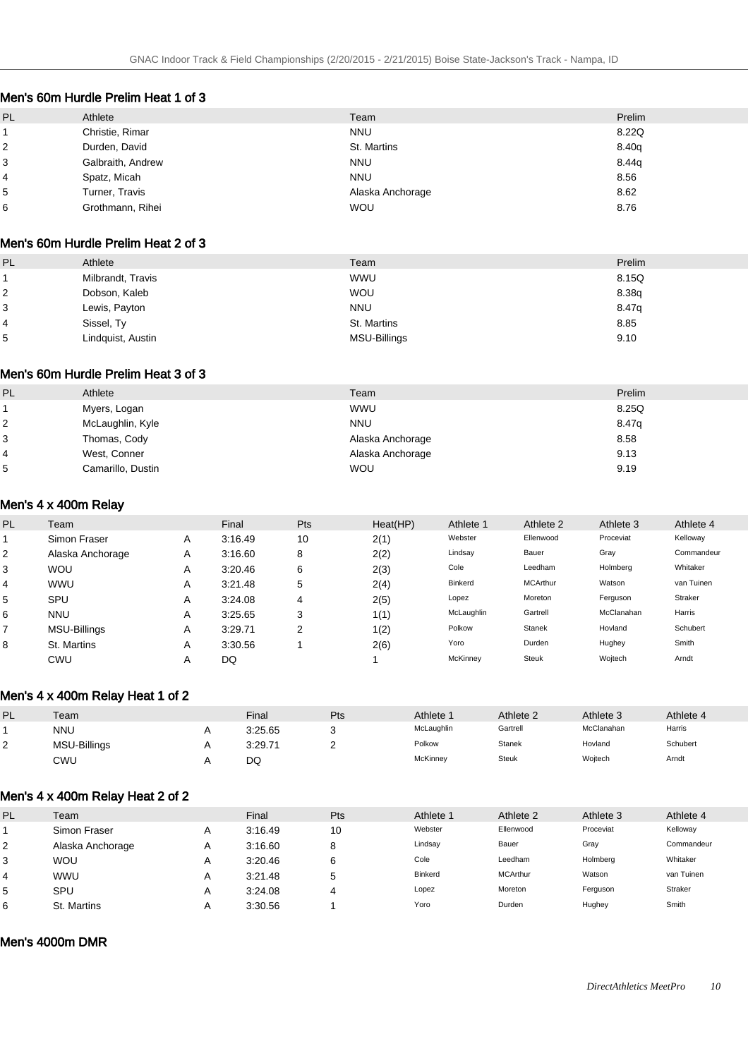## Men's 60m Hurdle Prelim Heat 1 of 3

| PL | Athlete | Team | Prelim |
|---|---|---|---|
| 1 | Christie, Rimar | NNU | 8.22Q |
| 2 | Durden, David | St. Martins | 8.40q |
| 3 | Galbraith, Andrew | NNU | 8.44q |
| 4 | Spatz, Micah | NNU | 8.56 |
| 5 | Turner, Travis | Alaska Anchorage | 8.62 |
| 6 | Grothmann, Rihei | WOU | 8.76 |

## Men's 60m Hurdle Prelim Heat 2 of 3

| PL | Athlete | Team | Prelim |
|---|---|---|---|
| 1 | Milbrandt, Travis | WWU | 8.15Q |
| 2 | Dobson, Kaleb | WOU | 8.38q |
| 3 | Lewis, Payton | NNU | 8.47q |
| 4 | Sissel, Ty | St. Martins | 8.85 |
| 5 | Lindquist, Austin | MSU-Billings | 9.10 |

## Men's 60m Hurdle Prelim Heat 3 of 3

| PL | Athlete | Team | Prelim |
|---|---|---|---|
| 1 | Myers, Logan | WWU | 8.25Q |
| 2 | McLaughlin, Kyle | NNU | 8.47q |
| 3 | Thomas, Cody | Alaska Anchorage | 8.58 |
| 4 | West, Conner | Alaska Anchorage | 9.13 |
| 5 | Camarillo, Dustin | WOU | 9.19 |

## Men's 4 x 400m Relay

| PL | Team | | Final | Pts | Heat(HP) | Athlete 1 | Athlete 2 | Athlete 3 | Athlete 4 |
|---|---|---|---|---|---|---|---|---|---|
| 1 | Simon Fraser | A | 3:16.49 | 10 | 2(1) | Webster | Ellenwood | Proceviat | Kelloway |
| 2 | Alaska Anchorage | A | 3:16.60 | 8 | 2(2) | Lindsay | Bauer | Gray | Commandeur |
| 3 | WOU | A | 3:20.46 | 6 | 2(3) | Cole | Leedham | Holmberg | Whitaker |
| 4 | WWU | A | 3:21.48 | 5 | 2(4) | Binkerd | MCArthur | Watson | van Tuinen |
| 5 | SPU | A | 3:24.08 | 4 | 2(5) | Lopez | Moreton | Ferguson | Straker |
| 6 | NNU | A | 3:25.65 | 3 | 1(1) | McLaughlin | Gartrell | McClanahan | Harris |
| 7 | MSU-Billings | A | 3:29.71 | 2 | 1(2) | Polkow | Stanek | Hovland | Schubert |
| 8 | St. Martins | A | 3:30.56 | 1 | 2(6) | Yoro | Durden | Hughey | Smith |
| | CWU | A | DQ | | 1 | McKinney | Steuk | Wojtech | Arndt |

## Men's 4 x 400m Relay Heat 1 of 2

| PL | Team | | Final | Pts | Athlete 1 | Athlete 2 | Athlete 3 | Athlete 4 |
|---|---|---|---|---|---|---|---|---|
| 1 | NNU | A | 3:25.65 | 3 | McLaughlin | Gartrell | McClanahan | Harris |
| 2 | MSU-Billings | A | 3:29.71 | 2 | Polkow | Stanek | Hovland | Schubert |
| | CWU | A | DQ | | McKinney | Steuk | Wojtech | Arndt |

## Men's 4 x 400m Relay Heat 2 of 2

| PL | Team | | Final | Pts | Athlete 1 | Athlete 2 | Athlete 3 | Athlete 4 |
|---|---|---|---|---|---|---|---|---|
| 1 | Simon Fraser | A | 3:16.49 | 10 | Webster | Ellenwood | Proceviat | Kelloway |
| 2 | Alaska Anchorage | A | 3:16.60 | 8 | Lindsay | Bauer | Gray | Commandeur |
| 3 | WOU | A | 3:20.46 | 6 | Cole | Leedham | Holmberg | Whitaker |
| 4 | WWU | A | 3:21.48 | 5 | Binkerd | MCArthur | Watson | van Tuinen |
| 5 | SPU | A | 3:24.08 | 4 | Lopez | Moreton | Ferguson | Straker |
| 6 | St. Martins | A | 3:30.56 | 1 | Yoro | Durden | Hughey | Smith |

## Men's 4000m DMR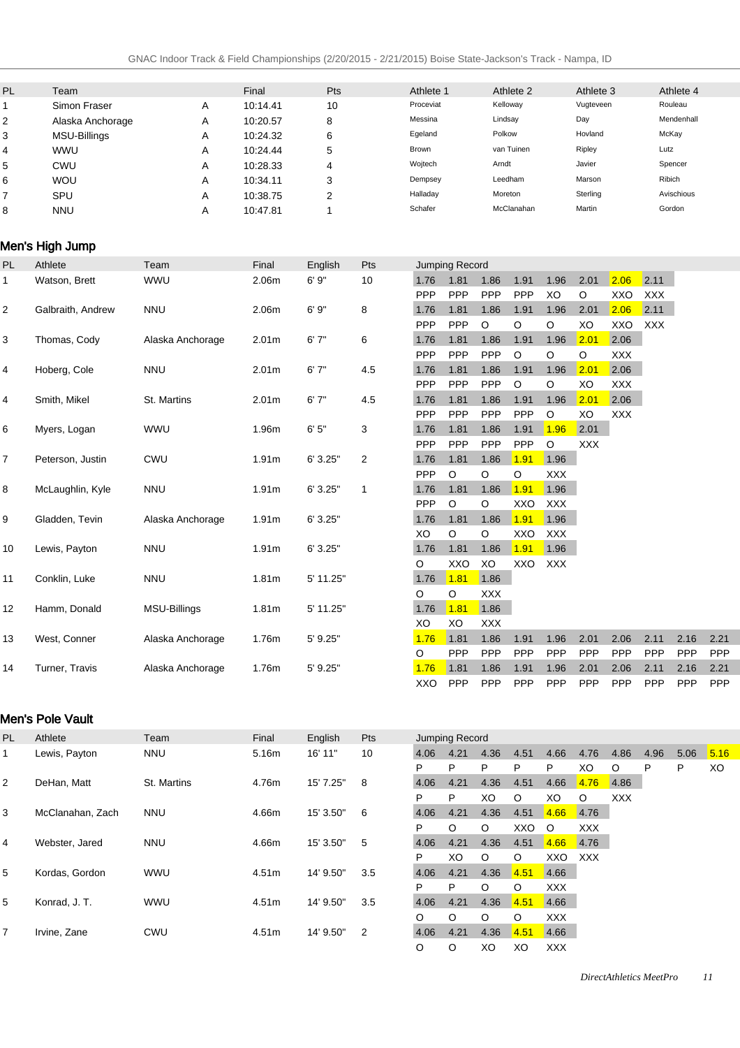| PL | Team | | Final | Pts | Athlete 1 | Athlete 2 | Athlete 3 | Athlete 4 |
|---|---|---|---|---|---|---|---|---|
| 1 | Simon Fraser | A | 10:14.41 | 10 | Proceviat | Kelloway | Vugteveen | Rouleau |
| 2 | Alaska Anchorage | A | 10:20.57 | 8 | Messina | Lindsay | Day | Mendenhall |
| 3 | MSU-Billings | A | 10:24.32 | 6 | Egeland | Polkow | Hovland | McKay |
| 4 | WWU | A | 10:24.44 | 5 | Brown | van Tuinen | Ripley | Lutz |
| 5 | CWU | A | 10:28.33 | 4 | Wojtech | Arndt | Javier | Spencer |
| 6 | WOU | A | 10:34.11 | 3 | Dempsey | Leedham | Marson | Ribich |
| 7 | SPU | A | 10:38.75 | 2 | Halladay | Moreton | Sterling | Avischious |
| 8 | NNU | A | 10:47.81 | 1 | Schafer | McClanahan | Martin | Gordon |

## Men's High Jump

| PL | Athlete | Team | Final | English | Pts | Jumping Record | | | | | | | | | |
|---|---|---|---|---|---|---|---|---|---|---|---|---|---|---|---|
| 1 | Watson, Brett | WWU | 2.06m | 6' 9" | 10 | 1.76 | 1.81 | 1.86 | 1.91 | 1.96 | 2.01 | 2.06 | 2.11 | | |
| | | | | | | PPP | PPP | PPP | PPP | XO | O | XXO | XXX | | |
| 2 | Galbraith, Andrew | NNU | 2.06m | 6' 9" | 8 | 1.76 | 1.81 | 1.86 | 1.91 | 1.96 | 2.01 | 2.06 | 2.11 | | |
| | | | | | | PPP | PPP | O | O | O | XO | XXO | XXX | | |
| 3 | Thomas, Cody | Alaska Anchorage | 2.01m | 6' 7" | 6 | 1.76 | 1.81 | 1.86 | 1.91 | 1.96 | 2.01 | 2.06 | | | |
| | | | | | | PPP | PPP | PPP | O | O | O | XXX | | | |
| 4 | Hoberg, Cole | NNU | 2.01m | 6' 7" | 4.5 | 1.76 | 1.81 | 1.86 | 1.91 | 1.96 | 2.01 | 2.06 | | | |
| | | | | | | PPP | PPP | PPP | O | O | XO | XXX | | | |
| 4 | Smith, Mikel | St. Martins | 2.01m | 6' 7" | 4.5 | 1.76 | 1.81 | 1.86 | 1.91 | 1.96 | 2.01 | 2.06 | | | |
| | | | | | | PPP | PPP | PPP | PPP | O | XO | XXX | | | |
| 6 | Myers, Logan | WWU | 1.96m | 6' 5" | 3 | 1.76 | 1.81 | 1.86 | 1.91 | 1.96 | 2.01 | | | | |
| | | | | | | PPP | PPP | PPP | PPP | O | XXX | | | | |
| 7 | Peterson, Justin | CWU | 1.91m | 6' 3.25" | 2 | 1.76 | 1.81 | 1.86 | 1.91 | 1.96 | | | | | |
| | | | | | | PPP | O | O | O | XXX | | | | | |
| 8 | McLaughlin, Kyle | NNU | 1.91m | 6' 3.25" | 1 | 1.76 | 1.81 | 1.86 | 1.91 | 1.96 | | | | | |
| | | | | | | PPP | O | O | XXO | XXX | | | | | |
| 9 | Gladden, Tevin | Alaska Anchorage | 1.91m | 6' 3.25" | | 1.76 | 1.81 | 1.86 | 1.91 | 1.96 | | | | | |
| | | | | | | XO | O | O | XXO | XXX | | | | | |
| 10 | Lewis, Payton | NNU | 1.91m | 6' 3.25" | | 1.76 | 1.81 | 1.86 | 1.91 | 1.96 | | | | | |
| | | | | | | O | XXO | XO | XXO | XXX | | | | | |
| 11 | Conklin, Luke | NNU | 1.81m | 5' 11.25" | | 1.76 | 1.81 | 1.86 | | | | | | | |
| | | | | | | O | O | XXX | | | | | | | |
| 12 | Hamm, Donald | MSU-Billings | 1.81m | 5' 11.25" | | 1.76 | 1.81 | 1.86 | | | | | | | |
| | | | | | | XO | XO | XXX | | | | | | | |
| 13 | West, Conner | Alaska Anchorage | 1.76m | 5' 9.25" | | 1.76 | 1.81 | 1.86 | 1.91 | 1.96 | 2.01 | 2.06 | 2.11 | 2.16 | 2.21 |
| | | | | | | O | PPP | PPP | PPP | PPP | PPP | PPP | PPP | PPP | PPP |
| 14 | Turner, Travis | Alaska Anchorage | 1.76m | 5' 9.25" | | 1.76 | 1.81 | 1.86 | 1.91 | 1.96 | 2.01 | 2.06 | 2.11 | 2.16 | 2.21 |
| | | | | | | XXO | PPP | PPP | PPP | PPP | PPP | PPP | PPP | PPP | PPP |

## Men's Pole Vault

| PL | Athlete | Team | Final | English | Pts | Jumping Record | | | | | | | | | |
|---|---|---|---|---|---|---|---|---|---|---|---|---|---|---|---|
| 1 | Lewis, Payton | NNU | 5.16m | 16' 11" | 10 | 4.06 | 4.21 | 4.36 | 4.51 | 4.66 | 4.76 | 4.86 | 4.96 | 5.06 | 5.16 |
| | | | | | | P | P | P | P | P | XO | O | P | P | XO |
| 2 | DeHan, Matt | St. Martins | 4.76m | 15' 7.25" | 8 | 4.06 | 4.21 | 4.36 | 4.51 | 4.66 | 4.76 | 4.86 | | | |
| | | | | | | P | P | XO | O | XO | O | XXX | | | |
| 3 | McClanahan, Zach | NNU | 4.66m | 15' 3.50" | 6 | 4.06 | 4.21 | 4.36 | 4.51 | 4.66 | 4.76 | | | | |
| | | | | | | P | O | O | XXO | O | XXX | | | | |
| 4 | Webster, Jared | NNU | 4.66m | 15' 3.50" | 5 | 4.06 | 4.21 | 4.36 | 4.51 | 4.66 | 4.76 | | | | |
| | | | | | | P | XO | O | O | XXO | XXX | | | | |
| 5 | Kordas, Gordon | WWU | 4.51m | 14' 9.50" | 3.5 | 4.06 | 4.21 | 4.36 | 4.51 | 4.66 | | | | | |
| | | | | | | P | P | O | O | XXX | | | | | |
| 5 | Konrad, J. T. | WWU | 4.51m | 14' 9.50" | 3.5 | 4.06 | 4.21 | 4.36 | 4.51 | 4.66 | | | | | |
| | | | | | | O | O | O | O | XXX | | | | | |
| 7 | Irvine, Zane | CWU | 4.51m | 14' 9.50" | 2 | 4.06 | 4.21 | 4.36 | 4.51 | 4.66 | | | | | |
| | | | | | | O | O | XO | XO | XXX | | | | | |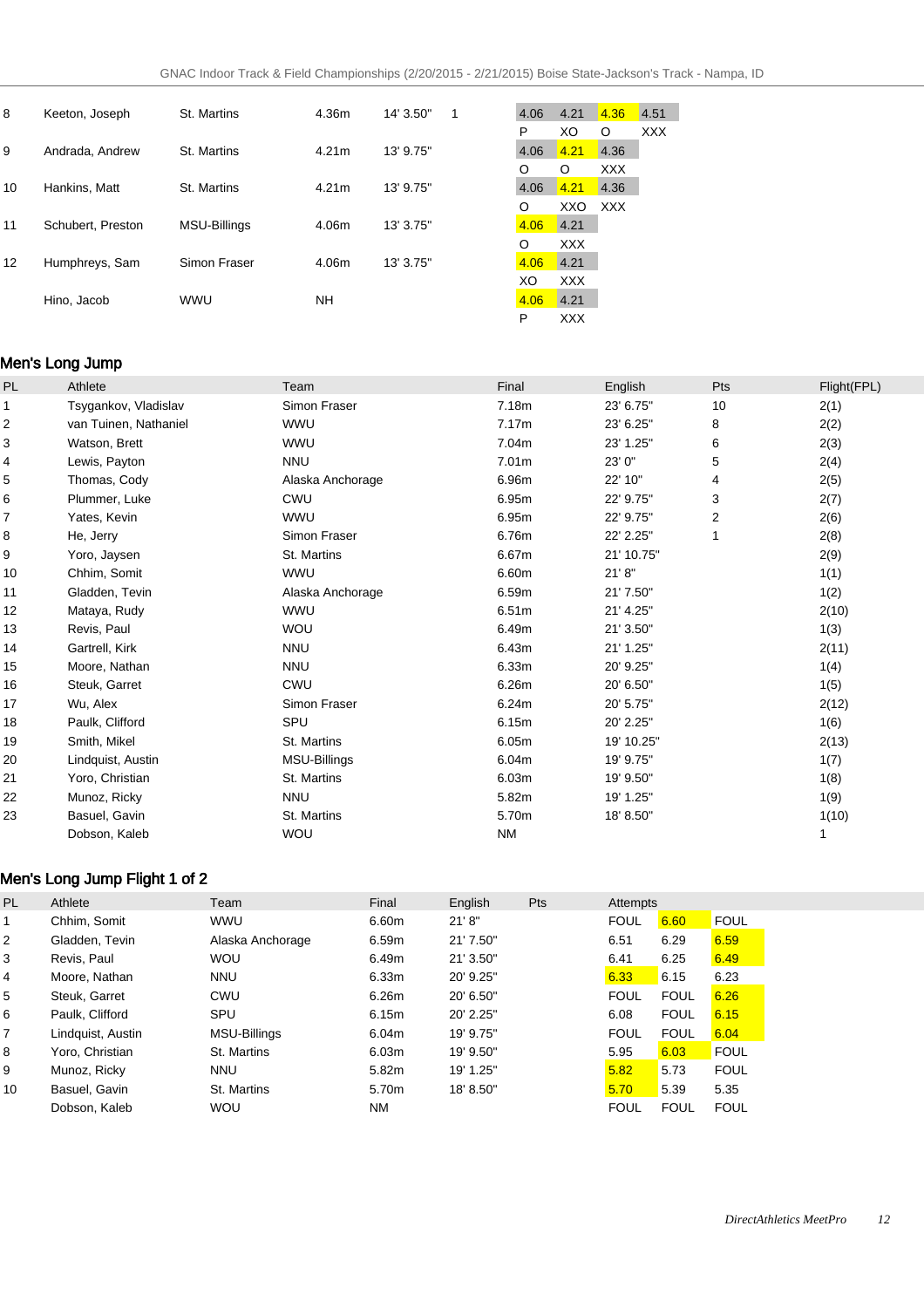| | | | | | | | | | |
|---|---|---|---|---|---|---|---|---|---|
| 8 | Keeton, Joseph | St. Martins | 4.36m | 14' 3.50" | 1 | 4.06 | 4.21 | 4.36 | 4.51 |
| | | | | | | P | XO | O | XXX |
| 9 | Andrada, Andrew | St. Martins | 4.21m | 13' 9.75" | | 4.06 | 4.21 | 4.36 | |
| | | | | | | O | O | XXX | |
| 10 | Hankins, Matt | St. Martins | 4.21m | 13' 9.75" | | 4.06 | 4.21 | 4.36 | |
| | | | | | | O | XXO | XXX | |
| 11 | Schubert, Preston | MSU-Billings | 4.06m | 13' 3.75" | | 4.06 | 4.21 | | |
| | | | | | | O | XXX | | |
| 12 | Humphreys, Sam | Simon Fraser | 4.06m | 13' 3.75" | | 4.06 | 4.21 | | |
| | | | | | | XO | XXX | | |
| | Hino, Jacob | WWU | NH | | | 4.06 | 4.21 | | |
| | | | | | | P | XXX | | |

## Men's Long Jump

| PL | Athlete | Team | Final | English | Pts | Flight(FPL) |
|---|---|---|---|---|---|---|
| 1 | Tsygankov, Vladislav | Simon Fraser | 7.18m | 23' 6.75" | 10 | 2(1) |
| 2 | van Tuinen, Nathaniel | WWU | 7.17m | 23' 6.25" | 8 | 2(2) |
| 3 | Watson, Brett | WWU | 7.04m | 23' 1.25" | 6 | 2(3) |
| 4 | Lewis, Payton | NNU | 7.01m | 23' 0" | 5 | 2(4) |
| 5 | Thomas, Cody | Alaska Anchorage | 6.96m | 22' 10" | 4 | 2(5) |
| 6 | Plummer, Luke | CWU | 6.95m | 22' 9.75" | 3 | 2(7) |
| 7 | Yates, Kevin | WWU | 6.95m | 22' 9.75" | 2 | 2(6) |
| 8 | He, Jerry | Simon Fraser | 6.76m | 22' 2.25" | 1 | 2(8) |
| 9 | Yoro, Jaysen | St. Martins | 6.67m | 21' 10.75" | | 2(9) |
| 10 | Chhim, Somit | WWU | 6.60m | 21' 8" | | 1(1) |
| 11 | Gladden, Tevin | Alaska Anchorage | 6.59m | 21' 7.50" | | 1(2) |
| 12 | Mataya, Rudy | WWU | 6.51m | 21' 4.25" | | 2(10) |
| 13 | Revis, Paul | WOU | 6.49m | 21' 3.50" | | 1(3) |
| 14 | Gartrell, Kirk | NNU | 6.43m | 21' 1.25" | | 2(11) |
| 15 | Moore, Nathan | NNU | 6.33m | 20' 9.25" | | 1(4) |
| 16 | Steuk, Garret | CWU | 6.26m | 20' 6.50" | | 1(5) |
| 17 | Wu, Alex | Simon Fraser | 6.24m | 20' 5.75" | | 2(12) |
| 18 | Paulk, Clifford | SPU | 6.15m | 20' 2.25" | | 1(6) |
| 19 | Smith, Mikel | St. Martins | 6.05m | 19' 10.25" | | 2(13) |
| 20 | Lindquist, Austin | MSU-Billings | 6.04m | 19' 9.75" | | 1(7) |
| 21 | Yoro, Christian | St. Martins | 6.03m | 19' 9.50" | | 1(8) |
| 22 | Munoz, Ricky | NNU | 5.82m | 19' 1.25" | | 1(9) |
| 23 | Basuel, Gavin | St. Martins | 5.70m | 18' 8.50" | | 1(10) |
| | Dobson, Kaleb | WOU | NM | | | 1 |

## Men's Long Jump Flight 1 of 2

| PL | Athlete | Team | Final | English | Pts | Attempts | | |
|---|---|---|---|---|---|---|---|---|
| 1 | Chhim, Somit | WWU | 6.60m | 21' 8" | | FOUL | 6.60 | FOUL |
| 2 | Gladden, Tevin | Alaska Anchorage | 6.59m | 21' 7.50" | | 6.51 | 6.29 | 6.59 |
| 3 | Revis, Paul | WOU | 6.49m | 21' 3.50" | | 6.41 | 6.25 | 6.49 |
| 4 | Moore, Nathan | NNU | 6.33m | 20' 9.25" | | 6.33 | 6.15 | 6.23 |
| 5 | Steuk, Garret | CWU | 6.26m | 20' 6.50" | | FOUL | FOUL | 6.26 |
| 6 | Paulk, Clifford | SPU | 6.15m | 20' 2.25" | | 6.08 | FOUL | 6.15 |
| 7 | Lindquist, Austin | MSU-Billings | 6.04m | 19' 9.75" | | FOUL | FOUL | 6.04 |
| 8 | Yoro, Christian | St. Martins | 6.03m | 19' 9.50" | | 5.95 | 6.03 | FOUL |
| 9 | Munoz, Ricky | NNU | 5.82m | 19' 1.25" | | 5.82 | 5.73 | FOUL |
| 10 | Basuel, Gavin | St. Martins | 5.70m | 18' 8.50" | | 5.70 | 5.39 | 5.35 |
| | Dobson, Kaleb | WOU | NM | | | FOUL | FOUL | FOUL |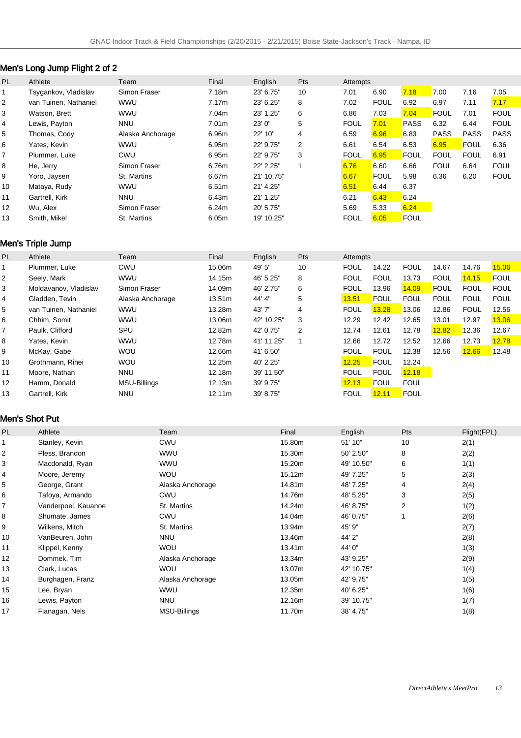## Men's Long Jump Flight 2 of 2

| PL | Athlete | Team | Final | English | Pts | Attempts | | | | | |
|---|---|---|---|---|---|---|---|---|---|---|---|
| 1 | Tsygankov, Vladislav | Simon Fraser | 7.18m | 23' 6.75" | 10 | 7.01 | 6.90 | 7.18 | 7.00 | 7.16 | 7.05 |
| 2 | van Tuinen, Nathaniel | WWU | 7.17m | 23' 6.25" | 8 | 7.02 | FOUL | 6.92 | 6.97 | 7.11 | 7.17 |
| 3 | Watson, Brett | WWU | 7.04m | 23' 1.25" | 6 | 6.86 | 7.03 | 7.04 | FOUL | 7.01 | FOUL |
| 4 | Lewis, Payton | NNU | 7.01m | 23' 0" | 5 | FOUL | 7.01 | PASS | 6.32 | 6.44 | FOUL |
| 5 | Thomas, Cody | Alaska Anchorage | 6.96m | 22' 10" | 4 | 6.59 | 6.96 | 6.83 | PASS | PASS | PASS |
| 6 | Yates, Kevin | WWU | 6.95m | 22' 9.75" | 2 | 6.61 | 6.54 | 6.53 | 6.95 | FOUL | 6.36 |
| 7 | Plummer, Luke | CWU | 6.95m | 22' 9.75" | 3 | FOUL | 6.95 | FOUL | FOUL | FOUL | 6.91 |
| 8 | He, Jerry | Simon Fraser | 6.76m | 22' 2.25" | 1 | 6.76 | 6.60 | 6.66 | FOUL | 6.64 | FOUL |
| 9 | Yoro, Jaysen | St. Martins | 6.67m | 21' 10.75" | | 6.67 | FOUL | 5.98 | 6.36 | 6.20 | FOUL |
| 10 | Mataya, Rudy | WWU | 6.51m | 21' 4.25" | | 6.51 | 6.44 | 6.37 | | | |
| 11 | Gartrell, Kirk | NNU | 6.43m | 21' 1.25" | | 6.21 | 6.43 | 6.24 | | | |
| 12 | Wu, Alex | Simon Fraser | 6.24m | 20' 5.75" | | 5.69 | 5.33 | 6.24 | | | |
| 13 | Smith, Mikel | St. Martins | 6.05m | 19' 10.25" | | FOUL | 6.05 | FOUL | | | |

## Men's Triple Jump

| PL | Athlete | Team | Final | English | Pts | Attempts | | | | | |
|---|---|---|---|---|---|---|---|---|---|---|---|
| 1 | Plummer, Luke | CWU | 15.06m | 49' 5" | 10 | FOUL | 14.22 | FOUL | 14.67 | 14.76 | 15.06 |
| 2 | Seely, Mark | WWU | 14.15m | 46' 5.25" | 8 | FOUL | FOUL | 13.73 | FOUL | 14.15 | FOUL |
| 3 | Moldavanov, Vladislav | Simon Fraser | 14.09m | 46' 2.75" | 6 | FOUL | 13.96 | 14.09 | FOUL | FOUL | FOUL |
| 4 | Gladden, Tevin | Alaska Anchorage | 13.51m | 44' 4" | 5 | 13.51 | FOUL | FOUL | FOUL | FOUL | FOUL |
| 5 | van Tuinen, Nathaniel | WWU | 13.28m | 43' 7" | 4 | FOUL | 13.28 | 13.06 | 12.86 | FOUL | 12.56 |
| 6 | Chhim, Somit | WWU | 13.06m | 42' 10.25" | 3 | 12.29 | 12.42 | 12.65 | 13.01 | 12.97 | 13.06 |
| 7 | Paulk, Clifford | SPU | 12.82m | 42' 0.75" | 2 | 12.74 | 12.61 | 12.78 | 12.82 | 12.36 | 12.67 |
| 8 | Yates, Kevin | WWU | 12.78m | 41' 11.25" | 1 | 12.66 | 12.72 | 12.52 | 12.66 | 12.73 | 12.78 |
| 9 | McKay, Gabe | WOU | 12.66m | 41' 6.50" | | FOUL | FOUL | 12.38 | 12.56 | 12.66 | 12.48 |
| 10 | Grothmann, Rihei | WOU | 12.25m | 40' 2.25" | | 12.25 | FOUL | 12.24 | | | |
| 11 | Moore, Nathan | NNU | 12.18m | 39' 11.50" | | FOUL | FOUL | 12.18 | | | |
| 12 | Hamm, Donald | MSU-Billings | 12.13m | 39' 9.75" | | 12.13 | FOUL | FOUL | | | |
| 13 | Gartrell, Kirk | NNU | 12.11m | 39' 8.75" | | FOUL | 12.11 | FOUL | | | |

## Men's Shot Put

| PL | Athlete | Team | Final | English | Pts | Flight(FPL) |
|---|---|---|---|---|---|---|
| 1 | Stanley, Kevin | CWU | 15.80m | 51' 10" | 10 | 2(1) |
| 2 | Pless, Brandon | WWU | 15.30m | 50' 2.50" | 8 | 2(2) |
| 3 | Macdonald, Ryan | WWU | 15.20m | 49' 10.50" | 6 | 1(1) |
| 4 | Moore, Jeremy | WOU | 15.12m | 49' 7.25" | 5 | 2(3) |
| 5 | George, Grant | Alaska Anchorage | 14.81m | 48' 7.25" | 4 | 2(4) |
| 6 | Tafoya, Armando | CWU | 14.76m | 48' 5.25" | 3 | 2(5) |
| 7 | Vanderpoel, Kauanoe | St. Martins | 14.24m | 46' 8.75" | 2 | 1(2) |
| 8 | Shumate, James | CWU | 14.04m | 46' 0.75" | 1 | 2(6) |
| 9 | Wilkens, Mitch | St. Martins | 13.94m | 45' 9" | | 2(7) |
| 10 | VanBeuren, John | NNU | 13.46m | 44' 2" | | 2(8) |
| 11 | Klippel, Kenny | WOU | 13.41m | 44' 0" | | 1(3) |
| 12 | Dommek, Tim | Alaska Anchorage | 13.34m | 43' 9.25" | | 2(9) |
| 13 | Clark, Lucas | WOU | 13.07m | 42' 10.75" | | 1(4) |
| 14 | Burghagen, Franz | Alaska Anchorage | 13.05m | 42' 9.75" | | 1(5) |
| 15 | Lee, Bryan | WWU | 12.35m | 40' 6.25" | | 1(6) |
| 16 | Lewis, Payton | NNU | 12.16m | 39' 10.75" | | 1(7) |
| 17 | Flanagan, Nels | MSU-Billings | 11.70m | 38' 4.75" | | 1(8) |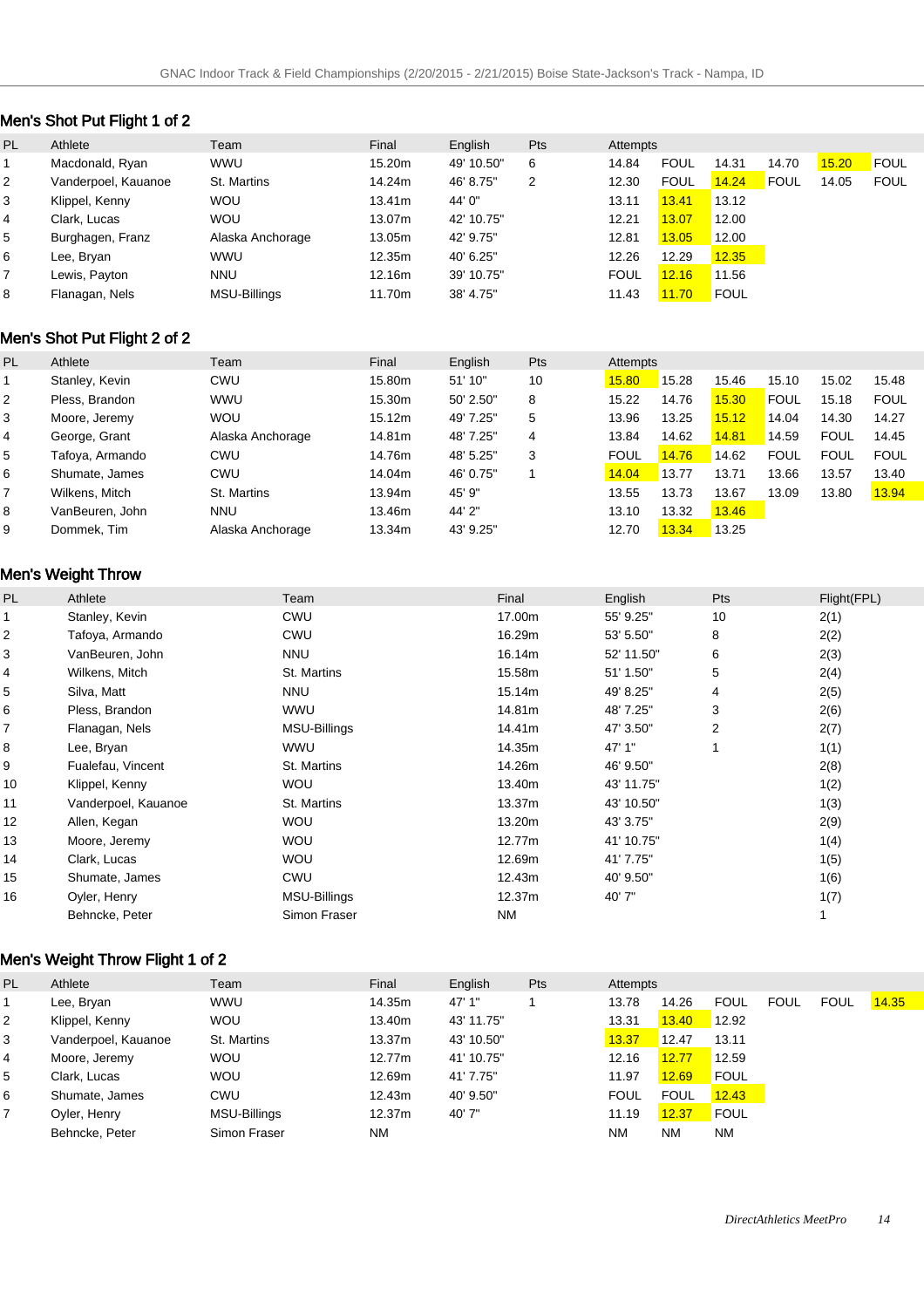## Men's Shot Put Flight 1 of 2

| PL | Athlete | Team | Final | English | Pts | Attempts | | | | | |
|---|---|---|---|---|---|---|---|---|---|---|---|
| 1 | Macdonald, Ryan | WWU | 15.20m | 49' 10.50" | 6 | 14.84 | FOUL | 14.31 | 14.70 | 15.20 | FOUL |
| 2 | Vanderpoel, Kauanoe | St. Martins | 14.24m | 46' 8.75" | 2 | 12.30 | FOUL | 14.24 | FOUL | 14.05 | FOUL |
| 3 | Klippel, Kenny | WOU | 13.41m | 44' 0" | | 13.11 | 13.41 | 13.12 | | | |
| 4 | Clark, Lucas | WOU | 13.07m | 42' 10.75" | | 12.21 | 13.07 | 12.00 | | | |
| 5 | Burghagen, Franz | Alaska Anchorage | 13.05m | 42' 9.75" | | 12.81 | 13.05 | 12.00 | | | |
| 6 | Lee, Bryan | WWU | 12.35m | 40' 6.25" | | 12.26 | 12.29 | 12.35 | | | |
| 7 | Lewis, Payton | NNU | 12.16m | 39' 10.75" | | FOUL | 12.16 | 11.56 | | | |
| 8 | Flanagan, Nels | MSU-Billings | 11.70m | 38' 4.75" | | 11.43 | 11.70 | FOUL | | | |

## Men's Shot Put Flight 2 of 2

| PL | Athlete | Team | Final | English | Pts | Attempts | | | | | |
|---|---|---|---|---|---|---|---|---|---|---|---|
| 1 | Stanley, Kevin | CWU | 15.80m | 51' 10" | 10 | 15.80 | 15.28 | 15.46 | 15.10 | 15.02 | 15.48 |
| 2 | Pless, Brandon | WWU | 15.30m | 50' 2.50" | 8 | 15.22 | 14.76 | 15.30 | FOUL | 15.18 | FOUL |
| 3 | Moore, Jeremy | WOU | 15.12m | 49' 7.25" | 5 | 13.96 | 13.25 | 15.12 | 14.04 | 14.30 | 14.27 |
| 4 | George, Grant | Alaska Anchorage | 14.81m | 48' 7.25" | 4 | 13.84 | 14.62 | 14.81 | 14.59 | FOUL | 14.45 |
| 5 | Tafoya, Armando | CWU | 14.76m | 48' 5.25" | 3 | FOUL | 14.76 | 14.62 | FOUL | FOUL | FOUL |
| 6 | Shumate, James | CWU | 14.04m | 46' 0.75" | 1 | 14.04 | 13.77 | 13.71 | 13.66 | 13.57 | 13.40 |
| 7 | Wilkens, Mitch | St. Martins | 13.94m | 45' 9" | | 13.55 | 13.73 | 13.67 | 13.09 | 13.80 | 13.94 |
| 8 | VanBeuren, John | NNU | 13.46m | 44' 2" | | 13.10 | 13.32 | 13.46 | | | |
| 9 | Dommek, Tim | Alaska Anchorage | 13.34m | 43' 9.25" | | 12.70 | 13.34 | 13.25 | | | |

## Men's Weight Throw

| PL | Athlete | Team | Final | English | Pts | Flight(FPL) |
|---|---|---|---|---|---|---|
| 1 | Stanley, Kevin | CWU | 17.00m | 55' 9.25" | 10 | 2(1) |
| 2 | Tafoya, Armando | CWU | 16.29m | 53' 5.50" | 8 | 2(2) |
| 3 | VanBeuren, John | NNU | 16.14m | 52' 11.50" | 6 | 2(3) |
| 4 | Wilkens, Mitch | St. Martins | 15.58m | 51' 1.50" | 5 | 2(4) |
| 5 | Silva, Matt | NNU | 15.14m | 49' 8.25" | 4 | 2(5) |
| 6 | Pless, Brandon | WWU | 14.81m | 48' 7.25" | 3 | 2(6) |
| 7 | Flanagan, Nels | MSU-Billings | 14.41m | 47' 3.50" | 2 | 2(7) |
| 8 | Lee, Bryan | WWU | 14.35m | 47' 1" | 1 | 1(1) |
| 9 | Fualefau, Vincent | St. Martins | 14.26m | 46' 9.50" | | 2(8) |
| 10 | Klippel, Kenny | WOU | 13.40m | 43' 11.75" | | 1(2) |
| 11 | Vanderpoel, Kauanoe | St. Martins | 13.37m | 43' 10.50" | | 1(3) |
| 12 | Allen, Kegan | WOU | 13.20m | 43' 3.75" | | 2(9) |
| 13 | Moore, Jeremy | WOU | 12.77m | 41' 10.75" | | 1(4) |
| 14 | Clark, Lucas | WOU | 12.69m | 41' 7.75" | | 1(5) |
| 15 | Shumate, James | CWU | 12.43m | 40' 9.50" | | 1(6) |
| 16 | Oyler, Henry | MSU-Billings | 12.37m | 40' 7" | | 1(7) |
| | Behncke, Peter | Simon Fraser | NM | | | 1 |

## Men's Weight Throw Flight 1 of 2

| PL | Athlete | Team | Final | English | Pts | Attempts | | | | | |
|---|---|---|---|---|---|---|---|---|---|---|---|
| 1 | Lee, Bryan | WWU | 14.35m | 47' 1" | 1 | 13.78 | 14.26 | FOUL | FOUL | FOUL | 14.35 |
| 2 | Klippel, Kenny | WOU | 13.40m | 43' 11.75" | | 13.31 | 13.40 | 12.92 | | | |
| 3 | Vanderpoel, Kauanoe | St. Martins | 13.37m | 43' 10.50" | | 13.37 | 12.47 | 13.11 | | | |
| 4 | Moore, Jeremy | WOU | 12.77m | 41' 10.75" | | 12.16 | 12.77 | 12.59 | | | |
| 5 | Clark, Lucas | WOU | 12.69m | 41' 7.75" | | 11.97 | 12.69 | FOUL | | | |
| 6 | Shumate, James | CWU | 12.43m | 40' 9.50" | | FOUL | FOUL | 12.43 | | | |
| 7 | Oyler, Henry | MSU-Billings | 12.37m | 40' 7" | | 11.19 | 12.37 | FOUL | | | |
| | Behncke, Peter | Simon Fraser | NM | | | NM | NM | NM | | | |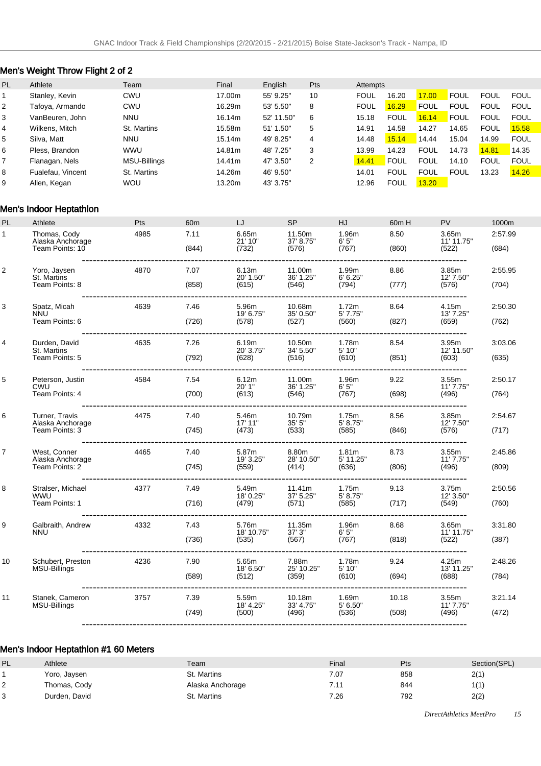## Men's Weight Throw Flight 2 of 2

| PL | Athlete | Team | Final | English | Pts | Attempts | | | | | |
|---|---|---|---|---|---|---|---|---|---|---|---|
| 1 | Stanley, Kevin | CWU | 17.00m | 55' 9.25" | 10 | FOUL | 16.20 | 17.00 | FOUL | FOUL | FOUL |
| 2 | Tafoya, Armando | CWU | 16.29m | 53' 5.50" | 8 | FOUL | 16.29 | FOUL | FOUL | FOUL | FOUL |
| 3 | VanBeuren, John | NNU | 16.14m | 52' 11.50" | 6 | 15.18 | FOUL | 16.14 | FOUL | FOUL | FOUL |
| 4 | Wilkens, Mitch | St. Martins | 15.58m | 51' 1.50" | 5 | 14.91 | 14.58 | 14.27 | 14.65 | FOUL | 15.58 |
| 5 | Silva, Matt | NNU | 15.14m | 49' 8.25" | 4 | 14.48 | 15.14 | 14.44 | 15.04 | 14.99 | FOUL |
| 6 | Pless, Brandon | WWU | 14.81m | 48' 7.25" | 3 | 13.99 | 14.23 | FOUL | 14.73 | 14.81 | 14.35 |
| 7 | Flanagan, Nels | MSU-Billings | 14.41m | 47' 3.50" | 2 | 14.41 | FOUL | FOUL | 14.10 | FOUL | FOUL |
| 8 | Fualefau, Vincent | St. Martins | 14.26m | 46' 9.50" | | 14.01 | FOUL | FOUL | FOUL | 13.23 | 14.26 |
| 9 | Allen, Kegan | WOU | 13.20m | 43' 3.75" | | 12.96 | FOUL | 13.20 | | | |

## Men's Indoor Heptathlon

| PL | Athlete | Pts | 60m | LJ | SP | HJ | 60m H | PV | 1000m |
|---|---|---|---|---|---|---|---|---|---|
| 1 | Thomas, Cody<br>Alaska Anchorage<br>Team Points: 10 | 4985 | 7.11<br>(844) | 6.65m<br>21' 10"<br>(732) | 11.50m<br>37' 8.75"<br>(576) | 1.96m<br>6' 5"<br>(767) | 8.50<br>(860) | 3.65m<br>11' 11.75"<br>(522) | 2:57.99<br>(684) |
| 2 | Yoro, Jaysen<br>St. Martins<br>Team Points: 8 | 4870 | 7.07<br>(858) | 6.13m<br>20' 1.50"<br>(615) | 11.00m<br>36' 1.25"<br>(546) | 1.99m<br>6' 6.25"<br>(794) | 8.86<br>(777) | 3.85m<br>12' 7.50"<br>(576) | 2:55.95<br>(704) |
| 3 | Spatz, Micah<br>NNU<br>Team Points: 6 | 4639 | 7.46<br>(726) | 5.96m<br>19' 6.75"<br>(578) | 10.68m<br>35' 0.50"<br>(527) | 1.72m<br>5' 7.75"<br>(560) | 8.64<br>(827) | 4.15m<br>13' 7.25"<br>(659) | 2:50.30<br>(762) |
| 4 | Durden, David<br>St. Martins<br>Team Points: 5 | 4635 | 7.26<br>(792) | 6.19m<br>20' 3.75"<br>(628) | 10.50m<br>34' 5.50"<br>(516) | 1.78m<br>5' 10"<br>(610) | 8.54<br>(851) | 3.95m<br>12' 11.50"<br>(603) | 3:03.06<br>(635) |
| 5 | Peterson, Justin<br>CWU<br>Team Points: 4 | 4584 | 7.54<br>(700) | 6.12m<br>20' 1"<br>(613) | 11.00m<br>36' 1.25"<br>(546) | 1.96m<br>6' 5"<br>(767) | 9.22<br>(698) | 3.55m<br>11' 7.75"<br>(496) | 2:50.17<br>(764) |
| 6 | Turner, Travis<br>Alaska Anchorage<br>Team Points: 3 | 4475 | 7.40<br>(745) | 5.46m<br>17' 11"<br>(473) | 10.79m<br>35' 5"<br>(533) | 1.75m<br>5' 8.75"<br>(585) | 8.56<br>(846) | 3.85m<br>12' 7.50"<br>(576) | 2:54.67<br>(717) |
| 7 | West, Conner<br>Alaska Anchorage<br>Team Points: 2 | 4465 | 7.40<br>(745) | 5.87m<br>19' 3.25"<br>(559) | 8.80m<br>28' 10.50"<br>(414) | 1.81m<br>5' 11.25"<br>(636) | 8.73<br>(806) | 3.55m<br>11' 7.75"<br>(496) | 2:45.86<br>(809) |
| 8 | Stralser, Michael<br>WWU<br>Team Points: 1 | 4377 | 7.49<br>(716) | 5.49m<br>18' 0.25"<br>(479) | 11.41m<br>37' 5.25"<br>(571) | 1.75m<br>5' 8.75"<br>(585) | 9.13<br>(717) | 3.75m<br>12' 3.50"<br>(549) | 2:50.56<br>(760) |
| 9 | Galbraith, Andrew<br>NNU | 4332 | 7.43<br>(736) | 5.76m<br>18' 10.75"<br>(535) | 11.35m<br>37' 3"<br>(567) | 1.96m<br>6' 5"<br>(767) | 8.68<br>(818) | 3.65m<br>11' 11.75"<br>(522) | 3:31.80<br>(387) |
| 10 | Schubert, Preston<br>MSU-Billings | 4236 | 7.90<br>(589) | 5.65m<br>18' 6.50"<br>(512) | 7.88m<br>25' 10.25"<br>(359) | 1.78m<br>5' 10"<br>(610) | 9.24<br>(694) | 4.25m<br>13' 11.25"<br>(688) | 2:48.26<br>(784) |
| 11 | Stanek, Cameron<br>MSU-Billings | 3757 | 7.39<br>(749) | 5.59m<br>18' 4.25"<br>(500) | 10.18m<br>33' 4.75"<br>(496) | 1.69m<br>5' 6.50"<br>(536) | 10.18<br>(508) | 3.55m<br>11' 7.75"<br>(496) | 3:21.14<br>(472) |

## Men's Indoor Heptathlon #1 60 Meters

| PL | Athlete | Team | Final | Pts | Section(SPL) |
|---|---|---|---|---|---|
| 1 | Yoro, Jaysen | St. Martins | 7.07 | 858 | 2(1) |
| 2 | Thomas, Cody | Alaska Anchorage | 7.11 | 844 | 1(1) |
| 3 | Durden, David | St. Martins | 7.26 | 792 | 2(2) |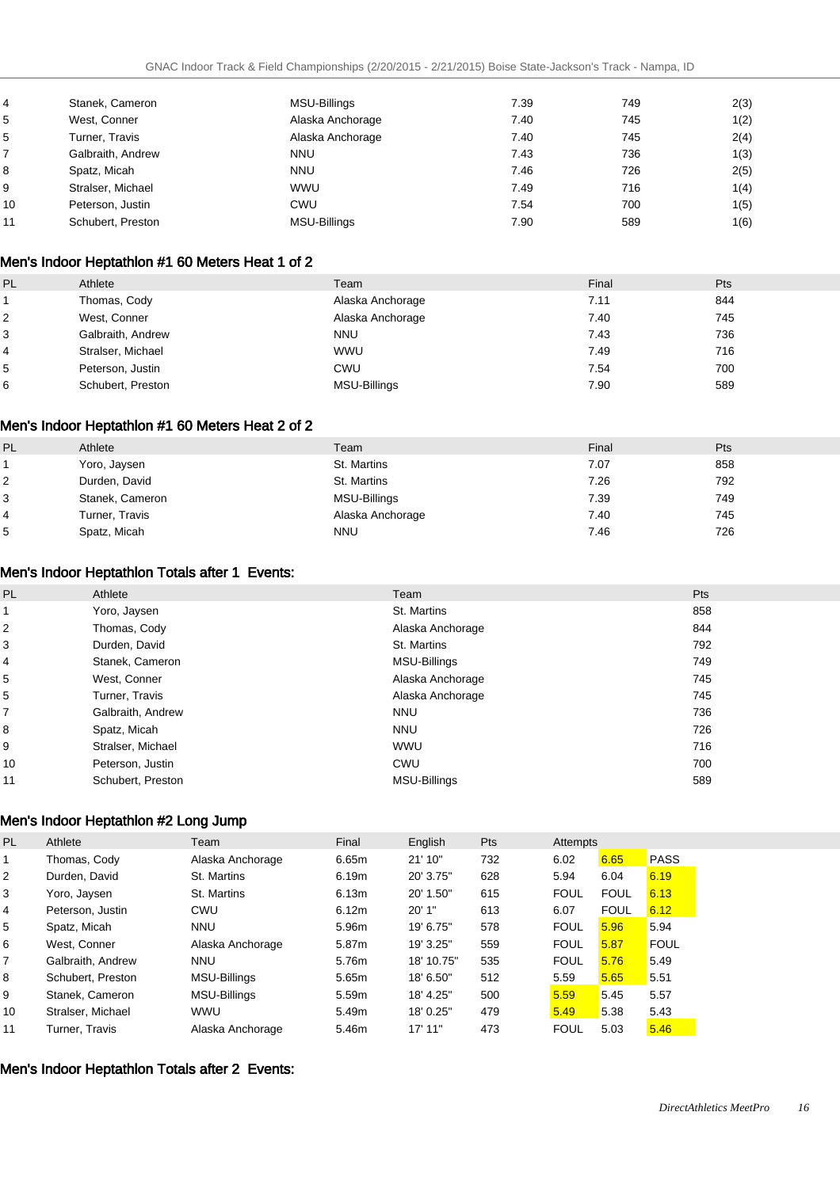| | | | | | |
|---|---|---|---|---|---|
| 4 | Stanek, Cameron | MSU-Billings | 7.39 | 749 | 2(3) |
| 5 | West, Conner | Alaska Anchorage | 7.40 | 745 | 1(2) |
| 5 | Turner, Travis | Alaska Anchorage | 7.40 | 745 | 2(4) |
| 7 | Galbraith, Andrew | NNU | 7.43 | 736 | 1(3) |
| 8 | Spatz, Micah | NNU | 7.46 | 726 | 2(5) |
| 9 | Stralser, Michael | WWU | 7.49 | 716 | 1(4) |
| 10 | Peterson, Justin | CWU | 7.54 | 700 | 1(5) |
| 11 | Schubert, Preston | MSU-Billings | 7.90 | 589 | 1(6) |

## Men's Indoor Heptathlon #1 60 Meters Heat 1 of 2

| PL | Athlete | Team | Final | Pts |
|---|---|---|---|---|
| 1 | Thomas, Cody | Alaska Anchorage | 7.11 | 844 |
| 2 | West, Conner | Alaska Anchorage | 7.40 | 745 |
| 3 | Galbraith, Andrew | NNU | 7.43 | 736 |
| 4 | Stralser, Michael | WWU | 7.49 | 716 |
| 5 | Peterson, Justin | CWU | 7.54 | 700 |
| 6 | Schubert, Preston | MSU-Billings | 7.90 | 589 |

## Men's Indoor Heptathlon #1 60 Meters Heat 2 of 2

| PL | Athlete | Team | Final | Pts |
|---|---|---|---|---|
| 1 | Yoro, Jaysen | St. Martins | 7.07 | 858 |
| 2 | Durden, David | St. Martins | 7.26 | 792 |
| 3 | Stanek, Cameron | MSU-Billings | 7.39 | 749 |
| 4 | Turner, Travis | Alaska Anchorage | 7.40 | 745 |
| 5 | Spatz, Micah | NNU | 7.46 | 726 |

## Men's Indoor Heptathlon Totals after 1 Events:

| PL | Athlete | Team | Pts |
|---|---|---|---|
| 1 | Yoro, Jaysen | St. Martins | 858 |
| 2 | Thomas, Cody | Alaska Anchorage | 844 |
| 3 | Durden, David | St. Martins | 792 |
| 4 | Stanek, Cameron | MSU-Billings | 749 |
| 5 | West, Conner | Alaska Anchorage | 745 |
| 5 | Turner, Travis | Alaska Anchorage | 745 |
| 7 | Galbraith, Andrew | NNU | 736 |
| 8 | Spatz, Micah | NNU | 726 |
| 9 | Stralser, Michael | WWU | 716 |
| 10 | Peterson, Justin | CWU | 700 |
| 11 | Schubert, Preston | MSU-Billings | 589 |

## Men's Indoor Heptathlon #2 Long Jump

| PL | Athlete | Team | Final | English | Pts | Attempts | | |
|---|---|---|---|---|---|---|---|---|
| 1 | Thomas, Cody | Alaska Anchorage | 6.65m | 21' 10" | 732 | 6.02 | 6.65 | PASS |
| 2 | Durden, David | St. Martins | 6.19m | 20' 3.75" | 628 | 5.94 | 6.04 | 6.19 |
| 3 | Yoro, Jaysen | St. Martins | 6.13m | 20' 1.50" | 615 | FOUL | FOUL | 6.13 |
| 4 | Peterson, Justin | CWU | 6.12m | 20' 1" | 613 | 6.07 | FOUL | 6.12 |
| 5 | Spatz, Micah | NNU | 5.96m | 19' 6.75" | 578 | FOUL | 5.96 | 5.94 |
| 6 | West, Conner | Alaska Anchorage | 5.87m | 19' 3.25" | 559 | FOUL | 5.87 | FOUL |
| 7 | Galbraith, Andrew | NNU | 5.76m | 18' 10.75" | 535 | FOUL | 5.76 | 5.49 |
| 8 | Schubert, Preston | MSU-Billings | 5.65m | 18' 6.50" | 512 | 5.59 | 5.65 | 5.51 |
| 9 | Stanek, Cameron | MSU-Billings | 5.59m | 18' 4.25" | 500 | 5.59 | 5.45 | 5.57 |
| 10 | Stralser, Michael | WWU | 5.49m | 18' 0.25" | 479 | 5.49 | 5.38 | 5.43 |
| 11 | Turner, Travis | Alaska Anchorage | 5.46m | 17' 11" | 473 | FOUL | 5.03 | 5.46 |

## Men's Indoor Heptathlon Totals after 2 Events: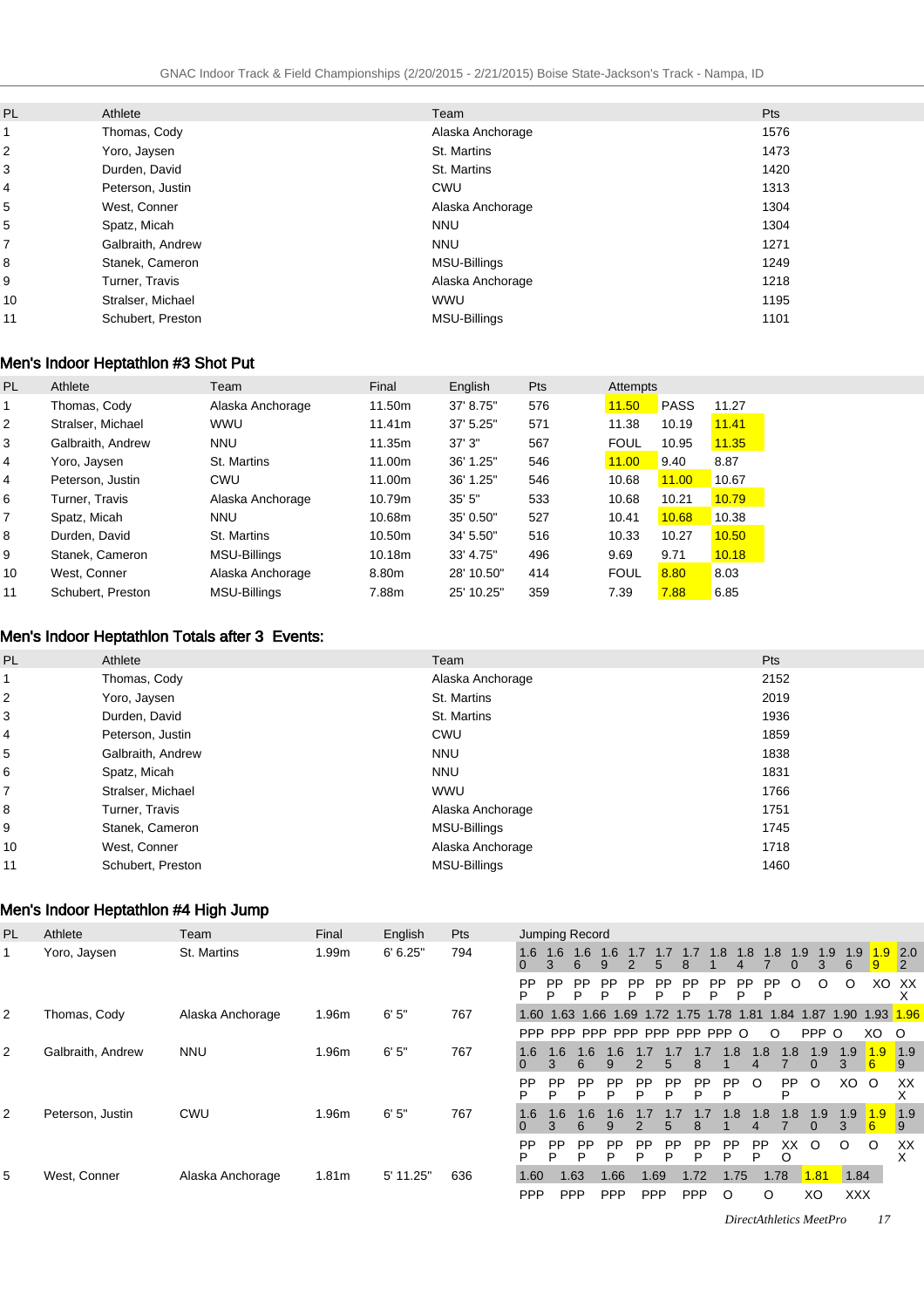| PL | Athlete | Team | Pts |
|---|---|---|---|
| 1 | Thomas, Cody | Alaska Anchorage | 1576 |
| 2 | Yoro, Jaysen | St. Martins | 1473 |
| 3 | Durden, David | St. Martins | 1420 |
| 4 | Peterson, Justin | CWU | 1313 |
| 5 | West, Conner | Alaska Anchorage | 1304 |
| 5 | Spatz, Micah | NNU | 1304 |
| 7 | Galbraith, Andrew | NNU | 1271 |
| 8 | Stanek, Cameron | MSU-Billings | 1249 |
| 9 | Turner, Travis | Alaska Anchorage | 1218 |
| 10 | Stralser, Michael | WWU | 1195 |
| 11 | Schubert, Preston | MSU-Billings | 1101 |

## Men's Indoor Heptathlon #3 Shot Put

| PL | Athlete | Team | Final | English | Pts | Attempts | | |
|---|---|---|---|---|---|---|---|---|
| 1 | Thomas, Cody | Alaska Anchorage | 11.50m | 37' 8.75" | 576 | 11.50 | PASS | 11.27 |
| 2 | Stralser, Michael | WWU | 11.41m | 37' 5.25" | 571 | 11.38 | 10.19 | 11.41 |
| 3 | Galbraith, Andrew | NNU | 11.35m | 37' 3" | 567 | FOUL | 10.95 | 11.35 |
| 4 | Yoro, Jaysen | St. Martins | 11.00m | 36' 1.25" | 546 | 11.00 | 9.40 | 8.87 |
| 4 | Peterson, Justin | CWU | 11.00m | 36' 1.25" | 546 | 10.68 | 11.00 | 10.67 |
| 6 | Turner, Travis | Alaska Anchorage | 10.79m | 35' 5" | 533 | 10.68 | 10.21 | 10.79 |
| 7 | Spatz, Micah | NNU | 10.68m | 35' 0.50" | 527 | 10.41 | 10.68 | 10.38 |
| 8 | Durden, David | St. Martins | 10.50m | 34' 5.50" | 516 | 10.33 | 10.27 | 10.50 |
| 9 | Stanek, Cameron | MSU-Billings | 10.18m | 33' 4.75" | 496 | 9.69 | 9.71 | 10.18 |
| 10 | West, Conner | Alaska Anchorage | 8.80m | 28' 10.50" | 414 | FOUL | 8.80 | 8.03 |
| 11 | Schubert, Preston | MSU-Billings | 7.88m | 25' 10.25" | 359 | 7.39 | 7.88 | 6.85 |

## Men's Indoor Heptathlon Totals after 3 Events:

| PL | Athlete | Team | Pts |
|---|---|---|---|
| 1 | Thomas, Cody | Alaska Anchorage | 2152 |
| 2 | Yoro, Jaysen | St. Martins | 2019 |
| 3 | Durden, David | St. Martins | 1936 |
| 4 | Peterson, Justin | CWU | 1859 |
| 5 | Galbraith, Andrew | NNU | 1838 |
| 6 | Spatz, Micah | NNU | 1831 |
| 7 | Stralser, Michael | WWU | 1766 |
| 8 | Turner, Travis | Alaska Anchorage | 1751 |
| 9 | Stanek, Cameron | MSU-Billings | 1745 |
| 10 | West, Conner | Alaska Anchorage | 1718 |
| 11 | Schubert, Preston | MSU-Billings | 1460 |

## Men's Indoor Heptathlon #4 High Jump

| PL | Athlete | Team | Final | English | Pts | Jumping Record |
|---|---|---|---|---|---|---|
| 1 | Yoro, Jaysen | St. Martins | 1.99m | 6' 6.25" | 794 | 1.60 PPP, 1.63 PPP, 1.66 PPP, 1.69 PPP, 1.72 PPP, 1.75 PPP, 1.78 PPP, 1.81 PPP, 1.84 PPP, 1.87 PPP, 1.90 O, 1.93 O, 1.96 O, 1.99 XO, 2.02 XXX |
| 2 | Thomas, Cody | Alaska Anchorage | 1.96m | 6' 5" | 767 | 1.60 PPP, 1.63 PPP, 1.66 PPP, 1.69 PPP, 1.72 PPP, 1.75 PPP, 1.78 PPP, 1.81 PPP, 1.84 O, 1.87 O, 1.90 PPP, 1.93 O, 1.96 XO, O |
| 2 | Galbraith, Andrew | NNU | 1.96m | 6' 5" | 767 | 1.60 PPP, 1.63 PPP, 1.66 PPP, 1.69 PPP, 1.72 PPP, 1.75 PPP, 1.78 PPP, 1.81 PPP, 1.84 O, 1.87 PPP, 1.90 O, 1.93 XO, 1.96 O, 1.99 XXX |
| 2 | Peterson, Justin | CWU | 1.96m | 6' 5" | 767 | 1.60 PPP, 1.63 PPP, 1.66 PPP, 1.69 PPP, 1.72 PPP, 1.75 PPP, 1.78 PPP, 1.81 PPP, 1.84 PPP, 1.87 XXO, 1.90 O, 1.93 O, 1.96 O, 1.99 XXX |
| 5 | West, Conner | Alaska Anchorage | 1.81m | 5' 11.25" | 636 | 1.60 PPP, 1.63 PPP, 1.66 PPP, 1.69 PPP, 1.72 PPP, 1.75 O, 1.78 O, 1.81 XO, 1.84 XXX |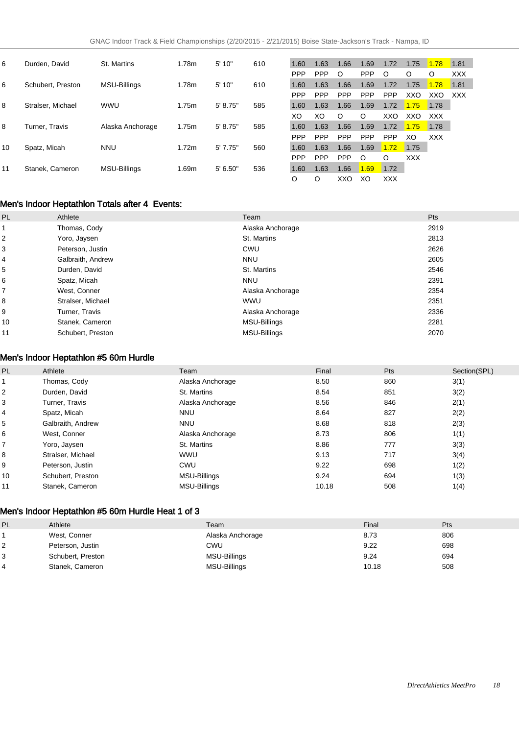| | | | | | | | | | | | | | | | |
|---|---|---|---|---|---|---|---|---|---|---|---|---|---|---|---|
| 6 | Durden, David | St. Martins | 1.78m | 5' 10" | 610 | 1.60 | 1.63 | 1.66 | 1.69 | 1.72 | 1.75 | 1.78 | 1.81 |
| | | | | | | PPP | PPP | O | PPP | O | O | O | XXX |
| 6 | Schubert, Preston | MSU-Billings | 1.78m | 5' 10" | 610 | 1.60 | 1.63 | 1.66 | 1.69 | 1.72 | 1.75 | 1.78 | 1.81 |
| | | | | | | PPP | PPP | PPP | PPP | PPP | XXO | XXO | XXX |
| 8 | Stralser, Michael | WWU | 1.75m | 5' 8.75" | 585 | 1.60 | 1.63 | 1.66 | 1.69 | 1.72 | 1.75 | 1.78 | |
| | | | | | | XO | XO | O | O | XXO | XXO | XXX | |
| 8 | Turner, Travis | Alaska Anchorage | 1.75m | 5' 8.75" | 585 | 1.60 | 1.63 | 1.66 | 1.69 | 1.72 | 1.75 | 1.78 | |
| | | | | | | PPP | PPP | PPP | PPP | PPP | XO | XXX | |
| 10 | Spatz, Micah | NNU | 1.72m | 5' 7.75" | 560 | 1.60 | 1.63 | 1.66 | 1.69 | 1.72 | 1.75 | | |
| | | | | | | PPP | PPP | PPP | O | O | XXX | | |
| 11 | Stanek, Cameron | MSU-Billings | 1.69m | 5' 6.50" | 536 | 1.60 | 1.63 | 1.66 | 1.69 | 1.72 | | | |
| | | | | | | O | O | XXO | XO | XXX | | | |

## Men's Indoor Heptathlon Totals after 4 Events:

| PL | Athlete | Team | Pts |
|---|---|---|---|
| 1 | Thomas, Cody | Alaska Anchorage | 2919 |
| 2 | Yoro, Jaysen | St. Martins | 2813 |
| 3 | Peterson, Justin | CWU | 2626 |
| 4 | Galbraith, Andrew | NNU | 2605 |
| 5 | Durden, David | St. Martins | 2546 |
| 6 | Spatz, Micah | NNU | 2391 |
| 7 | West, Conner | Alaska Anchorage | 2354 |
| 8 | Stralser, Michael | WWU | 2351 |
| 9 | Turner, Travis | Alaska Anchorage | 2336 |
| 10 | Stanek, Cameron | MSU-Billings | 2281 |
| 11 | Schubert, Preston | MSU-Billings | 2070 |

## Men's Indoor Heptathlon #5 60m Hurdle

| PL | Athlete | Team | Final | Pts | Section(SPL) |
|---|---|---|---|---|---|
| 1 | Thomas, Cody | Alaska Anchorage | 8.50 | 860 | 3(1) |
| 2 | Durden, David | St. Martins | 8.54 | 851 | 3(2) |
| 3 | Turner, Travis | Alaska Anchorage | 8.56 | 846 | 2(1) |
| 4 | Spatz, Micah | NNU | 8.64 | 827 | 2(2) |
| 5 | Galbraith, Andrew | NNU | 8.68 | 818 | 2(3) |
| 6 | West, Conner | Alaska Anchorage | 8.73 | 806 | 1(1) |
| 7 | Yoro, Jaysen | St. Martins | 8.86 | 777 | 3(3) |
| 8 | Stralser, Michael | WWU | 9.13 | 717 | 3(4) |
| 9 | Peterson, Justin | CWU | 9.22 | 698 | 1(2) |
| 10 | Schubert, Preston | MSU-Billings | 9.24 | 694 | 1(3) |
| 11 | Stanek, Cameron | MSU-Billings | 10.18 | 508 | 1(4) |

## Men's Indoor Heptathlon #5 60m Hurdle Heat 1 of 3

| PL | Athlete | Team | Final | Pts |
|---|---|---|---|---|
| 1 | West, Conner | Alaska Anchorage | 8.73 | 806 |
| 2 | Peterson, Justin | CWU | 9.22 | 698 |
| 3 | Schubert, Preston | MSU-Billings | 9.24 | 694 |
| 4 | Stanek, Cameron | MSU-Billings | 10.18 | 508 |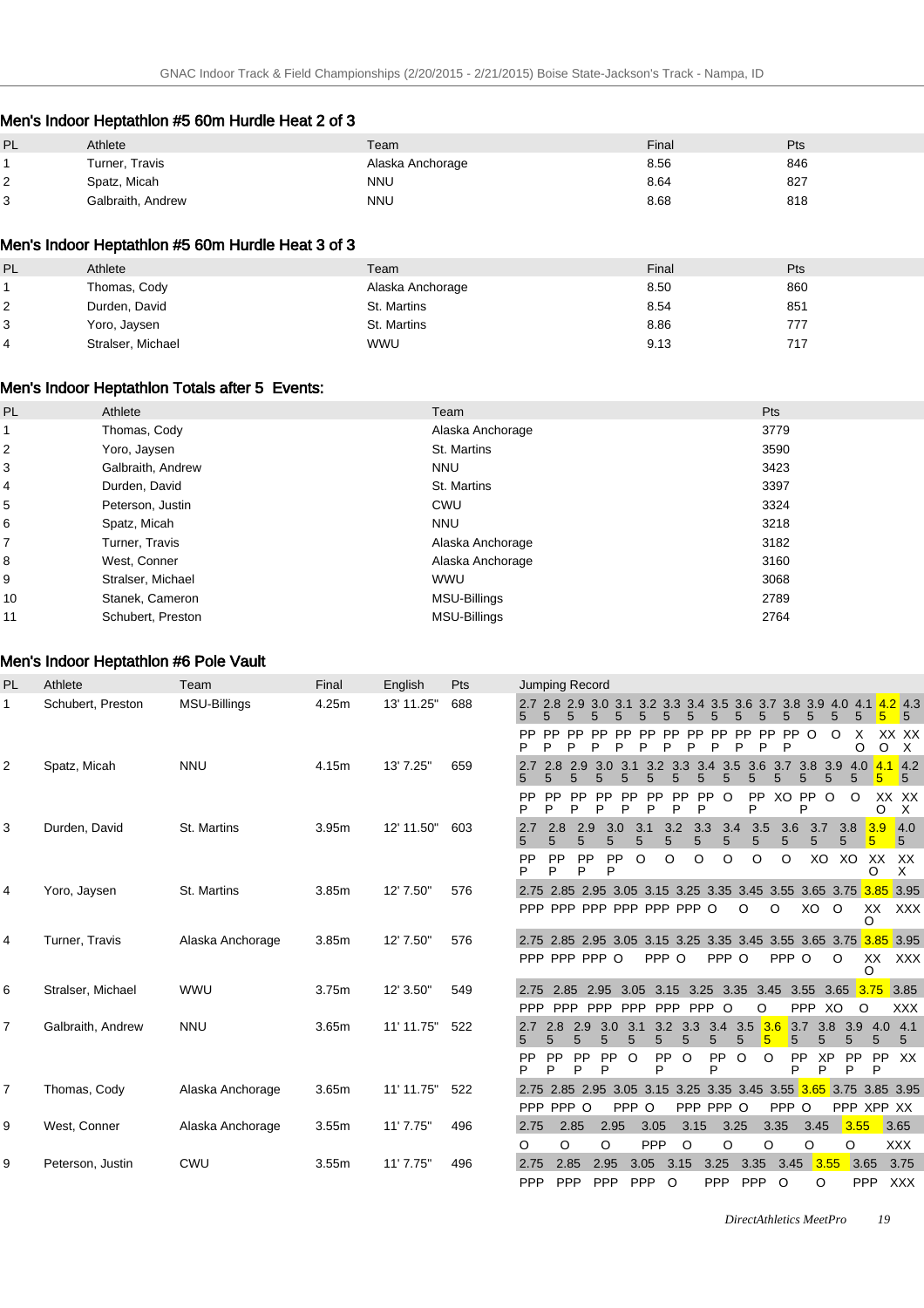## Men's Indoor Heptathlon #5 60m Hurdle Heat 2 of 3

| PL | Athlete | Team | Final | Pts |
|---|---|---|---|---|
| 1 | Turner, Travis | Alaska Anchorage | 8.56 | 846 |
| 2 | Spatz, Micah | NNU | 8.64 | 827 |
| 3 | Galbraith, Andrew | NNU | 8.68 | 818 |

## Men's Indoor Heptathlon #5 60m Hurdle Heat 3 of 3

| PL | Athlete | Team | Final | Pts |
|---|---|---|---|---|
| 1 | Thomas, Cody | Alaska Anchorage | 8.50 | 860 |
| 2 | Durden, David | St. Martins | 8.54 | 851 |
| 3 | Yoro, Jaysen | St. Martins | 8.86 | 777 |
| 4 | Stralser, Michael | WWU | 9.13 | 717 |

## Men's Indoor Heptathlon Totals after 5 Events:

| PL | Athlete | Team | Pts |
|---|---|---|---|
| 1 | Thomas, Cody | Alaska Anchorage | 3779 |
| 2 | Yoro, Jaysen | St. Martins | 3590 |
| 3 | Galbraith, Andrew | NNU | 3423 |
| 4 | Durden, David | St. Martins | 3397 |
| 5 | Peterson, Justin | CWU | 3324 |
| 6 | Spatz, Micah | NNU | 3218 |
| 7 | Turner, Travis | Alaska Anchorage | 3182 |
| 8 | West, Conner | Alaska Anchorage | 3160 |
| 9 | Stralser, Michael | WWU | 3068 |
| 10 | Stanek, Cameron | MSU-Billings | 2789 |
| 11 | Schubert, Preston | MSU-Billings | 2764 |

## Men's Indoor Heptathlon #6 Pole Vault

| PL | Athlete | Team | Final | English | Pts | Jumping Record |
|---|---|---|---|---|---|---|
| 1 | Schubert, Preston | MSU-Billings | 4.25m | 13' 11.25" | 688 | 2.75 2.85 2.95 3.05 3.15 3.25 3.35 3.45 3.55 3.65 3.75 3.85 3.95 4.05 4.15 4.25 4.35 |
| | | | | | | PPP PPP PPP PPP PPP PPP PPP PPP PPP PPP PPP PPP O O XO XXO XXX |
| 2 | Spatz, Micah | NNU | 4.15m | 13' 7.25" | 659 | 2.75 2.85 2.95 3.05 3.15 3.25 3.35 3.45 3.55 3.65 3.75 3.85 3.95 4.05 4.15 4.25 |
| | | | | | | PPP PPP PPP PPP PPP PPP PPP PPP O PPP XO PPP O O XXO XXX |
| 3 | Durden, David | St. Martins | 3.95m | 12' 11.50" | 603 | 2.75 2.85 2.95 3.05 3.15 3.25 3.35 3.45 3.55 3.65 3.75 3.85 3.95 4.05 |
| | | | | | | PPP PPP PPP PPP O O O O O O XO XO XXO XXX |
| 4 | Yoro, Jaysen | St. Martins | 3.85m | 12' 7.50" | 576 | 2.75 2.85 2.95 3.05 3.15 3.25 3.35 3.45 3.55 3.65 3.75 3.85 3.95 |
| | | | | | | PPP PPP PPP PPP PPP PPP O O O XO O XXO XXX |
| 4 | Turner, Travis | Alaska Anchorage | 3.85m | 12' 7.50" | 576 | 2.75 2.85 2.95 3.05 3.15 3.25 3.35 3.45 3.55 3.65 3.75 3.85 3.95 |
| | | | | | | PPP PPP PPP O PPP O PPP O PPP O O XXO XXX |
| 6 | Stralser, Michael | WWU | 3.75m | 12' 3.50" | 549 | 2.75 2.85 2.95 3.05 3.15 3.25 3.35 3.45 3.55 3.65 3.75 3.85 |
| | | | | | | PPP PPP PPP PPP PPP PPP O O PPP XO O XXX |
| 7 | Galbraith, Andrew | NNU | 3.65m | 11' 11.75" | 522 | 2.75 2.85 2.95 3.05 3.15 3.25 3.35 3.45 3.55 3.65 3.75 3.85 3.95 4.05 4.15 |
| | | | | | | PPP PPP PPP PPP O PPP O PPP O O PPP XPP PPP PPP XX |
| 7 | Thomas, Cody | Alaska Anchorage | 3.65m | 11' 11.75" | 522 | 2.75 2.85 2.95 3.05 3.15 3.25 3.35 3.45 3.55 3.65 3.75 3.85 3.95 |
| | | | | | | PPP PPP O PPP O PPP PPP O PPP O PPP XPP XX |
| 9 | West, Conner | Alaska Anchorage | 3.55m | 11' 7.75" | 496 | 2.75 2.85 2.95 3.05 3.15 3.25 3.35 3.45 3.55 3.65 |
| | | | | | | O O O PPP O O O O O XXX |
| 9 | Peterson, Justin | CWU | 3.55m | 11' 7.75" | 496 | 2.75 2.85 2.95 3.05 3.15 3.25 3.35 3.45 3.55 3.65 3.75 |
| | | | | | | PPP PPP PPP PPP O PPP PPP O O PPP XXX |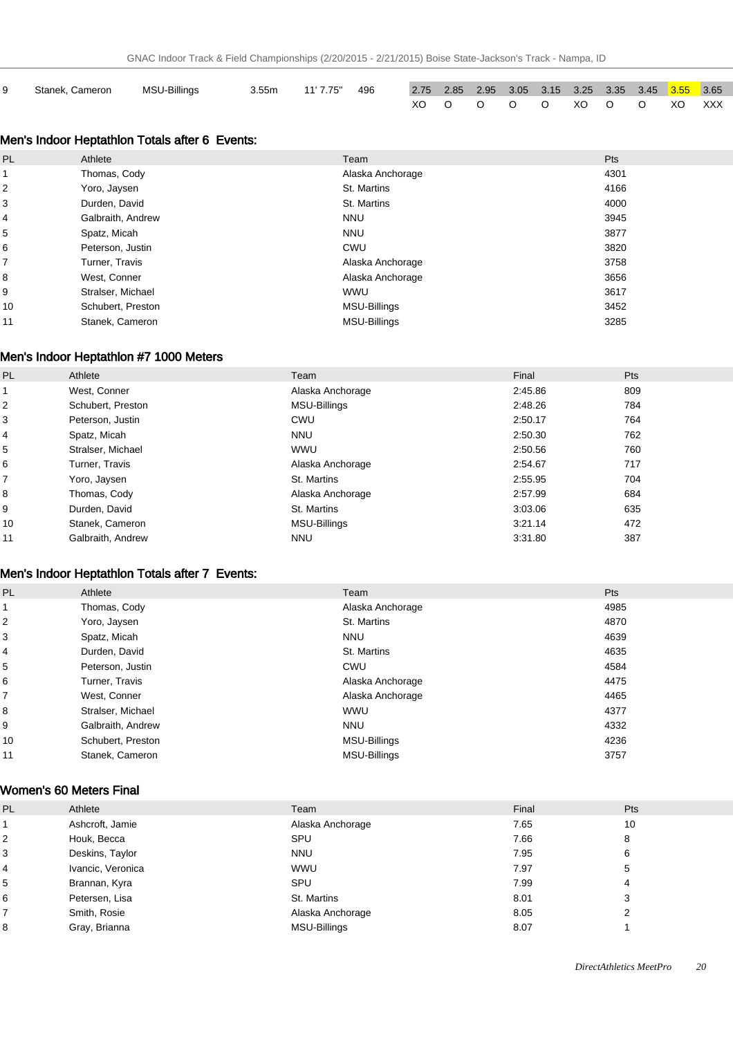| 9 | Stanek, Cameron | MSU-Billings | 3.55m | 11' 7.75" | 496 | 2.75 | 2.85 | 2.95 | 3.05 | 3.15 | 3.25 | 3.35 | 3.45 | 3.55 | 3.65 |
|---|---|---|---|---|---|---|---|---|---|---|---|---|---|---|---|
| | | | | | | XO | O | O | O | O | XO | O | O | XO | XXX |

## Men's Indoor Heptathlon Totals after 6 Events:

| PL | Athlete | Team | Pts |
|---|---|---|---|
| 1 | Thomas, Cody | Alaska Anchorage | 4301 |
| 2 | Yoro, Jaysen | St. Martins | 4166 |
| 3 | Durden, David | St. Martins | 4000 |
| 4 | Galbraith, Andrew | NNU | 3945 |
| 5 | Spatz, Micah | NNU | 3877 |
| 6 | Peterson, Justin | CWU | 3820 |
| 7 | Turner, Travis | Alaska Anchorage | 3758 |
| 8 | West, Conner | Alaska Anchorage | 3656 |
| 9 | Stralser, Michael | WWU | 3617 |
| 10 | Schubert, Preston | MSU-Billings | 3452 |
| 11 | Stanek, Cameron | MSU-Billings | 3285 |

## Men's Indoor Heptathlon #7 1000 Meters

| PL | Athlete | Team | Final | Pts |
|---|---|---|---|---|
| 1 | West, Conner | Alaska Anchorage | 2:45.86 | 809 |
| 2 | Schubert, Preston | MSU-Billings | 2:48.26 | 784 |
| 3 | Peterson, Justin | CWU | 2:50.17 | 764 |
| 4 | Spatz, Micah | NNU | 2:50.30 | 762 |
| 5 | Stralser, Michael | WWU | 2:50.56 | 760 |
| 6 | Turner, Travis | Alaska Anchorage | 2:54.67 | 717 |
| 7 | Yoro, Jaysen | St. Martins | 2:55.95 | 704 |
| 8 | Thomas, Cody | Alaska Anchorage | 2:57.99 | 684 |
| 9 | Durden, David | St. Martins | 3:03.06 | 635 |
| 10 | Stanek, Cameron | MSU-Billings | 3:21.14 | 472 |
| 11 | Galbraith, Andrew | NNU | 3:31.80 | 387 |

## Men's Indoor Heptathlon Totals after 7 Events:

| PL | Athlete | Team | Pts |
|---|---|---|---|
| 1 | Thomas, Cody | Alaska Anchorage | 4985 |
| 2 | Yoro, Jaysen | St. Martins | 4870 |
| 3 | Spatz, Micah | NNU | 4639 |
| 4 | Durden, David | St. Martins | 4635 |
| 5 | Peterson, Justin | CWU | 4584 |
| 6 | Turner, Travis | Alaska Anchorage | 4475 |
| 7 | West, Conner | Alaska Anchorage | 4465 |
| 8 | Stralser, Michael | WWU | 4377 |
| 9 | Galbraith, Andrew | NNU | 4332 |
| 10 | Schubert, Preston | MSU-Billings | 4236 |
| 11 | Stanek, Cameron | MSU-Billings | 3757 |

## Women's 60 Meters Final

| PL | Athlete | Team | Final | Pts |
|---|---|---|---|---|
| 1 | Ashcroft, Jamie | Alaska Anchorage | 7.65 | 10 |
| 2 | Houk, Becca | SPU | 7.66 | 8 |
| 3 | Deskins, Taylor | NNU | 7.95 | 6 |
| 4 | Ivancic, Veronica | WWU | 7.97 | 5 |
| 5 | Brannan, Kyra | SPU | 7.99 | 4 |
| 6 | Petersen, Lisa | St. Martins | 8.01 | 3 |
| 7 | Smith, Rosie | Alaska Anchorage | 8.05 | 2 |
| 8 | Gray, Brianna | MSU-Billings | 8.07 | 1 |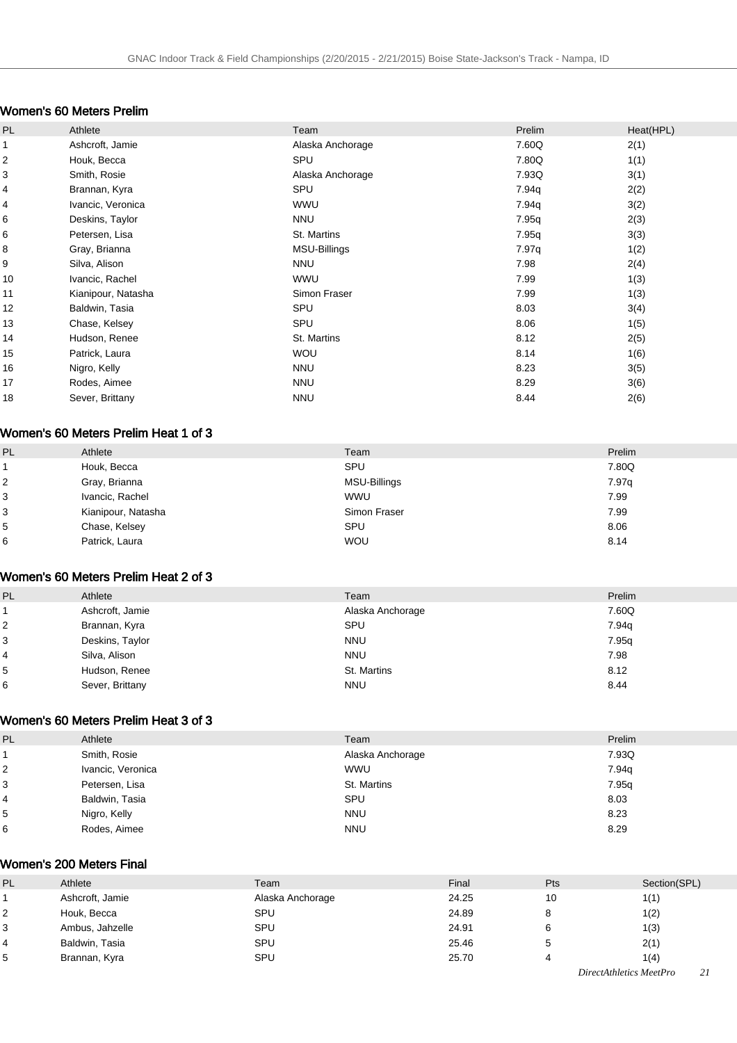## Women's 60 Meters Prelim

| PL | Athlete | Team | Prelim | Heat(HPL) |
|---|---|---|---|---|
| 1 | Ashcroft, Jamie | Alaska Anchorage | 7.60Q | 2(1) |
| 2 | Houk, Becca | SPU | 7.80Q | 1(1) |
| 3 | Smith, Rosie | Alaska Anchorage | 7.93Q | 3(1) |
| 4 | Brannan, Kyra | SPU | 7.94q | 2(2) |
| 4 | Ivancic, Veronica | WWU | 7.94q | 3(2) |
| 6 | Deskins, Taylor | NNU | 7.95q | 2(3) |
| 6 | Petersen, Lisa | St. Martins | 7.95q | 3(3) |
| 8 | Gray, Brianna | MSU-Billings | 7.97q | 1(2) |
| 9 | Silva, Alison | NNU | 7.98 | 2(4) |
| 10 | Ivancic, Rachel | WWU | 7.99 | 1(3) |
| 11 | Kianipour, Natasha | Simon Fraser | 7.99 | 1(3) |
| 12 | Baldwin, Tasia | SPU | 8.03 | 3(4) |
| 13 | Chase, Kelsey | SPU | 8.06 | 1(5) |
| 14 | Hudson, Renee | St. Martins | 8.12 | 2(5) |
| 15 | Patrick, Laura | WOU | 8.14 | 1(6) |
| 16 | Nigro, Kelly | NNU | 8.23 | 3(5) |
| 17 | Rodes, Aimee | NNU | 8.29 | 3(6) |
| 18 | Sever, Brittany | NNU | 8.44 | 2(6) |

## Women's 60 Meters Prelim Heat 1 of 3

| PL | Athlete | Team | Prelim |
|---|---|---|---|
| 1 | Houk, Becca | SPU | 7.80Q |
| 2 | Gray, Brianna | MSU-Billings | 7.97q |
| 3 | Ivancic, Rachel | WWU | 7.99 |
| 3 | Kianipour, Natasha | Simon Fraser | 7.99 |
| 5 | Chase, Kelsey | SPU | 8.06 |
| 6 | Patrick, Laura | WOU | 8.14 |

## Women's 60 Meters Prelim Heat 2 of 3

| PL | Athlete | Team | Prelim |
|---|---|---|---|
| 1 | Ashcroft, Jamie | Alaska Anchorage | 7.60Q |
| 2 | Brannan, Kyra | SPU | 7.94q |
| 3 | Deskins, Taylor | NNU | 7.95q |
| 4 | Silva, Alison | NNU | 7.98 |
| 5 | Hudson, Renee | St. Martins | 8.12 |
| 6 | Sever, Brittany | NNU | 8.44 |

## Women's 60 Meters Prelim Heat 3 of 3

| PL | Athlete | Team | Prelim |
|---|---|---|---|
| 1 | Smith, Rosie | Alaska Anchorage | 7.93Q |
| 2 | Ivancic, Veronica | WWU | 7.94q |
| 3 | Petersen, Lisa | St. Martins | 7.95q |
| 4 | Baldwin, Tasia | SPU | 8.03 |
| 5 | Nigro, Kelly | NNU | 8.23 |
| 6 | Rodes, Aimee | NNU | 8.29 |

## Women's 200 Meters Final

| PL | Athlete | Team | Final | Pts | Section(SPL) |
|---|---|---|---|---|---|
| 1 | Ashcroft, Jamie | Alaska Anchorage | 24.25 | 10 | 1(1) |
| 2 | Houk, Becca | SPU | 24.89 | 8 | 1(2) |
| 3 | Ambus, Jahzelle | SPU | 24.91 | 6 | 1(3) |
| 4 | Baldwin, Tasia | SPU | 25.46 | 5 | 2(1) |
| 5 | Brannan, Kyra | SPU | 25.70 | 4 | 1(4) |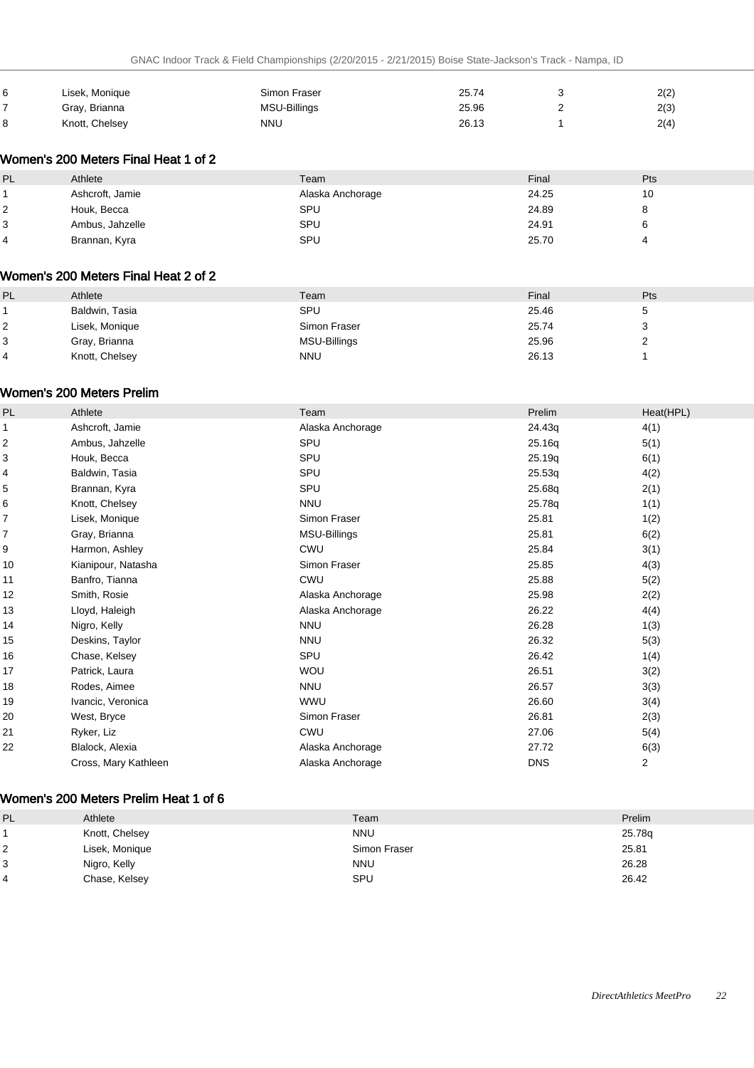| | | | | | |
|---|---|---|---|---|---|
| 6 | Lisek, Monique | Simon Fraser | 25.74 | 3 | 2(2) |
| 7 | Gray, Brianna | MSU-Billings | 25.96 | 2 | 2(3) |
| 8 | Knott, Chelsey | NNU | 26.13 | 1 | 2(4) |

### Women's 200 Meters Final Heat 1 of 2

| PL | Athlete | Team | Final | Pts |
|---|---|---|---|---|
| 1 | Ashcroft, Jamie | Alaska Anchorage | 24.25 | 10 |
| 2 | Houk, Becca | SPU | 24.89 | 8 |
| 3 | Ambus, Jahzelle | SPU | 24.91 | 6 |
| 4 | Brannan, Kyra | SPU | 25.70 | 4 |

### Women's 200 Meters Final Heat 2 of 2

| PL | Athlete | Team | Final | Pts |
|---|---|---|---|---|
| 1 | Baldwin, Tasia | SPU | 25.46 | 5 |
| 2 | Lisek, Monique | Simon Fraser | 25.74 | 3 |
| 3 | Gray, Brianna | MSU-Billings | 25.96 | 2 |
| 4 | Knott, Chelsey | NNU | 26.13 | 1 |

### Women's 200 Meters Prelim

| PL | Athlete | Team | Prelim | Heat(HPL) |
|---|---|---|---|---|
| 1 | Ashcroft, Jamie | Alaska Anchorage | 24.43q | 4(1) |
| 2 | Ambus, Jahzelle | SPU | 25.16q | 5(1) |
| 3 | Houk, Becca | SPU | 25.19q | 6(1) |
| 4 | Baldwin, Tasia | SPU | 25.53q | 4(2) |
| 5 | Brannan, Kyra | SPU | 25.68q | 2(1) |
| 6 | Knott, Chelsey | NNU | 25.78q | 1(1) |
| 7 | Lisek, Monique | Simon Fraser | 25.81 | 1(2) |
| 7 | Gray, Brianna | MSU-Billings | 25.81 | 6(2) |
| 9 | Harmon, Ashley | CWU | 25.84 | 3(1) |
| 10 | Kianipour, Natasha | Simon Fraser | 25.85 | 4(3) |
| 11 | Banfro, Tianna | CWU | 25.88 | 5(2) |
| 12 | Smith, Rosie | Alaska Anchorage | 25.98 | 2(2) |
| 13 | Lloyd, Haleigh | Alaska Anchorage | 26.22 | 4(4) |
| 14 | Nigro, Kelly | NNU | 26.28 | 1(3) |
| 15 | Deskins, Taylor | NNU | 26.32 | 5(3) |
| 16 | Chase, Kelsey | SPU | 26.42 | 1(4) |
| 17 | Patrick, Laura | WOU | 26.51 | 3(2) |
| 18 | Rodes, Aimee | NNU | 26.57 | 3(3) |
| 19 | Ivancic, Veronica | WWU | 26.60 | 3(4) |
| 20 | West, Bryce | Simon Fraser | 26.81 | 2(3) |
| 21 | Ryker, Liz | CWU | 27.06 | 5(4) |
| 22 | Blalock, Alexia | Alaska Anchorage | 27.72 | 6(3) |
| | Cross, Mary Kathleen | Alaska Anchorage | DNS | 2 |

### Women's 200 Meters Prelim Heat 1 of 6

| PL | Athlete | Team | Prelim |
|---|---|---|---|
| 1 | Knott, Chelsey | NNU | 25.78q |
| 2 | Lisek, Monique | Simon Fraser | 25.81 |
| 3 | Nigro, Kelly | NNU | 26.28 |
| 4 | Chase, Kelsey | SPU | 26.42 |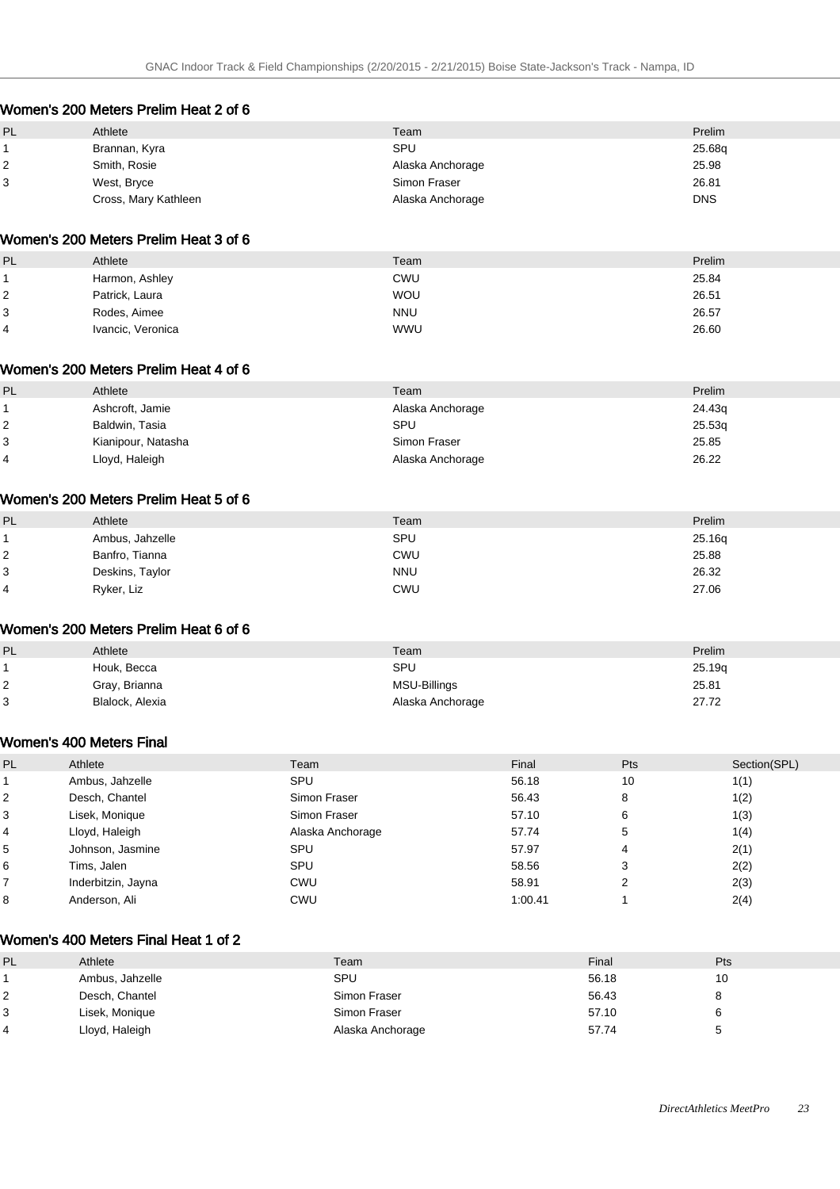## Women's 200 Meters Prelim Heat 2 of 6

| PL | Athlete | Team | Prelim |
|---|---|---|---|
| 1 | Brannan, Kyra | SPU | 25.68q |
| 2 | Smith, Rosie | Alaska Anchorage | 25.98 |
| 3 | West, Bryce | Simon Fraser | 26.81 |
| | Cross, Mary Kathleen | Alaska Anchorage | DNS |

## Women's 200 Meters Prelim Heat 3 of 6

| PL | Athlete | Team | Prelim |
|---|---|---|---|
| 1 | Harmon, Ashley | CWU | 25.84 |
| 2 | Patrick, Laura | WOU | 26.51 |
| 3 | Rodes, Aimee | NNU | 26.57 |
| 4 | Ivancic, Veronica | WWU | 26.60 |

## Women's 200 Meters Prelim Heat 4 of 6

| PL | Athlete | Team | Prelim |
|---|---|---|---|
| 1 | Ashcroft, Jamie | Alaska Anchorage | 24.43q |
| 2 | Baldwin, Tasia | SPU | 25.53q |
| 3 | Kianipour, Natasha | Simon Fraser | 25.85 |
| 4 | Lloyd, Haleigh | Alaska Anchorage | 26.22 |

## Women's 200 Meters Prelim Heat 5 of 6

| PL | Athlete | Team | Prelim |
|---|---|---|---|
| 1 | Ambus, Jahzelle | SPU | 25.16q |
| 2 | Banfro, Tianna | CWU | 25.88 |
| 3 | Deskins, Taylor | NNU | 26.32 |
| 4 | Ryker, Liz | CWU | 27.06 |

## Women's 200 Meters Prelim Heat 6 of 6

| PL | Athlete | Team | Prelim |
|---|---|---|---|
| 1 | Houk, Becca | SPU | 25.19q |
| 2 | Gray, Brianna | MSU-Billings | 25.81 |
| 3 | Blalock, Alexia | Alaska Anchorage | 27.72 |

## Women's 400 Meters Final

| PL | Athlete | Team | Final | Pts | Section(SPL) |
|---|---|---|---|---|---|
| 1 | Ambus, Jahzelle | SPU | 56.18 | 10 | 1(1) |
| 2 | Desch, Chantel | Simon Fraser | 56.43 | 8 | 1(2) |
| 3 | Lisek, Monique | Simon Fraser | 57.10 | 6 | 1(3) |
| 4 | Lloyd, Haleigh | Alaska Anchorage | 57.74 | 5 | 1(4) |
| 5 | Johnson, Jasmine | SPU | 57.97 | 4 | 2(1) |
| 6 | Tims, Jalen | SPU | 58.56 | 3 | 2(2) |
| 7 | Inderbitzin, Jayna | CWU | 58.91 | 2 | 2(3) |
| 8 | Anderson, Ali | CWU | 1:00.41 | 1 | 2(4) |

## Women's 400 Meters Final Heat 1 of 2

| PL | Athlete | Team | Final | Pts |
|---|---|---|---|---|
| 1 | Ambus, Jahzelle | SPU | 56.18 | 10 |
| 2 | Desch, Chantel | Simon Fraser | 56.43 | 8 |
| 3 | Lisek, Monique | Simon Fraser | 57.10 | 6 |
| 4 | Lloyd, Haleigh | Alaska Anchorage | 57.74 | 5 |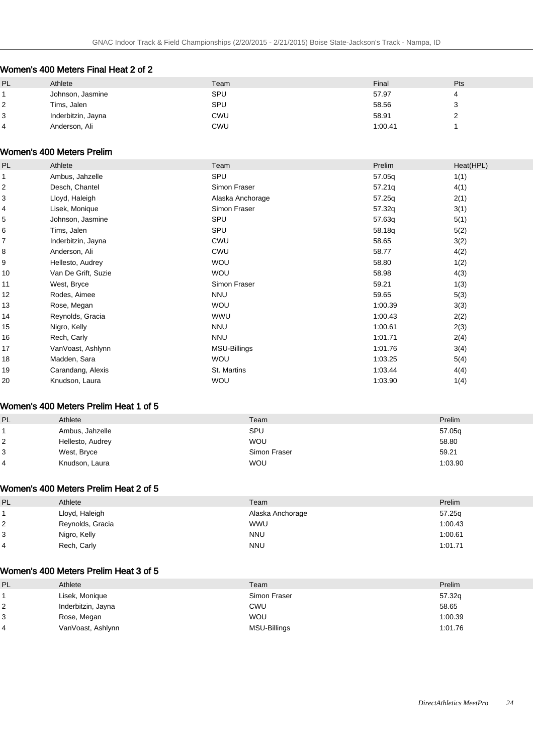## Women's 400 Meters Final Heat 2 of 2

| PL | Athlete | Team | Final | Pts |
|---|---|---|---|---|
| 1 | Johnson, Jasmine | SPU | 57.97 | 4 |
| 2 | Tims, Jalen | SPU | 58.56 | 3 |
| 3 | Inderbitzin, Jayna | CWU | 58.91 | 2 |
| 4 | Anderson, Ali | CWU | 1:00.41 | 1 |

## Women's 400 Meters Prelim

| PL | Athlete | Team | Prelim | Heat(HPL) |
|---|---|---|---|---|
| 1 | Ambus, Jahzelle | SPU | 57.05q | 1(1) |
| 2 | Desch, Chantel | Simon Fraser | 57.21q | 4(1) |
| 3 | Lloyd, Haleigh | Alaska Anchorage | 57.25q | 2(1) |
| 4 | Lisek, Monique | Simon Fraser | 57.32q | 3(1) |
| 5 | Johnson, Jasmine | SPU | 57.63q | 5(1) |
| 6 | Tims, Jalen | SPU | 58.18q | 5(2) |
| 7 | Inderbitzin, Jayna | CWU | 58.65 | 3(2) |
| 8 | Anderson, Ali | CWU | 58.77 | 4(2) |
| 9 | Hellesto, Audrey | WOU | 58.80 | 1(2) |
| 10 | Van De Grift, Suzie | WOU | 58.98 | 4(3) |
| 11 | West, Bryce | Simon Fraser | 59.21 | 1(3) |
| 12 | Rodes, Aimee | NNU | 59.65 | 5(3) |
| 13 | Rose, Megan | WOU | 1:00.39 | 3(3) |
| 14 | Reynolds, Gracia | WWU | 1:00.43 | 2(2) |
| 15 | Nigro, Kelly | NNU | 1:00.61 | 2(3) |
| 16 | Rech, Carly | NNU | 1:01.71 | 2(4) |
| 17 | VanVoast, Ashlynn | MSU-Billings | 1:01.76 | 3(4) |
| 18 | Madden, Sara | WOU | 1:03.25 | 5(4) |
| 19 | Carandang, Alexis | St. Martins | 1:03.44 | 4(4) |
| 20 | Knudson, Laura | WOU | 1:03.90 | 1(4) |

## Women's 400 Meters Prelim Heat 1 of 5

| PL | Athlete | Team | Prelim |
|---|---|---|---|
| 1 | Ambus, Jahzelle | SPU | 57.05q |
| 2 | Hellesto, Audrey | WOU | 58.80 |
| 3 | West, Bryce | Simon Fraser | 59.21 |
| 4 | Knudson, Laura | WOU | 1:03.90 |

## Women's 400 Meters Prelim Heat 2 of 5

| PL | Athlete | Team | Prelim |
|---|---|---|---|
| 1 | Lloyd, Haleigh | Alaska Anchorage | 57.25q |
| 2 | Reynolds, Gracia | WWU | 1:00.43 |
| 3 | Nigro, Kelly | NNU | 1:00.61 |
| 4 | Rech, Carly | NNU | 1:01.71 |

## Women's 400 Meters Prelim Heat 3 of 5

| PL | Athlete | Team | Prelim |
|---|---|---|---|
| 1 | Lisek, Monique | Simon Fraser | 57.32q |
| 2 | Inderbitzin, Jayna | CWU | 58.65 |
| 3 | Rose, Megan | WOU | 1:00.39 |
| 4 | VanVoast, Ashlynn | MSU-Billings | 1:01.76 |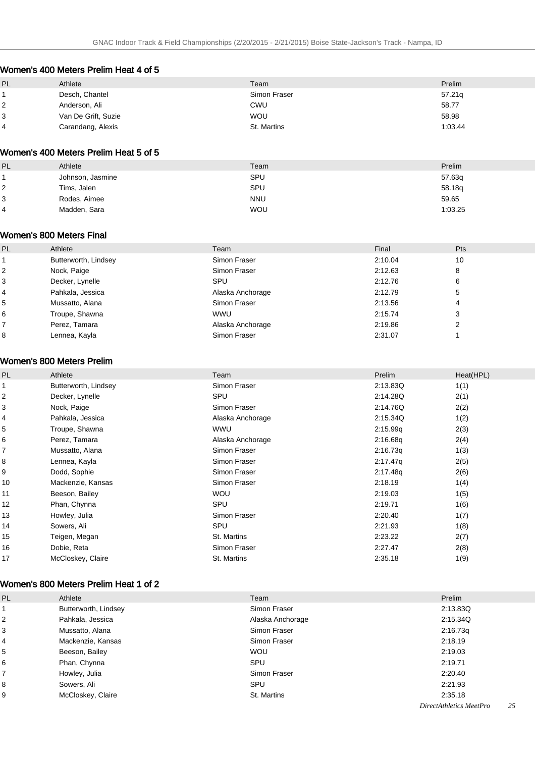## Women's 400 Meters Prelim Heat 4 of 5

| PL | Athlete | Team | Prelim |
|---|---|---|---|
| 1 | Desch, Chantel | Simon Fraser | 57.21q |
| 2 | Anderson, Ali | CWU | 58.77 |
| 3 | Van De Grift, Suzie | WOU | 58.98 |
| 4 | Carandang, Alexis | St. Martins | 1:03.44 |

## Women's 400 Meters Prelim Heat 5 of 5

| PL | Athlete | Team | Prelim |
|---|---|---|---|
| 1 | Johnson, Jasmine | SPU | 57.63q |
| 2 | Tims, Jalen | SPU | 58.18q |
| 3 | Rodes, Aimee | NNU | 59.65 |
| 4 | Madden, Sara | WOU | 1:03.25 |

## Women's 800 Meters Final

| PL | Athlete | Team | Final | Pts |
|---|---|---|---|---|
| 1 | Butterworth, Lindsey | Simon Fraser | 2:10.04 | 10 |
| 2 | Nock, Paige | Simon Fraser | 2:12.63 | 8 |
| 3 | Decker, Lynelle | SPU | 2:12.76 | 6 |
| 4 | Pahkala, Jessica | Alaska Anchorage | 2:12.79 | 5 |
| 5 | Mussatto, Alana | Simon Fraser | 2:13.56 | 4 |
| 6 | Troupe, Shawna | WWU | 2:15.74 | 3 |
| 7 | Perez, Tamara | Alaska Anchorage | 2:19.86 | 2 |
| 8 | Lennea, Kayla | Simon Fraser | 2:31.07 | 1 |

## Women's 800 Meters Prelim

| PL | Athlete | Team | Prelim | Heat(HPL) |
|---|---|---|---|---|
| 1 | Butterworth, Lindsey | Simon Fraser | 2:13.83Q | 1(1) |
| 2 | Decker, Lynelle | SPU | 2:14.28Q | 2(1) |
| 3 | Nock, Paige | Simon Fraser | 2:14.76Q | 2(2) |
| 4 | Pahkala, Jessica | Alaska Anchorage | 2:15.34Q | 1(2) |
| 5 | Troupe, Shawna | WWU | 2:15.99q | 2(3) |
| 6 | Perez, Tamara | Alaska Anchorage | 2:16.68q | 2(4) |
| 7 | Mussatto, Alana | Simon Fraser | 2:16.73q | 1(3) |
| 8 | Lennea, Kayla | Simon Fraser | 2:17.47q | 2(5) |
| 9 | Dodd, Sophie | Simon Fraser | 2:17.48q | 2(6) |
| 10 | Mackenzie, Kansas | Simon Fraser | 2:18.19 | 1(4) |
| 11 | Beeson, Bailey | WOU | 2:19.03 | 1(5) |
| 12 | Phan, Chynna | SPU | 2:19.71 | 1(6) |
| 13 | Howley, Julia | Simon Fraser | 2:20.40 | 1(7) |
| 14 | Sowers, Ali | SPU | 2:21.93 | 1(8) |
| 15 | Teigen, Megan | St. Martins | 2:23.22 | 2(7) |
| 16 | Dobie, Reta | Simon Fraser | 2:27.47 | 2(8) |
| 17 | McCloskey, Claire | St. Martins | 2:35.18 | 1(9) |

## Women's 800 Meters Prelim Heat 1 of 2

| PL | Athlete | Team | Prelim |
|---|---|---|---|
| 1 | Butterworth, Lindsey | Simon Fraser | 2:13.83Q |
| 2 | Pahkala, Jessica | Alaska Anchorage | 2:15.34Q |
| 3 | Mussatto, Alana | Simon Fraser | 2:16.73q |
| 4 | Mackenzie, Kansas | Simon Fraser | 2:18.19 |
| 5 | Beeson, Bailey | WOU | 2:19.03 |
| 6 | Phan, Chynna | SPU | 2:19.71 |
| 7 | Howley, Julia | Simon Fraser | 2:20.40 |
| 8 | Sowers, Ali | SPU | 2:21.93 |
| 9 | McCloskey, Claire | St. Martins | 2:35.18 |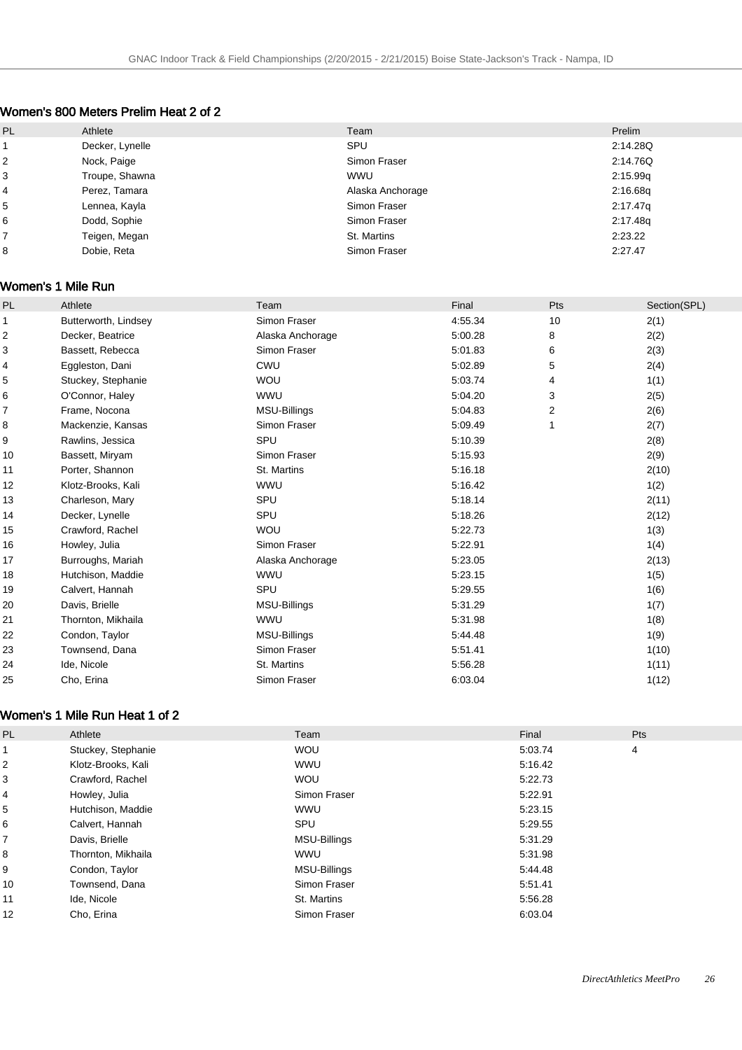## Women's 800 Meters Prelim Heat 2 of 2

| PL | Athlete | Team | Prelim |
|---|---|---|---|
| 1 | Decker, Lynelle | SPU | 2:14.28Q |
| 2 | Nock, Paige | Simon Fraser | 2:14.76Q |
| 3 | Troupe, Shawna | WWU | 2:15.99q |
| 4 | Perez, Tamara | Alaska Anchorage | 2:16.68q |
| 5 | Lennea, Kayla | Simon Fraser | 2:17.47q |
| 6 | Dodd, Sophie | Simon Fraser | 2:17.48q |
| 7 | Teigen, Megan | St. Martins | 2:23.22 |
| 8 | Dobie, Reta | Simon Fraser | 2:27.47 |

## Women's 1 Mile Run

| PL | Athlete | Team | Final | Pts | Section(SPL) |
|---|---|---|---|---|---|
| 1 | Butterworth, Lindsey | Simon Fraser | 4:55.34 | 10 | 2(1) |
| 2 | Decker, Beatrice | Alaska Anchorage | 5:00.28 | 8 | 2(2) |
| 3 | Bassett, Rebecca | Simon Fraser | 5:01.83 | 6 | 2(3) |
| 4 | Eggleston, Dani | CWU | 5:02.89 | 5 | 2(4) |
| 5 | Stuckey, Stephanie | WOU | 5:03.74 | 4 | 1(1) |
| 6 | O'Connor, Haley | WWU | 5:04.20 | 3 | 2(5) |
| 7 | Frame, Nocona | MSU-Billings | 5:04.83 | 2 | 2(6) |
| 8 | Mackenzie, Kansas | Simon Fraser | 5:09.49 | 1 | 2(7) |
| 9 | Rawlins, Jessica | SPU | 5:10.39 | | 2(8) |
| 10 | Bassett, Miryam | Simon Fraser | 5:15.93 | | 2(9) |
| 11 | Porter, Shannon | St. Martins | 5:16.18 | | 2(10) |
| 12 | Klotz-Brooks, Kali | WWU | 5:16.42 | | 1(2) |
| 13 | Charleson, Mary | SPU | 5:18.14 | | 2(11) |
| 14 | Decker, Lynelle | SPU | 5:18.26 | | 2(12) |
| 15 | Crawford, Rachel | WOU | 5:22.73 | | 1(3) |
| 16 | Howley, Julia | Simon Fraser | 5:22.91 | | 1(4) |
| 17 | Burroughs, Mariah | Alaska Anchorage | 5:23.05 | | 2(13) |
| 18 | Hutchison, Maddie | WWU | 5:23.15 | | 1(5) |
| 19 | Calvert, Hannah | SPU | 5:29.55 | | 1(6) |
| 20 | Davis, Brielle | MSU-Billings | 5:31.29 | | 1(7) |
| 21 | Thornton, Mikhaila | WWU | 5:31.98 | | 1(8) |
| 22 | Condon, Taylor | MSU-Billings | 5:44.48 | | 1(9) |
| 23 | Townsend, Dana | Simon Fraser | 5:51.41 | | 1(10) |
| 24 | Ide, Nicole | St. Martins | 5:56.28 | | 1(11) |
| 25 | Cho, Erina | Simon Fraser | 6:03.04 | | 1(12) |

## Women's 1 Mile Run Heat 1 of 2

| PL | Athlete | Team | Final | Pts |
|---|---|---|---|---|
| 1 | Stuckey, Stephanie | WOU | 5:03.74 | 4 |
| 2 | Klotz-Brooks, Kali | WWU | 5:16.42 | |
| 3 | Crawford, Rachel | WOU | 5:22.73 | |
| 4 | Howley, Julia | Simon Fraser | 5:22.91 | |
| 5 | Hutchison, Maddie | WWU | 5:23.15 | |
| 6 | Calvert, Hannah | SPU | 5:29.55 | |
| 7 | Davis, Brielle | MSU-Billings | 5:31.29 | |
| 8 | Thornton, Mikhaila | WWU | 5:31.98 | |
| 9 | Condon, Taylor | MSU-Billings | 5:44.48 | |
| 10 | Townsend, Dana | Simon Fraser | 5:51.41 | |
| 11 | Ide, Nicole | St. Martins | 5:56.28 | |
| 12 | Cho, Erina | Simon Fraser | 6:03.04 | |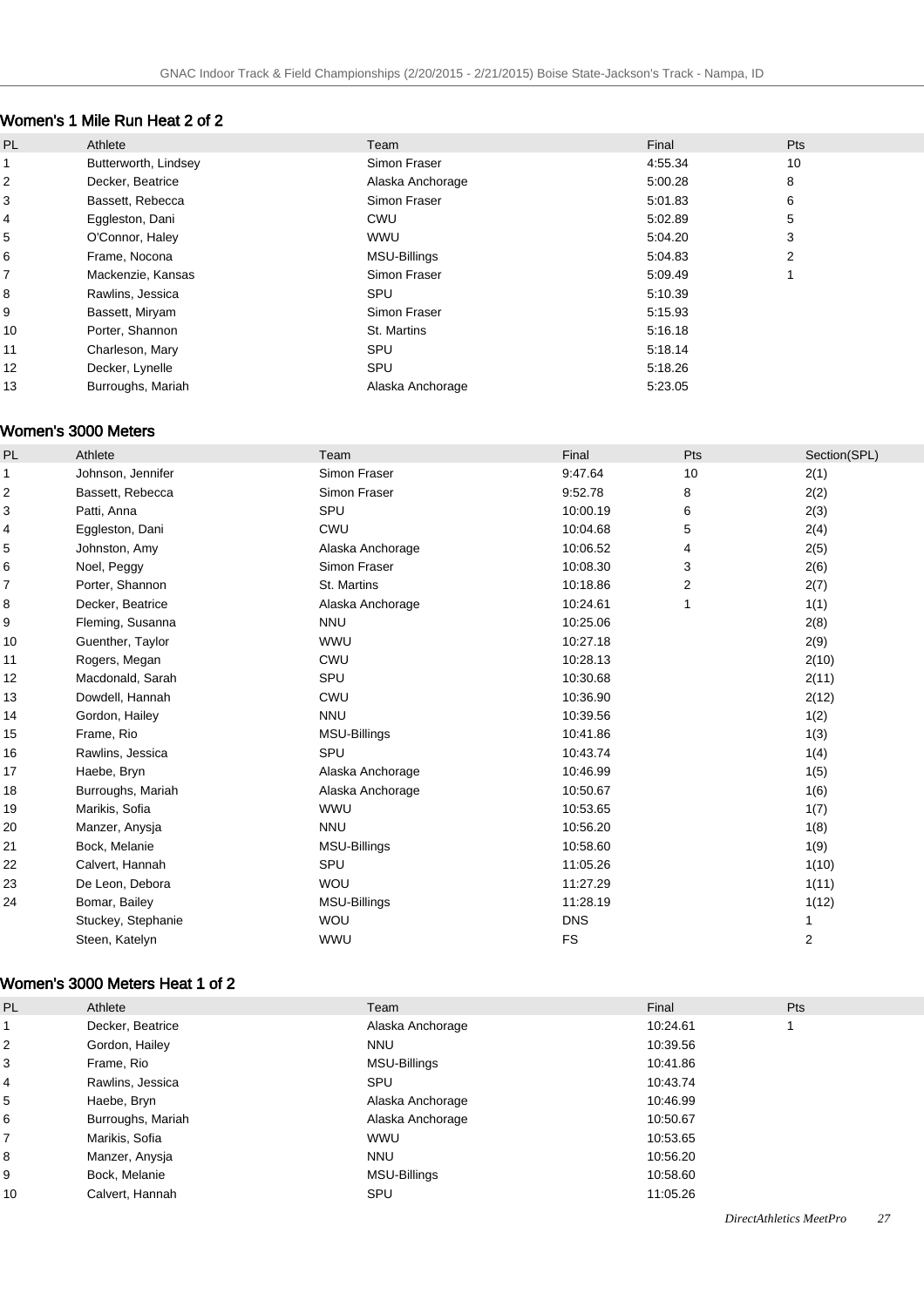## Women's 1 Mile Run Heat 2 of 2

| PL | Athlete | Team | Final | Pts |
|---|---|---|---|---|
| 1 | Butterworth, Lindsey | Simon Fraser | 4:55.34 | 10 |
| 2 | Decker, Beatrice | Alaska Anchorage | 5:00.28 | 8 |
| 3 | Bassett, Rebecca | Simon Fraser | 5:01.83 | 6 |
| 4 | Eggleston, Dani | CWU | 5:02.89 | 5 |
| 5 | O'Connor, Haley | WWU | 5:04.20 | 3 |
| 6 | Frame, Nocona | MSU-Billings | 5:04.83 | 2 |
| 7 | Mackenzie, Kansas | Simon Fraser | 5:09.49 | 1 |
| 8 | Rawlins, Jessica | SPU | 5:10.39 | |
| 9 | Bassett, Miryam | Simon Fraser | 5:15.93 | |
| 10 | Porter, Shannon | St. Martins | 5:16.18 | |
| 11 | Charleson, Mary | SPU | 5:18.14 | |
| 12 | Decker, Lynelle | SPU | 5:18.26 | |
| 13 | Burroughs, Mariah | Alaska Anchorage | 5:23.05 | |

## Women's 3000 Meters

| PL | Athlete | Team | Final | Pts | Section(SPL) |
|---|---|---|---|---|---|
| 1 | Johnson, Jennifer | Simon Fraser | 9:47.64 | 10 | 2(1) |
| 2 | Bassett, Rebecca | Simon Fraser | 9:52.78 | 8 | 2(2) |
| 3 | Patti, Anna | SPU | 10:00.19 | 6 | 2(3) |
| 4 | Eggleston, Dani | CWU | 10:04.68 | 5 | 2(4) |
| 5 | Johnston, Amy | Alaska Anchorage | 10:06.52 | 4 | 2(5) |
| 6 | Noel, Peggy | Simon Fraser | 10:08.30 | 3 | 2(6) |
| 7 | Porter, Shannon | St. Martins | 10:18.86 | 2 | 2(7) |
| 8 | Decker, Beatrice | Alaska Anchorage | 10:24.61 | 1 | 1(1) |
| 9 | Fleming, Susanna | NNU | 10:25.06 | | 2(8) |
| 10 | Guenther, Taylor | WWU | 10:27.18 | | 2(9) |
| 11 | Rogers, Megan | CWU | 10:28.13 | | 2(10) |
| 12 | Macdonald, Sarah | SPU | 10:30.68 | | 2(11) |
| 13 | Dowdell, Hannah | CWU | 10:36.90 | | 2(12) |
| 14 | Gordon, Hailey | NNU | 10:39.56 | | 1(2) |
| 15 | Frame, Rio | MSU-Billings | 10:41.86 | | 1(3) |
| 16 | Rawlins, Jessica | SPU | 10:43.74 | | 1(4) |
| 17 | Haebe, Bryn | Alaska Anchorage | 10:46.99 | | 1(5) |
| 18 | Burroughs, Mariah | Alaska Anchorage | 10:50.67 | | 1(6) |
| 19 | Marikis, Sofia | WWU | 10:53.65 | | 1(7) |
| 20 | Manzer, Anysja | NNU | 10:56.20 | | 1(8) |
| 21 | Bock, Melanie | MSU-Billings | 10:58.60 | | 1(9) |
| 22 | Calvert, Hannah | SPU | 11:05.26 | | 1(10) |
| 23 | De Leon, Debora | WOU | 11:27.29 | | 1(11) |
| 24 | Bomar, Bailey | MSU-Billings | 11:28.19 | | 1(12) |
| | Stuckey, Stephanie | WOU | DNS | | 1 |
| | Steen, Katelyn | WWU | FS | | 2 |

## Women's 3000 Meters Heat 1 of 2

| PL | Athlete | Team | Final | Pts |
|---|---|---|---|---|
| 1 | Decker, Beatrice | Alaska Anchorage | 10:24.61 | 1 |
| 2 | Gordon, Hailey | NNU | 10:39.56 | |
| 3 | Frame, Rio | MSU-Billings | 10:41.86 | |
| 4 | Rawlins, Jessica | SPU | 10:43.74 | |
| 5 | Haebe, Bryn | Alaska Anchorage | 10:46.99 | |
| 6 | Burroughs, Mariah | Alaska Anchorage | 10:50.67 | |
| 7 | Marikis, Sofia | WWU | 10:53.65 | |
| 8 | Manzer, Anysja | NNU | 10:56.20 | |
| 9 | Bock, Melanie | MSU-Billings | 10:58.60 | |
| 10 | Calvert, Hannah | SPU | 11:05.26 | |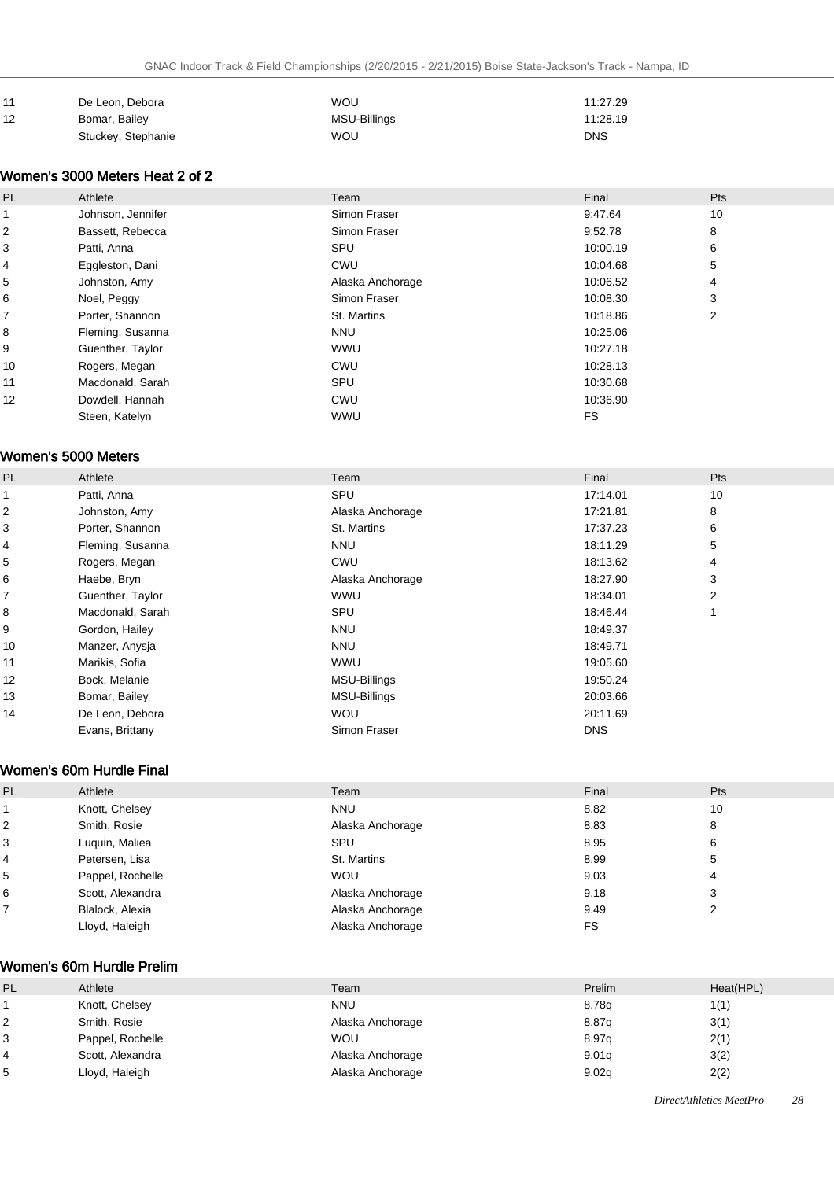| PL | Athlete | Team | Final | Pts |
|---|---|---|---|---|
| 11 | De Leon, Debora | WOU | 11:27.29 | |
| 12 | Bomar, Bailey | MSU-Billings | 11:28.19 | |
| | Stuckey, Stephanie | WOU | DNS | |

### Women's 3000 Meters Heat 2 of 2

| PL | Athlete | Team | Final | Pts |
|---|---|---|---|---|
| 1 | Johnson, Jennifer | Simon Fraser | 9:47.64 | 10 |
| 2 | Bassett, Rebecca | Simon Fraser | 9:52.78 | 8 |
| 3 | Patti, Anna | SPU | 10:00.19 | 6 |
| 4 | Eggleston, Dani | CWU | 10:04.68 | 5 |
| 5 | Johnston, Amy | Alaska Anchorage | 10:06.52 | 4 |
| 6 | Noel, Peggy | Simon Fraser | 10:08.30 | 3 |
| 7 | Porter, Shannon | St. Martins | 10:18.86 | 2 |
| 8 | Fleming, Susanna | NNU | 10:25.06 | |
| 9 | Guenther, Taylor | WWU | 10:27.18 | |
| 10 | Rogers, Megan | CWU | 10:28.13 | |
| 11 | Macdonald, Sarah | SPU | 10:30.68 | |
| 12 | Dowdell, Hannah | CWU | 10:36.90 | |
| | Steen, Katelyn | WWU | FS | |

### Women's 5000 Meters

| PL | Athlete | Team | Final | Pts |
|---|---|---|---|---|
| 1 | Patti, Anna | SPU | 17:14.01 | 10 |
| 2 | Johnston, Amy | Alaska Anchorage | 17:21.81 | 8 |
| 3 | Porter, Shannon | St. Martins | 17:37.23 | 6 |
| 4 | Fleming, Susanna | NNU | 18:11.29 | 5 |
| 5 | Rogers, Megan | CWU | 18:13.62 | 4 |
| 6 | Haebe, Bryn | Alaska Anchorage | 18:27.90 | 3 |
| 7 | Guenther, Taylor | WWU | 18:34.01 | 2 |
| 8 | Macdonald, Sarah | SPU | 18:46.44 | 1 |
| 9 | Gordon, Hailey | NNU | 18:49.37 | |
| 10 | Manzer, Anysja | NNU | 18:49.71 | |
| 11 | Marikis, Sofia | WWU | 19:05.60 | |
| 12 | Bock, Melanie | MSU-Billings | 19:50.24 | |
| 13 | Bomar, Bailey | MSU-Billings | 20:03.66 | |
| 14 | De Leon, Debora | WOU | 20:11.69 | |
| | Evans, Brittany | Simon Fraser | DNS | |

### Women's 60m Hurdle Final

| PL | Athlete | Team | Final | Pts |
|---|---|---|---|---|
| 1 | Knott, Chelsey | NNU | 8.82 | 10 |
| 2 | Smith, Rosie | Alaska Anchorage | 8.83 | 8 |
| 3 | Luquin, Maliea | SPU | 8.95 | 6 |
| 4 | Petersen, Lisa | St. Martins | 8.99 | 5 |
| 5 | Pappel, Rochelle | WOU | 9.03 | 4 |
| 6 | Scott, Alexandra | Alaska Anchorage | 9.18 | 3 |
| 7 | Blalock, Alexia | Alaska Anchorage | 9.49 | 2 |
| | Lloyd, Haleigh | Alaska Anchorage | FS | |

### Women's 60m Hurdle Prelim

| PL | Athlete | Team | Prelim | Heat(HPL) |
|---|---|---|---|---|
| 1 | Knott, Chelsey | NNU | 8.78q | 1(1) |
| 2 | Smith, Rosie | Alaska Anchorage | 8.87q | 3(1) |
| 3 | Pappel, Rochelle | WOU | 8.97q | 2(1) |
| 4 | Scott, Alexandra | Alaska Anchorage | 9.01q | 3(2) |
| 5 | Lloyd, Haleigh | Alaska Anchorage | 9.02q | 2(2) |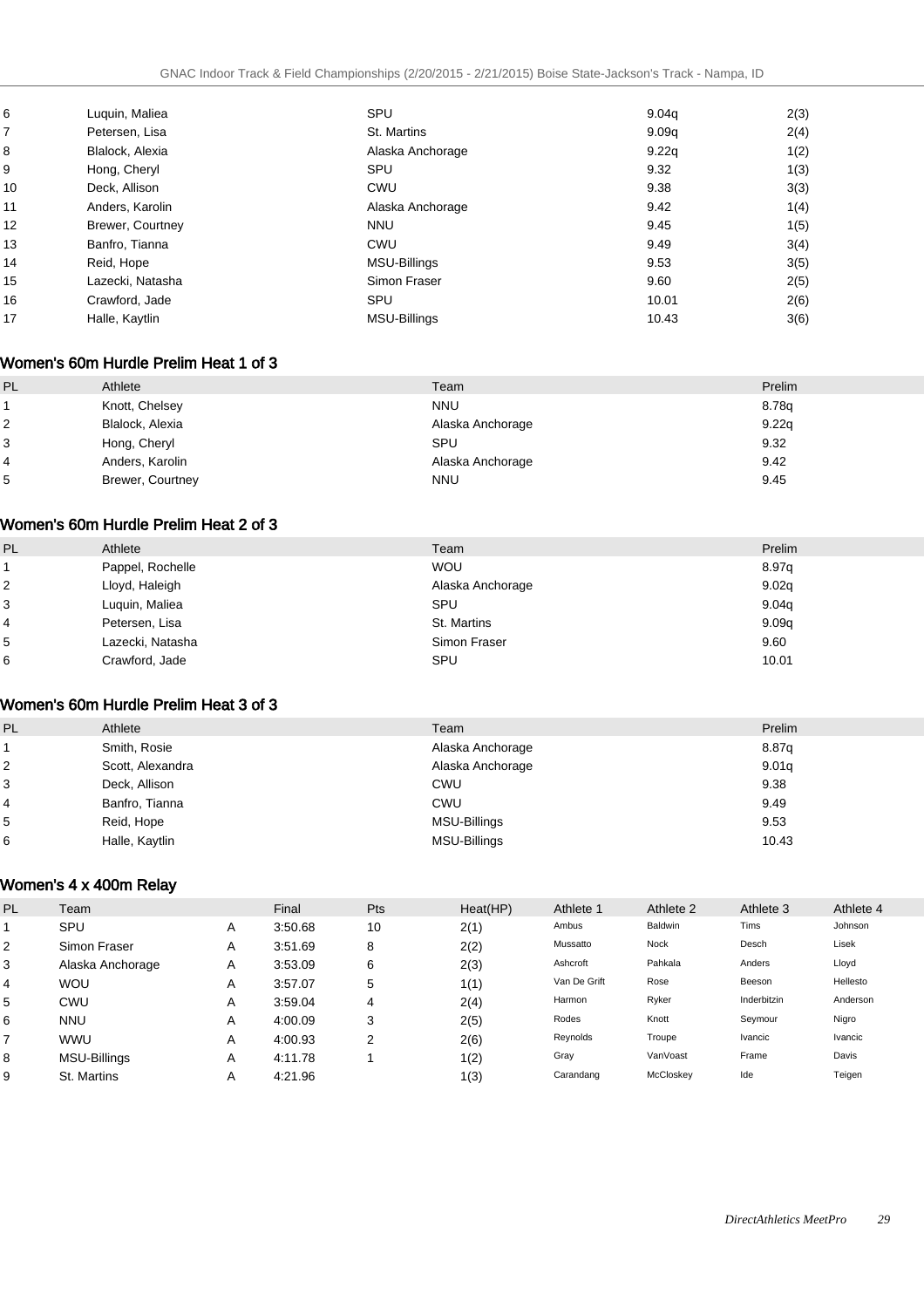| | | | | |
|---|---|---|---|---|
| 6 | Luquin, Maliea | SPU | 9.04q | 2(3) |
| 7 | Petersen, Lisa | St. Martins | 9.09q | 2(4) |
| 8 | Blalock, Alexia | Alaska Anchorage | 9.22q | 1(2) |
| 9 | Hong, Cheryl | SPU | 9.32 | 1(3) |
| 10 | Deck, Allison | CWU | 9.38 | 3(3) |
| 11 | Anders, Karolin | Alaska Anchorage | 9.42 | 1(4) |
| 12 | Brewer, Courtney | NNU | 9.45 | 1(5) |
| 13 | Banfro, Tianna | CWU | 9.49 | 3(4) |
| 14 | Reid, Hope | MSU-Billings | 9.53 | 3(5) |
| 15 | Lazecki, Natasha | Simon Fraser | 9.60 | 2(5) |
| 16 | Crawford, Jade | SPU | 10.01 | 2(6) |
| 17 | Halle, Kaytlin | MSU-Billings | 10.43 | 3(6) |

## Women's 60m Hurdle Prelim Heat 1 of 3

| PL | Athlete | Team | Prelim |
|---|---|---|---|
| 1 | Knott, Chelsey | NNU | 8.78q |
| 2 | Blalock, Alexia | Alaska Anchorage | 9.22q |
| 3 | Hong, Cheryl | SPU | 9.32 |
| 4 | Anders, Karolin | Alaska Anchorage | 9.42 |
| 5 | Brewer, Courtney | NNU | 9.45 |

## Women's 60m Hurdle Prelim Heat 2 of 3

| PL | Athlete | Team | Prelim |
|---|---|---|---|
| 1 | Pappel, Rochelle | WOU | 8.97q |
| 2 | Lloyd, Haleigh | Alaska Anchorage | 9.02q |
| 3 | Luquin, Maliea | SPU | 9.04q |
| 4 | Petersen, Lisa | St. Martins | 9.09q |
| 5 | Lazecki, Natasha | Simon Fraser | 9.60 |
| 6 | Crawford, Jade | SPU | 10.01 |

## Women's 60m Hurdle Prelim Heat 3 of 3

| PL | Athlete | Team | Prelim |
|---|---|---|---|
| 1 | Smith, Rosie | Alaska Anchorage | 8.87q |
| 2 | Scott, Alexandra | Alaska Anchorage | 9.01q |
| 3 | Deck, Allison | CWU | 9.38 |
| 4 | Banfro, Tianna | CWU | 9.49 |
| 5 | Reid, Hope | MSU-Billings | 9.53 |
| 6 | Halle, Kaytlin | MSU-Billings | 10.43 |

## Women's 4 x 400m Relay

| PL | Team | | Final | Pts | Heat(HP) | Athlete 1 | Athlete 2 | Athlete 3 | Athlete 4 |
|---|---|---|---|---|---|---|---|---|---|
| 1 | SPU | A | 3:50.68 | 10 | 2(1) | Ambus | Baldwin | Tims | Johnson |
| 2 | Simon Fraser | A | 3:51.69 | 8 | 2(2) | Mussatto | Nock | Desch | Lisek |
| 3 | Alaska Anchorage | A | 3:53.09 | 6 | 2(3) | Ashcroft | Pahkala | Anders | Lloyd |
| 4 | WOU | A | 3:57.07 | 5 | 1(1) | Van De Grift | Rose | Beeson | Hellesto |
| 5 | CWU | A | 3:59.04 | 4 | 2(4) | Harmon | Ryker | Inderbitzin | Anderson |
| 6 | NNU | A | 4:00.09 | 3 | 2(5) | Rodes | Knott | Seymour | Nigro |
| 7 | WWU | A | 4:00.93 | 2 | 2(6) | Reynolds | Troupe | Ivancic | Ivancic |
| 8 | MSU-Billings | A | 4:11.78 | 1 | 1(2) | Gray | VanVoast | Frame | Davis |
| 9 | St. Martins | A | 4:21.96 | | 1(3) | Carandang | McCloskey | Ide | Teigen |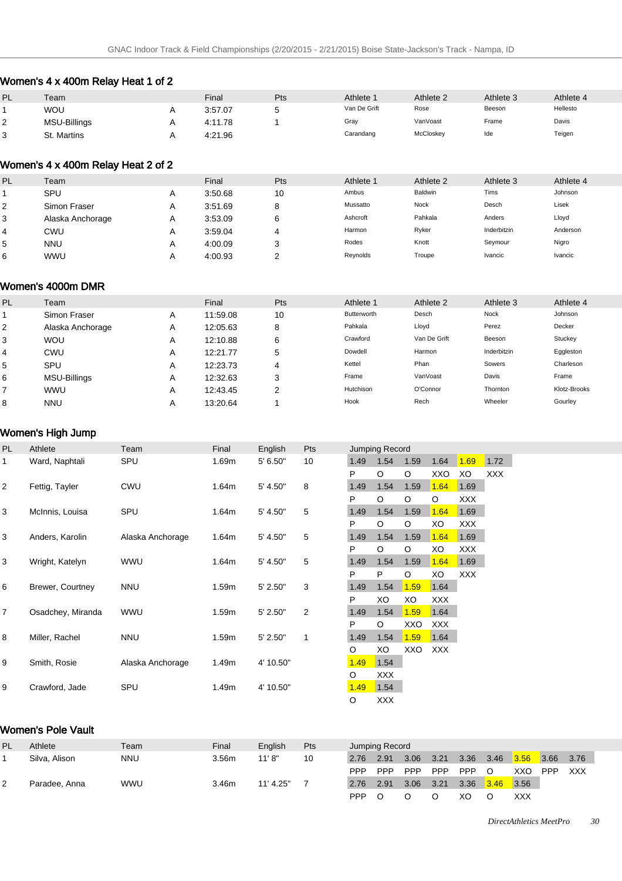## Women's 4 x 400m Relay Heat 1 of 2

| PL | Team | | Final | Pts | Athlete 1 | Athlete 2 | Athlete 3 | Athlete 4 |
|---|---|---|---|---|---|---|---|---|
| 1 | WOU | A | 3:57.07 | 5 | Van De Grift | Rose | Beeson | Hellesto |
| 2 | MSU-Billings | A | 4:11.78 | 1 | Gray | VanVoast | Frame | Davis |
| 3 | St. Martins | A | 4:21.96 | | Carandang | McCloskey | Ide | Teigen |

## Women's 4 x 400m Relay Heat 2 of 2

| PL | Team | | Final | Pts | Athlete 1 | Athlete 2 | Athlete 3 | Athlete 4 |
|---|---|---|---|---|---|---|---|---|
| 1 | SPU | A | 3:50.68 | 10 | Ambus | Baldwin | Tims | Johnson |
| 2 | Simon Fraser | A | 3:51.69 | 8 | Mussatto | Nock | Desch | Lisek |
| 3 | Alaska Anchorage | A | 3:53.09 | 6 | Ashcroft | Pahkala | Anders | Lloyd |
| 4 | CWU | A | 3:59.04 | 4 | Harmon | Ryker | Inderbitzin | Anderson |
| 5 | NNU | A | 4:00.09 | 3 | Rodes | Knott | Seymour | Nigro |
| 6 | WWU | A | 4:00.93 | 2 | Reynolds | Troupe | Ivancic | Ivancic |

## Women's 4000m DMR

| PL | Team | | Final | Pts | Athlete 1 | Athlete 2 | Athlete 3 | Athlete 4 |
|---|---|---|---|---|---|---|---|---|
| 1 | Simon Fraser | A | 11:59.08 | 10 | Butterworth | Desch | Nock | Johnson |
| 2 | Alaska Anchorage | A | 12:05.63 | 8 | Pahkala | Lloyd | Perez | Decker |
| 3 | WOU | A | 12:10.88 | 6 | Crawford | Van De Grift | Beeson | Stuckey |
| 4 | CWU | A | 12:21.77 | 5 | Dowdell | Harmon | Inderbitzin | Eggleston |
| 5 | SPU | A | 12:23.73 | 4 | Kettel | Phan | Sowers | Charleson |
| 6 | MSU-Billings | A | 12:32.63 | 3 | Frame | VanVoast | Davis | Frame |
| 7 | WWU | A | 12:43.45 | 2 | Hutchison | O'Connor | Thornton | Klotz-Brooks |
| 8 | NNU | A | 13:20.64 | 1 | Hook | Rech | Wheeler | Gourley |

## Women's High Jump

| PL | Athlete | Team | Final | English | Pts | Jumping Record | | | | | |
|---|---|---|---|---|---|---|---|---|---|---|---|
| 1 | Ward, Naphtali | SPU | 1.69m | 5' 6.50" | 10 | 1.49 | 1.54 | 1.59 | 1.64 | 1.69 | 1.72 |
| | | | | | | P | O | O | XXO | XO | XXX |
| 2 | Fettig, Tayler | CWU | 1.64m | 5' 4.50" | 8 | 1.49 | 1.54 | 1.59 | 1.64 | 1.69 | |
| | | | | | | P | O | O | O | XXX | |
| 3 | McInnis, Louisa | SPU | 1.64m | 5' 4.50" | 5 | 1.49 | 1.54 | 1.59 | 1.64 | 1.69 | |
| | | | | | | P | O | O | XO | XXX | |
| 3 | Anders, Karolin | Alaska Anchorage | 1.64m | 5' 4.50" | 5 | 1.49 | 1.54 | 1.59 | 1.64 | 1.69 | |
| | | | | | | P | O | O | XO | XXX | |
| 3 | Wright, Katelyn | WWU | 1.64m | 5' 4.50" | 5 | 1.49 | 1.54 | 1.59 | 1.64 | 1.69 | |
| | | | | | | P | P | O | XO | XXX | |
| 6 | Brewer, Courtney | NNU | 1.59m | 5' 2.50" | 3 | 1.49 | 1.54 | 1.59 | 1.64 | | |
| | | | | | | P | XO | XO | XXX | | |
| 7 | Osadchey, Miranda | WWU | 1.59m | 5' 2.50" | 2 | 1.49 | 1.54 | 1.59 | 1.64 | | |
| | | | | | | P | O | XXO | XXX | | |
| 8 | Miller, Rachel | NNU | 1.59m | 5' 2.50" | 1 | 1.49 | 1.54 | 1.59 | 1.64 | | |
| | | | | | | O | XO | XXO | XXX | | |
| 9 | Smith, Rosie | Alaska Anchorage | 1.49m | 4' 10.50" | | 1.49 | 1.54 | | | | |
| | | | | | | O | XXX | | | | |
| 9 | Crawford, Jade | SPU | 1.49m | 4' 10.50" | | 1.49 | 1.54 | | | | |
| | | | | | | O | XXX | | | | |

## Women's Pole Vault

| PL | Athlete | Team | Final | English | Pts | Jumping Record | | | | | | | | |
|---|---|---|---|---|---|---|---|---|---|---|---|---|---|---|
| 1 | Silva, Alison | NNU | 3.56m | 11' 8" | 10 | 2.76 | 2.91 | 3.06 | 3.21 | 3.36 | 3.46 | 3.56 | 3.66 | 3.76 |
| | | | | | | PPP | PPP | PPP | PPP | PPP | O | XXO | PPP | XXX |
| 2 | Paradee, Anna | WWU | 3.46m | 11' 4.25" | 7 | 2.76 | 2.91 | 3.06 | 3.21 | 3.36 | 3.46 | 3.56 | | |
| | | | | | | PPP | O | O | O | XO | O | XXX | | |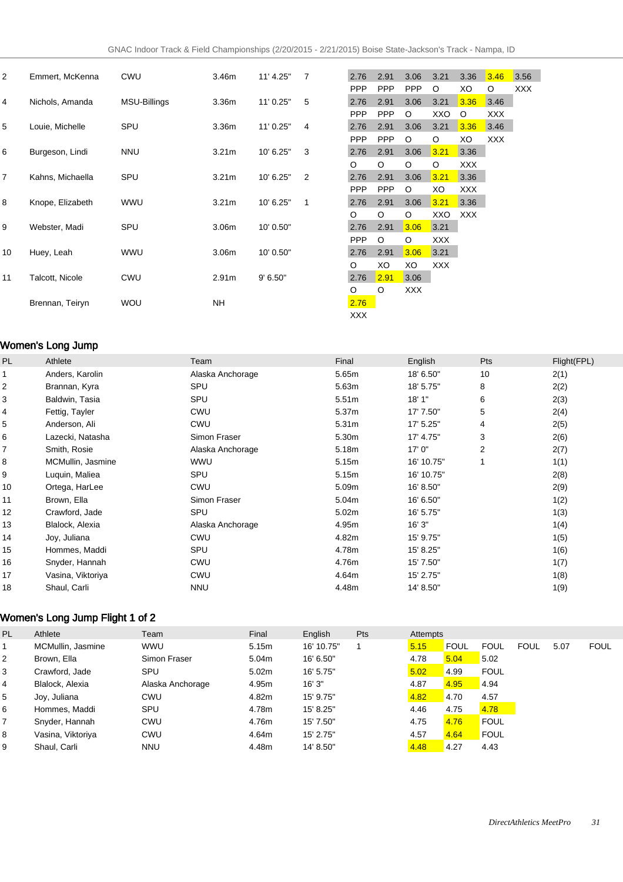| PL | Athlete | Team | Final | English | Pts | | | | | | | | |
|---|---|---|---|---|---|---|---|---|---|---|---|---|---|
| 2 | Emmert, McKenna | CWU | 3.46m | 11' 4.25" | 7 | 2.76 | 2.91 | 3.06 | 3.21 | 3.36 | 3.46 | 3.56 |
| | | | | | | PPP | PPP | PPP | O | XO | O | XXX |
| 4 | Nichols, Amanda | MSU-Billings | 3.36m | 11' 0.25" | 5 | 2.76 | 2.91 | 3.06 | 3.21 | 3.36 | 3.46 | |
| | | | | | | PPP | PPP | O | XXO | O | XXX | |
| 5 | Louie, Michelle | SPU | 3.36m | 11' 0.25" | 4 | 2.76 | 2.91 | 3.06 | 3.21 | 3.36 | 3.46 | |
| | | | | | | PPP | PPP | O | O | XO | XXX | |
| 6 | Burgeson, Lindi | NNU | 3.21m | 10' 6.25" | 3 | 2.76 | 2.91 | 3.06 | 3.21 | 3.36 | | |
| | | | | | | O | O | O | O | XXX | | |
| 7 | Kahns, Michaella | SPU | 3.21m | 10' 6.25" | 2 | 2.76 | 2.91 | 3.06 | 3.21 | 3.36 | | |
| | | | | | | PPP | PPP | O | XO | XXX | | |
| 8 | Knope, Elizabeth | WWU | 3.21m | 10' 6.25" | 1 | 2.76 | 2.91 | 3.06 | 3.21 | 3.36 | | |
| | | | | | | O | O | O | XXO | XXX | | |
| 9 | Webster, Madi | SPU | 3.06m | 10' 0.50" | | 2.76 | 2.91 | 3.06 | 3.21 | | | |
| | | | | | | PPP | O | O | XXX | | | |
| 10 | Huey, Leah | WWU | 3.06m | 10' 0.50" | | 2.76 | 2.91 | 3.06 | 3.21 | | | |
| | | | | | | O | XO | XO | XXX | | | |
| 11 | Talcott, Nicole | CWU | 2.91m | 9' 6.50" | | 2.76 | 2.91 | 3.06 | | | | |
| | | | | | | O | O | XXX | | | | |
| | Brennan, Teiryn | WOU | NH | | | 2.76 | | | | | | |
| | | | | | | XXX | | | | | | |

## Women's Long Jump

| PL | Athlete | Team | Final | English | Pts | Flight(FPL) |
|---|---|---|---|---|---|---|
| 1 | Anders, Karolin | Alaska Anchorage | 5.65m | 18' 6.50" | 10 | 2(1) |
| 2 | Brannan, Kyra | SPU | 5.63m | 18' 5.75" | 8 | 2(2) |
| 3 | Baldwin, Tasia | SPU | 5.51m | 18' 1" | 6 | 2(3) |
| 4 | Fettig, Tayler | CWU | 5.37m | 17' 7.50" | 5 | 2(4) |
| 5 | Anderson, Ali | CWU | 5.31m | 17' 5.25" | 4 | 2(5) |
| 6 | Lazecki, Natasha | Simon Fraser | 5.30m | 17' 4.75" | 3 | 2(6) |
| 7 | Smith, Rosie | Alaska Anchorage | 5.18m | 17' 0" | 2 | 2(7) |
| 8 | MCMullin, Jasmine | WWU | 5.15m | 16' 10.75" | 1 | 1(1) |
| 9 | Luquin, Maliea | SPU | 5.15m | 16' 10.75" | | 2(8) |
| 10 | Ortega, HarLee | CWU | 5.09m | 16' 8.50" | | 2(9) |
| 11 | Brown, Ella | Simon Fraser | 5.04m | 16' 6.50" | | 1(2) |
| 12 | Crawford, Jade | SPU | 5.02m | 16' 5.75" | | 1(3) |
| 13 | Blalock, Alexia | Alaska Anchorage | 4.95m | 16' 3" | | 1(4) |
| 14 | Joy, Juliana | CWU | 4.82m | 15' 9.75" | | 1(5) |
| 15 | Hommes, Maddi | SPU | 4.78m | 15' 8.25" | | 1(6) |
| 16 | Snyder, Hannah | CWU | 4.76m | 15' 7.50" | | 1(7) |
| 17 | Vasina, Viktoriya | CWU | 4.64m | 15' 2.75" | | 1(8) |
| 18 | Shaul, Carli | NNU | 4.48m | 14' 8.50" | | 1(9) |

## Women's Long Jump Flight 1 of 2

| PL | Athlete | Team | Final | English | Pts | Attempts | | | | | |
|---|---|---|---|---|---|---|---|---|---|---|---|
| 1 | MCMullin, Jasmine | WWU | 5.15m | 16' 10.75" | 1 | 5.15 | FOUL | FOUL | FOUL | 5.07 | FOUL |
| 2 | Brown, Ella | Simon Fraser | 5.04m | 16' 6.50" | | 4.78 | 5.04 | 5.02 | | | |
| 3 | Crawford, Jade | SPU | 5.02m | 16' 5.75" | | 5.02 | 4.99 | FOUL | | | |
| 4 | Blalock, Alexia | Alaska Anchorage | 4.95m | 16' 3" | | 4.87 | 4.95 | 4.94 | | | |
| 5 | Joy, Juliana | CWU | 4.82m | 15' 9.75" | | 4.82 | 4.70 | 4.57 | | | |
| 6 | Hommes, Maddi | SPU | 4.78m | 15' 8.25" | | 4.46 | 4.75 | 4.78 | | | |
| 7 | Snyder, Hannah | CWU | 4.76m | 15' 7.50" | | 4.75 | 4.76 | FOUL | | | |
| 8 | Vasina, Viktoriya | CWU | 4.64m | 15' 2.75" | | 4.57 | 4.64 | FOUL | | | |
| 9 | Shaul, Carli | NNU | 4.48m | 14' 8.50" | | 4.48 | 4.27 | 4.43 | | | |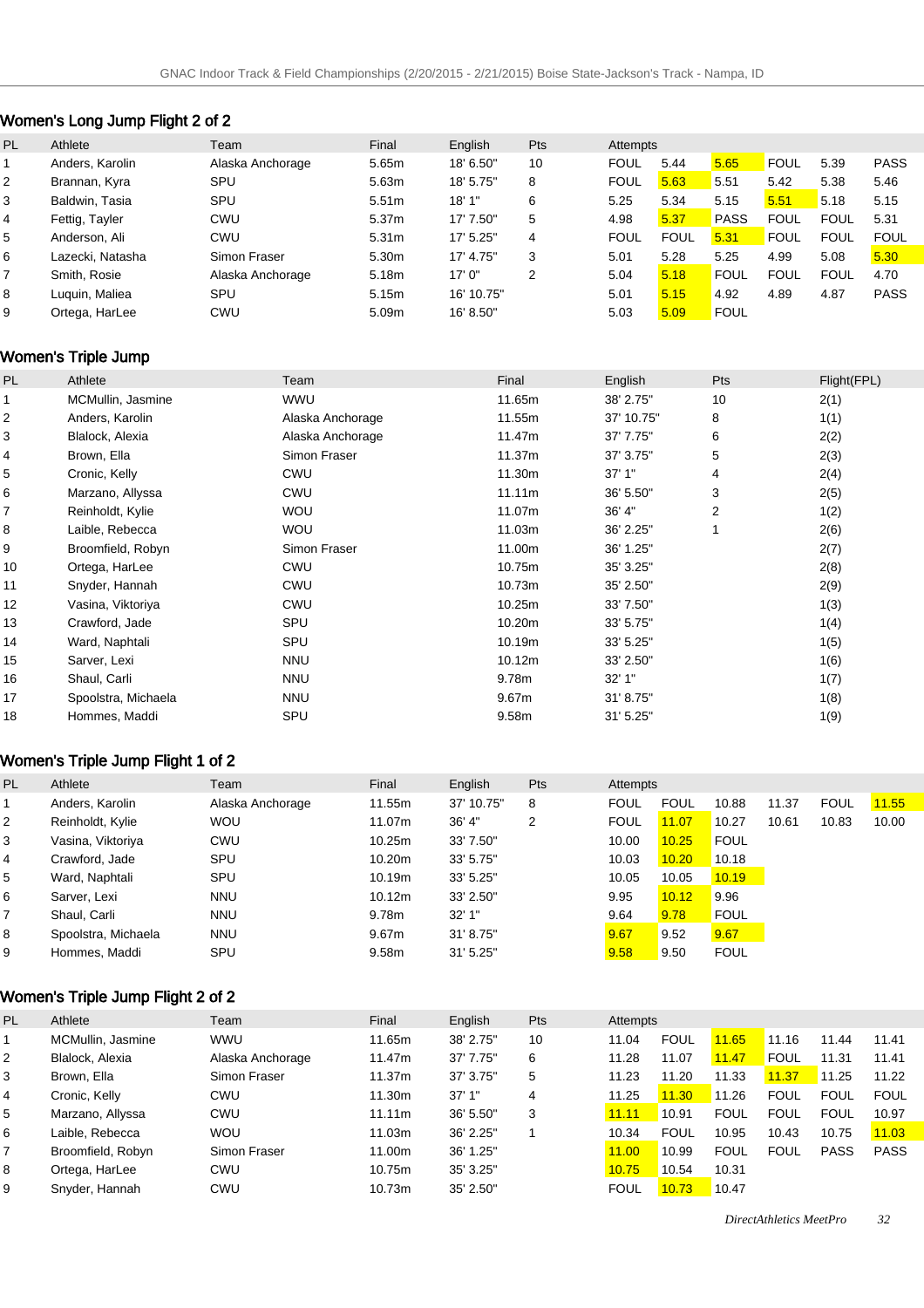## Women's Long Jump Flight 2 of 2

| PL | Athlete | Team | Final | English | Pts | Attempts | | | | | |
|---|---|---|---|---|---|---|---|---|---|---|---|
| 1 | Anders, Karolin | Alaska Anchorage | 5.65m | 18' 6.50" | 10 | FOUL | 5.44 | 5.65 | FOUL | 5.39 | PASS |
| 2 | Brannan, Kyra | SPU | 5.63m | 18' 5.75" | 8 | FOUL | 5.63 | 5.51 | 5.42 | 5.38 | 5.46 |
| 3 | Baldwin, Tasia | SPU | 5.51m | 18' 1" | 6 | 5.25 | 5.34 | 5.15 | 5.51 | 5.18 | 5.15 |
| 4 | Fettig, Tayler | CWU | 5.37m | 17' 7.50" | 5 | 4.98 | 5.37 | PASS | FOUL | FOUL | 5.31 |
| 5 | Anderson, Ali | CWU | 5.31m | 17' 5.25" | 4 | FOUL | FOUL | 5.31 | FOUL | FOUL | FOUL |
| 6 | Lazecki, Natasha | Simon Fraser | 5.30m | 17' 4.75" | 3 | 5.01 | 5.28 | 5.25 | 4.99 | 5.08 | 5.30 |
| 7 | Smith, Rosie | Alaska Anchorage | 5.18m | 17' 0" | 2 | 5.04 | 5.18 | FOUL | FOUL | FOUL | 4.70 |
| 8 | Luquin, Maliea | SPU | 5.15m | 16' 10.75" | | 5.01 | 5.15 | 4.92 | 4.89 | 4.87 | PASS |
| 9 | Ortega, HarLee | CWU | 5.09m | 16' 8.50" | | 5.03 | 5.09 | FOUL | | | |

## Women's Triple Jump

| PL | Athlete | Team | Final | English | Pts | Flight(FPL) |
|---|---|---|---|---|---|---|
| 1 | MCMullin, Jasmine | WWU | 11.65m | 38' 2.75" | 10 | 2(1) |
| 2 | Anders, Karolin | Alaska Anchorage | 11.55m | 37' 10.75" | 8 | 1(1) |
| 3 | Blalock, Alexia | Alaska Anchorage | 11.47m | 37' 7.75" | 6 | 2(2) |
| 4 | Brown, Ella | Simon Fraser | 11.37m | 37' 3.75" | 5 | 2(3) |
| 5 | Cronic, Kelly | CWU | 11.30m | 37' 1" | 4 | 2(4) |
| 6 | Marzano, Allyssa | CWU | 11.11m | 36' 5.50" | 3 | 2(5) |
| 7 | Reinholdt, Kylie | WOU | 11.07m | 36' 4" | 2 | 1(2) |
| 8 | Laible, Rebecca | WOU | 11.03m | 36' 2.25" | 1 | 2(6) |
| 9 | Broomfield, Robyn | Simon Fraser | 11.00m | 36' 1.25" | | 2(7) |
| 10 | Ortega, HarLee | CWU | 10.75m | 35' 3.25" | | 2(8) |
| 11 | Snyder, Hannah | CWU | 10.73m | 35' 2.50" | | 2(9) |
| 12 | Vasina, Viktoriya | CWU | 10.25m | 33' 7.50" | | 1(3) |
| 13 | Crawford, Jade | SPU | 10.20m | 33' 5.75" | | 1(4) |
| 14 | Ward, Naphtali | SPU | 10.19m | 33' 5.25" | | 1(5) |
| 15 | Sarver, Lexi | NNU | 10.12m | 33' 2.50" | | 1(6) |
| 16 | Shaul, Carli | NNU | 9.78m | 32' 1" | | 1(7) |
| 17 | Spoolstra, Michaela | NNU | 9.67m | 31' 8.75" | | 1(8) |
| 18 | Hommes, Maddi | SPU | 9.58m | 31' 5.25" | | 1(9) |

## Women's Triple Jump Flight 1 of 2

| PL | Athlete | Team | Final | English | Pts | Attempts | | | | | |
|---|---|---|---|---|---|---|---|---|---|---|---|
| 1 | Anders, Karolin | Alaska Anchorage | 11.55m | 37' 10.75" | 8 | FOUL | FOUL | 10.88 | 11.37 | FOUL | 11.55 |
| 2 | Reinholdt, Kylie | WOU | 11.07m | 36' 4" | 2 | FOUL | 11.07 | 10.27 | 10.61 | 10.83 | 10.00 |
| 3 | Vasina, Viktoriya | CWU | 10.25m | 33' 7.50" | | 10.00 | 10.25 | FOUL | | | |
| 4 | Crawford, Jade | SPU | 10.20m | 33' 5.75" | | 10.03 | 10.20 | 10.18 | | | |
| 5 | Ward, Naphtali | SPU | 10.19m | 33' 5.25" | | 10.05 | 10.05 | 10.19 | | | |
| 6 | Sarver, Lexi | NNU | 10.12m | 33' 2.50" | | 9.95 | 10.12 | 9.96 | | | |
| 7 | Shaul, Carli | NNU | 9.78m | 32' 1" | | 9.64 | 9.78 | FOUL | | | |
| 8 | Spoolstra, Michaela | NNU | 9.67m | 31' 8.75" | | 9.67 | 9.52 | 9.67 | | | |
| 9 | Hommes, Maddi | SPU | 9.58m | 31' 5.25" | | 9.58 | 9.50 | FOUL | | | |

## Women's Triple Jump Flight 2 of 2

| PL | Athlete | Team | Final | English | Pts | Attempts | | | | | |
|---|---|---|---|---|---|---|---|---|---|---|---|
| 1 | MCMullin, Jasmine | WWU | 11.65m | 38' 2.75" | 10 | 11.04 | FOUL | 11.65 | 11.16 | 11.44 | 11.41 |
| 2 | Blalock, Alexia | Alaska Anchorage | 11.47m | 37' 7.75" | 6 | 11.28 | 11.07 | 11.47 | FOUL | 11.31 | 11.41 |
| 3 | Brown, Ella | Simon Fraser | 11.37m | 37' 3.75" | 5 | 11.23 | 11.20 | 11.33 | 11.37 | 11.25 | 11.22 |
| 4 | Cronic, Kelly | CWU | 11.30m | 37' 1" | 4 | 11.25 | 11.30 | 11.26 | FOUL | FOUL | FOUL |
| 5 | Marzano, Allyssa | CWU | 11.11m | 36' 5.50" | 3 | 11.11 | 10.91 | FOUL | FOUL | FOUL | 10.97 |
| 6 | Laible, Rebecca | WOU | 11.03m | 36' 2.25" | 1 | 10.34 | FOUL | 10.95 | 10.43 | 10.75 | 11.03 |
| 7 | Broomfield, Robyn | Simon Fraser | 11.00m | 36' 1.25" | | 11.00 | 10.99 | FOUL | FOUL | PASS | PASS |
| 8 | Ortega, HarLee | CWU | 10.75m | 35' 3.25" | | 10.75 | 10.54 | 10.31 | | | |
| 9 | Snyder, Hannah | CWU | 10.73m | 35' 2.50" | | FOUL | 10.73 | 10.47 | | | |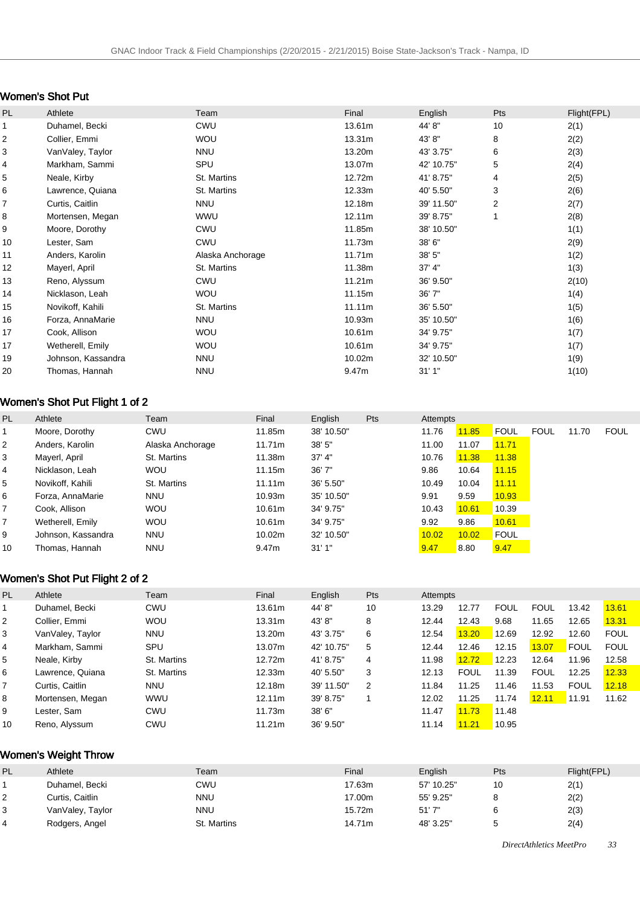## Women's Shot Put

| PL | Athlete | Team | Final | English | Pts | Flight(FPL) |
|---|---|---|---|---|---|---|
| 1 | Duhamel, Becki | CWU | 13.61m | 44' 8" | 10 | 2(1) |
| 2 | Collier, Emmi | WOU | 13.31m | 43' 8" | 8 | 2(2) |
| 3 | VanValey, Taylor | NNU | 13.20m | 43' 3.75" | 6 | 2(3) |
| 4 | Markham, Sammi | SPU | 13.07m | 42' 10.75" | 5 | 2(4) |
| 5 | Neale, Kirby | St. Martins | 12.72m | 41' 8.75" | 4 | 2(5) |
| 6 | Lawrence, Quiana | St. Martins | 12.33m | 40' 5.50" | 3 | 2(6) |
| 7 | Curtis, Caitlin | NNU | 12.18m | 39' 11.50" | 2 | 2(7) |
| 8 | Mortensen, Megan | WWU | 12.11m | 39' 8.75" | 1 | 2(8) |
| 9 | Moore, Dorothy | CWU | 11.85m | 38' 10.50" | | 1(1) |
| 10 | Lester, Sam | CWU | 11.73m | 38' 6" | | 2(9) |
| 11 | Anders, Karolin | Alaska Anchorage | 11.71m | 38' 5" | | 1(2) |
| 12 | Mayerl, April | St. Martins | 11.38m | 37' 4" | | 1(3) |
| 13 | Reno, Alyssum | CWU | 11.21m | 36' 9.50" | | 2(10) |
| 14 | Nicklason, Leah | WOU | 11.15m | 36' 7" | | 1(4) |
| 15 | Novikoff, Kahili | St. Martins | 11.11m | 36' 5.50" | | 1(5) |
| 16 | Forza, AnnaMarie | NNU | 10.93m | 35' 10.50" | | 1(6) |
| 17 | Cook, Allison | WOU | 10.61m | 34' 9.75" | | 1(7) |
| 17 | Wetherell, Emily | WOU | 10.61m | 34' 9.75" | | 1(7) |
| 19 | Johnson, Kassandra | NNU | 10.02m | 32' 10.50" | | 1(9) |
| 20 | Thomas, Hannah | NNU | 9.47m | 31' 1" | | 1(10) |

## Women's Shot Put Flight 1 of 2

| PL | Athlete | Team | Final | English | Pts | Attempts | | | | | |
|---|---|---|---|---|---|---|---|---|---|---|---|
| 1 | Moore, Dorothy | CWU | 11.85m | 38' 10.50" | | 11.76 | 11.85 | FOUL | FOUL | 11.70 | FOUL |
| 2 | Anders, Karolin | Alaska Anchorage | 11.71m | 38' 5" | | 11.00 | 11.07 | 11.71 | | | |
| 3 | Mayerl, April | St. Martins | 11.38m | 37' 4" | | 10.76 | 11.38 | 11.38 | | | |
| 4 | Nicklason, Leah | WOU | 11.15m | 36' 7" | | 9.86 | 10.64 | 11.15 | | | |
| 5 | Novikoff, Kahili | St. Martins | 11.11m | 36' 5.50" | | 10.49 | 10.04 | 11.11 | | | |
| 6 | Forza, AnnaMarie | NNU | 10.93m | 35' 10.50" | | 9.91 | 9.59 | 10.93 | | | |
| 7 | Cook, Allison | WOU | 10.61m | 34' 9.75" | | 10.43 | 10.61 | 10.39 | | | |
| 7 | Wetherell, Emily | WOU | 10.61m | 34' 9.75" | | 9.92 | 9.86 | 10.61 | | | |
| 9 | Johnson, Kassandra | NNU | 10.02m | 32' 10.50" | | 10.02 | 10.02 | FOUL | | | |
| 10 | Thomas, Hannah | NNU | 9.47m | 31' 1" | | 9.47 | 8.80 | 9.47 | | | |

## Women's Shot Put Flight 2 of 2

| PL | Athlete | Team | Final | English | Pts | Attempts | | | | | |
|---|---|---|---|---|---|---|---|---|---|---|---|
| 1 | Duhamel, Becki | CWU | 13.61m | 44' 8" | 10 | 13.29 | 12.77 | FOUL | FOUL | 13.42 | 13.61 |
| 2 | Collier, Emmi | WOU | 13.31m | 43' 8" | 8 | 12.44 | 12.43 | 9.68 | 11.65 | 12.65 | 13.31 |
| 3 | VanValey, Taylor | NNU | 13.20m | 43' 3.75" | 6 | 12.54 | 13.20 | 12.69 | 12.92 | 12.60 | FOUL |
| 4 | Markham, Sammi | SPU | 13.07m | 42' 10.75" | 5 | 12.44 | 12.46 | 12.15 | 13.07 | FOUL | FOUL |
| 5 | Neale, Kirby | St. Martins | 12.72m | 41' 8.75" | 4 | 11.98 | 12.72 | 12.23 | 12.64 | 11.96 | 12.58 |
| 6 | Lawrence, Quiana | St. Martins | 12.33m | 40' 5.50" | 3 | 12.13 | FOUL | 11.39 | FOUL | 12.25 | 12.33 |
| 7 | Curtis, Caitlin | NNU | 12.18m | 39' 11.50" | 2 | 11.84 | 11.25 | 11.46 | 11.53 | FOUL | 12.18 |
| 8 | Mortensen, Megan | WWU | 12.11m | 39' 8.75" | 1 | 12.02 | 11.25 | 11.74 | 12.11 | 11.91 | 11.62 |
| 9 | Lester, Sam | CWU | 11.73m | 38' 6" | | 11.47 | 11.73 | 11.48 | | | |
| 10 | Reno, Alyssum | CWU | 11.21m | 36' 9.50" | | 11.14 | 11.21 | 10.95 | | | |

## Women's Weight Throw

| PL | Athlete | Team | Final | English | Pts | Flight(FPL) |
|---|---|---|---|---|---|---|
| 1 | Duhamel, Becki | CWU | 17.63m | 57' 10.25" | 10 | 2(1) |
| 2 | Curtis, Caitlin | NNU | 17.00m | 55' 9.25" | 8 | 2(2) |
| 3 | VanValey, Taylor | NNU | 15.72m | 51' 7" | 6 | 2(3) |
| 4 | Rodgers, Angel | St. Martins | 14.71m | 48' 3.25" | 5 | 2(4) |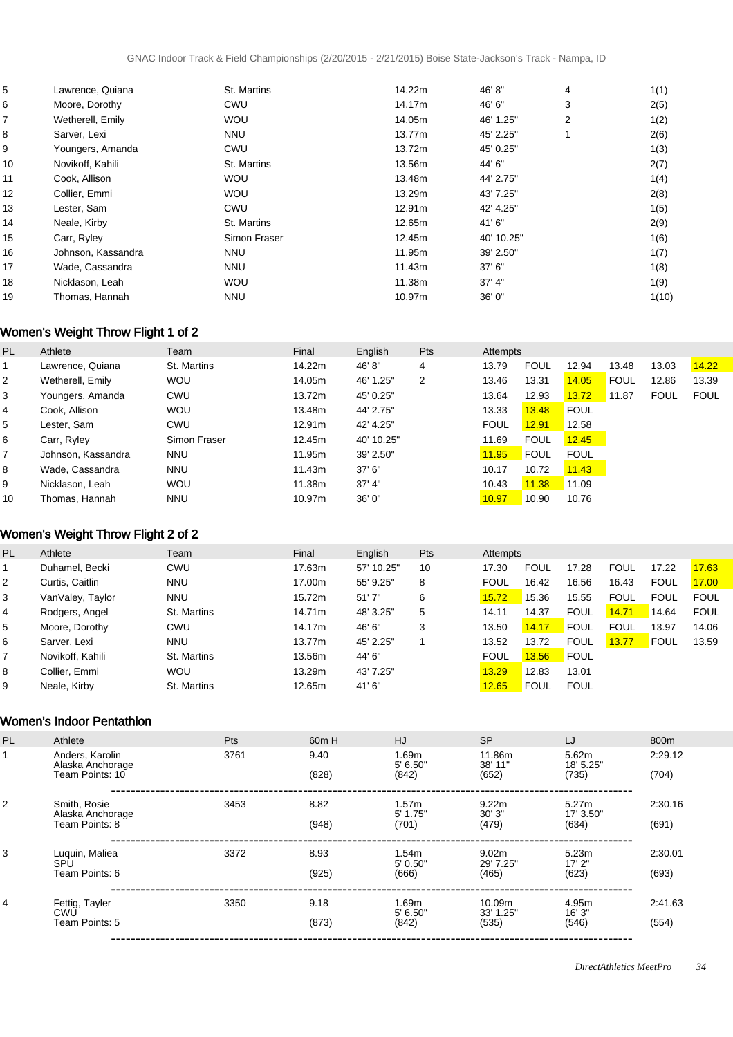| | | | | | | |
|---|---|---|---|---|---|---|
| 5 | Lawrence, Quiana | St. Martins | 14.22m | 46' 8" | 4 | 1(1) |
| 6 | Moore, Dorothy | CWU | 14.17m | 46' 6" | 3 | 2(5) |
| 7 | Wetherell, Emily | WOU | 14.05m | 46' 1.25" | 2 | 1(2) |
| 8 | Sarver, Lexi | NNU | 13.77m | 45' 2.25" | 1 | 2(6) |
| 9 | Youngers, Amanda | CWU | 13.72m | 45' 0.25" | | 1(3) |
| 10 | Novikoff, Kahili | St. Martins | 13.56m | 44' 6" | | 2(7) |
| 11 | Cook, Allison | WOU | 13.48m | 44' 2.75" | | 1(4) |
| 12 | Collier, Emmi | WOU | 13.29m | 43' 7.25" | | 2(8) |
| 13 | Lester, Sam | CWU | 12.91m | 42' 4.25" | | 1(5) |
| 14 | Neale, Kirby | St. Martins | 12.65m | 41' 6" | | 2(9) |
| 15 | Carr, Ryley | Simon Fraser | 12.45m | 40' 10.25" | | 1(6) |
| 16 | Johnson, Kassandra | NNU | 11.95m | 39' 2.50" | | 1(7) |
| 17 | Wade, Cassandra | NNU | 11.43m | 37' 6" | | 1(8) |
| 18 | Nicklason, Leah | WOU | 11.38m | 37' 4" | | 1(9) |
| 19 | Thomas, Hannah | NNU | 10.97m | 36' 0" | | 1(10) |

## Women's Weight Throw Flight 1 of 2

| PL | Athlete | Team | Final | English | Pts | Attempts | | | | | |
|---|---|---|---|---|---|---|---|---|---|---|---|
| 1 | Lawrence, Quiana | St. Martins | 14.22m | 46' 8" | 4 | 13.79 | FOUL | 12.94 | 13.48 | 13.03 | 14.22 |
| 2 | Wetherell, Emily | WOU | 14.05m | 46' 1.25" | 2 | 13.46 | 13.31 | 14.05 | FOUL | 12.86 | 13.39 |
| 3 | Youngers, Amanda | CWU | 13.72m | 45' 0.25" | | 13.64 | 12.93 | 13.72 | 11.87 | FOUL | FOUL |
| 4 | Cook, Allison | WOU | 13.48m | 44' 2.75" | | 13.33 | 13.48 | FOUL | | | |
| 5 | Lester, Sam | CWU | 12.91m | 42' 4.25" | | FOUL | 12.91 | 12.58 | | | |
| 6 | Carr, Ryley | Simon Fraser | 12.45m | 40' 10.25" | | 11.69 | FOUL | 12.45 | | | |
| 7 | Johnson, Kassandra | NNU | 11.95m | 39' 2.50" | | 11.95 | FOUL | FOUL | | | |
| 8 | Wade, Cassandra | NNU | 11.43m | 37' 6" | | 10.17 | 10.72 | 11.43 | | | |
| 9 | Nicklason, Leah | WOU | 11.38m | 37' 4" | | 10.43 | 11.38 | 11.09 | | | |
| 10 | Thomas, Hannah | NNU | 10.97m | 36' 0" | | 10.97 | 10.90 | 10.76 | | | |

## Women's Weight Throw Flight 2 of 2

| PL | Athlete | Team | Final | English | Pts | Attempts | | | | | |
|---|---|---|---|---|---|---|---|---|---|---|---|
| 1 | Duhamel, Becki | CWU | 17.63m | 57' 10.25" | 10 | 17.30 | FOUL | 17.28 | FOUL | 17.22 | 17.63 |
| 2 | Curtis, Caitlin | NNU | 17.00m | 55' 9.25" | 8 | FOUL | 16.42 | 16.56 | 16.43 | FOUL | 17.00 |
| 3 | VanValey, Taylor | NNU | 15.72m | 51' 7" | 6 | 15.72 | 15.36 | 15.55 | FOUL | FOUL | FOUL |
| 4 | Rodgers, Angel | St. Martins | 14.71m | 48' 3.25" | 5 | 14.11 | 14.37 | FOUL | 14.71 | 14.64 | FOUL |
| 5 | Moore, Dorothy | CWU | 14.17m | 46' 6" | 3 | 13.50 | 14.17 | FOUL | FOUL | 13.97 | 14.06 |
| 6 | Sarver, Lexi | NNU | 13.77m | 45' 2.25" | 1 | 13.52 | 13.72 | FOUL | 13.77 | FOUL | 13.59 |
| 7 | Novikoff, Kahili | St. Martins | 13.56m | 44' 6" | | FOUL | 13.56 | FOUL | | | |
| 8 | Collier, Emmi | WOU | 13.29m | 43' 7.25" | | 13.29 | 12.83 | 13.01 | | | |
| 9 | Neale, Kirby | St. Martins | 12.65m | 41' 6" | | 12.65 | FOUL | FOUL | | | |

## Women's Indoor Pentathlon

| PL | Athlete | Pts | 60m H | HJ | SP | LJ | 800m |
|---|---|---|---|---|---|---|---|
| 1 | Anders, Karolin<br>Alaska Anchorage<br>Team Points: 10 | 3761 | 9.40<br>(828) | 1.69m<br>5' 6.50"<br>(842) | 11.86m<br>38' 11"<br>(652) | 5.62m<br>18' 5.25"<br>(735) | 2:29.12<br>(704) |
| 2 | Smith, Rosie<br>Alaska Anchorage<br>Team Points: 8 | 3453 | 8.82<br>(948) | 1.57m<br>5' 1.75"<br>(701) | 9.22m<br>30' 3"<br>(479) | 5.27m<br>17' 3.50"<br>(634) | 2:30.16<br>(691) |
| 3 | Luquin, Maliea<br>SPU<br>Team Points: 6 | 3372 | 8.93<br>(925) | 1.54m<br>5' 0.50"<br>(666) | 9.02m<br>29' 7.25"<br>(465) | 5.23m<br>17' 2"<br>(623) | 2:30.01<br>(693) |
| 4 | Fettig, Tayler<br>CWU<br>Team Points: 5 | 3350 | 9.18<br>(873) | 1.69m<br>5' 6.50"<br>(842) | 10.09m<br>33' 1.25"<br>(535) | 4.95m<br>16' 3"<br>(546) | 2:41.63<br>(554) |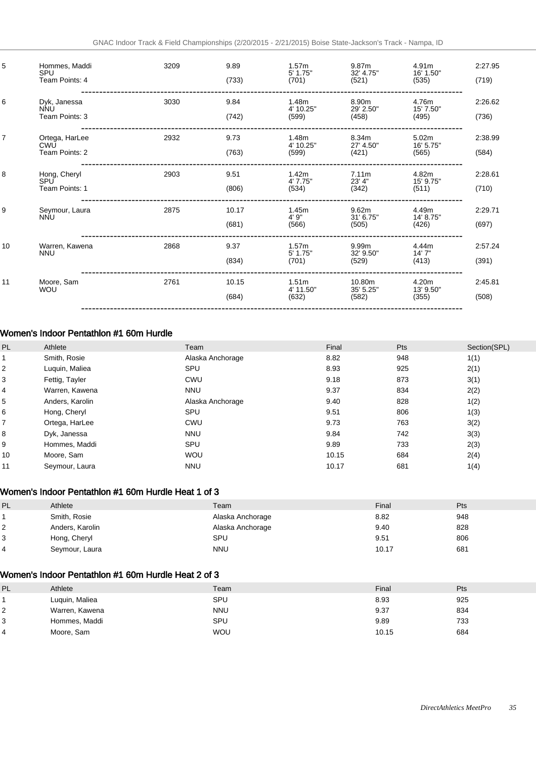| 5 | Hommes, Maddi SPU Team Points: 4 | 3209 | 9.89 (733) | 1.57m 5' 1.75" (701) | 9.87m 32' 4.75" (521) | 4.91m 16' 1.50" (535) | 2:27.95 (719) |
|---|---|---|---|---|---|---|---|
| 6 | Dyk, Janessa NNU Team Points: 3 | 3030 | 9.84 (742) | 1.48m 4' 10.25" (599) | 8.90m 29' 2.50" (458) | 4.76m 15' 7.50" (495) | 2:26.62 (736) |
| 7 | Ortega, HarLee CWU Team Points: 2 | 2932 | 9.73 (763) | 1.48m 4' 10.25" (599) | 8.34m 27' 4.50" (421) | 5.02m 16' 5.75" (565) | 2:38.99 (584) |
| 8 | Hong, Cheryl SPU Team Points: 1 | 2903 | 9.51 (806) | 1.42m 4' 7.75" (534) | 7.11m 23' 4" (342) | 4.82m 15' 9.75" (511) | 2:28.61 (710) |
| 9 | Seymour, Laura NNU | 2875 | 10.17 (681) | 1.45m 4' 9" (566) | 9.62m 31' 6.75" (505) | 4.49m 14' 8.75" (426) | 2:29.71 (697) |
| 10 | Warren, Kawena NNU | 2868 | 9.37 (834) | 1.57m 5' 1.75" (701) | 9.99m 32' 9.50" (529) | 4.44m 14' 7" (413) | 2:57.24 (391) |
| 11 | Moore, Sam WOU | 2761 | 10.15 (684) | 1.51m 4' 11.50" (632) | 10.80m 35' 5.25" (582) | 4.20m 13' 9.50" (355) | 2:45.81 (508) |

## Women's Indoor Pentathlon #1 60m Hurdle

| PL | Athlete | Team | Final | Pts | Section(SPL) |
|---|---|---|---|---|---|
| 1 | Smith, Rosie | Alaska Anchorage | 8.82 | 948 | 1(1) |
| 2 | Luquin, Maliea | SPU | 8.93 | 925 | 2(1) |
| 3 | Fettig, Tayler | CWU | 9.18 | 873 | 3(1) |
| 4 | Warren, Kawena | NNU | 9.37 | 834 | 2(2) |
| 5 | Anders, Karolin | Alaska Anchorage | 9.40 | 828 | 1(2) |
| 6 | Hong, Cheryl | SPU | 9.51 | 806 | 1(3) |
| 7 | Ortega, HarLee | CWU | 9.73 | 763 | 3(2) |
| 8 | Dyk, Janessa | NNU | 9.84 | 742 | 3(3) |
| 9 | Hommes, Maddi | SPU | 9.89 | 733 | 2(3) |
| 10 | Moore, Sam | WOU | 10.15 | 684 | 2(4) |
| 11 | Seymour, Laura | NNU | 10.17 | 681 | 1(4) |

## Women's Indoor Pentathlon #1 60m Hurdle Heat 1 of 3

| PL | Athlete | Team | Final | Pts |
|---|---|---|---|---|
| 1 | Smith, Rosie | Alaska Anchorage | 8.82 | 948 |
| 2 | Anders, Karolin | Alaska Anchorage | 9.40 | 828 |
| 3 | Hong, Cheryl | SPU | 9.51 | 806 |
| 4 | Seymour, Laura | NNU | 10.17 | 681 |

## Women's Indoor Pentathlon #1 60m Hurdle Heat 2 of 3

| PL | Athlete | Team | Final | Pts |
|---|---|---|---|---|
| 1 | Luquin, Maliea | SPU | 8.93 | 925 |
| 2 | Warren, Kawena | NNU | 9.37 | 834 |
| 3 | Hommes, Maddi | SPU | 9.89 | 733 |
| 4 | Moore, Sam | WOU | 10.15 | 684 |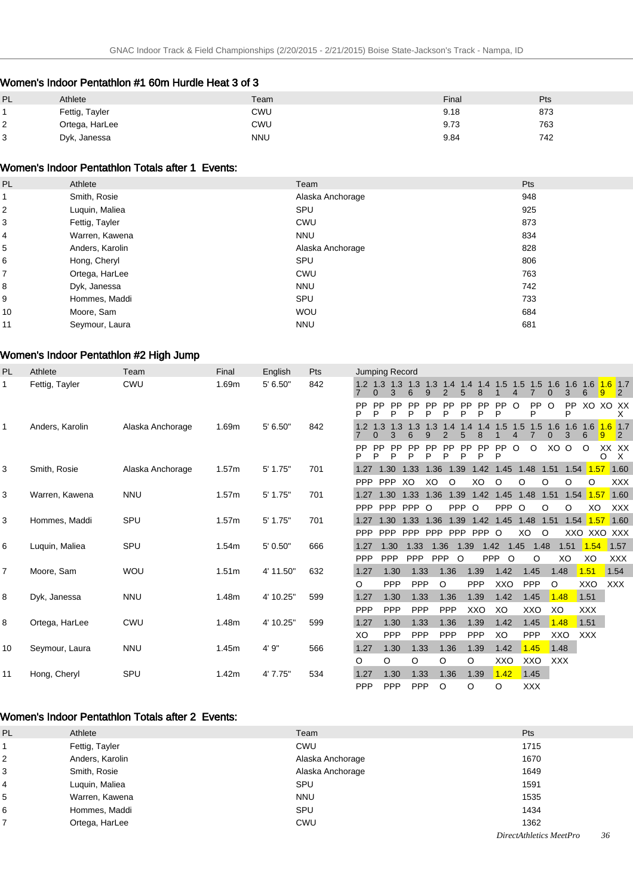## Women's Indoor Pentathlon #1 60m Hurdle Heat 3 of 3

| PL | Athlete | Team | Final | Pts |
|---|---|---|---|---|
| 1 | Fettig, Tayler | CWU | 9.18 | 873 |
| 2 | Ortega, HarLee | CWU | 9.73 | 763 |
| 3 | Dyk, Janessa | NNU | 9.84 | 742 |

## Women's Indoor Pentathlon Totals after 1 Events:

| PL | Athlete | Team | Pts |
|---|---|---|---|
| 1 | Smith, Rosie | Alaska Anchorage | 948 |
| 2 | Luquin, Maliea | SPU | 925 |
| 3 | Fettig, Tayler | CWU | 873 |
| 4 | Warren, Kawena | NNU | 834 |
| 5 | Anders, Karolin | Alaska Anchorage | 828 |
| 6 | Hong, Cheryl | SPU | 806 |
| 7 | Ortega, HarLee | CWU | 763 |
| 8 | Dyk, Janessa | NNU | 742 |
| 9 | Hommes, Maddi | SPU | 733 |
| 10 | Moore, Sam | WOU | 684 |
| 11 | Seymour, Laura | NNU | 681 |

## Women's Indoor Pentathlon #2 High Jump

| PL | Athlete | Team | Final | English | Pts | Jumping Record |
|---|---|---|---|---|---|---|
| 1 | Fettig, Tayler | CWU | 1.69m | 5' 6.50" | 842 | 1.27 PPP, 1.30 PPP, 1.33 PPP, 1.36 PPP, 1.39 PPP, 1.42 PPP, 1.45 PPP, 1.48 PPP, 1.51 PPP, 1.54 O, 1.57 PPP, 1.60 O, 1.63 PPP, 1.66 XO, 1.69 XO, 1.72 XXX |
| 1 | Anders, Karolin | Alaska Anchorage | 1.69m | 5' 6.50" | 842 | 1.27 PPP, 1.30 PPP, 1.33 PPP, 1.36 PPP, 1.39 PPP, 1.42 PPP, 1.45 PPP, 1.48 PPP, 1.51 PPP, 1.54 O, 1.57 O, 1.60 XO, 1.63 O, 1.66 O, 1.69 XXO, 1.72 XXX |
| 3 | Smith, Rosie | Alaska Anchorage | 1.57m | 5' 1.75" | 701 | 1.27 PPP, 1.30 PPP, 1.33 XO, 1.36 XO, 1.39 O, 1.42 XO, 1.45 O, 1.48 O, 1.51 O, 1.54 O, 1.57 O, 1.60 XXX |
| 3 | Warren, Kawena | NNU | 1.57m | 5' 1.75" | 701 | 1.27 PPP, 1.30 PPP, 1.33 PPP, 1.36 O, 1.39 PPP, 1.42 O, 1.45 PPP, 1.48 O, 1.51 O, 1.54 O, 1.57 XO, 1.60 XXX |
| 3 | Hommes, Maddi | SPU | 1.57m | 5' 1.75" | 701 | 1.27 PPP, 1.30 PPP, 1.33 PPP, 1.36 PPP, 1.39 PPP, 1.42 PPP, 1.45 O, 1.48 XO, 1.51 O, 1.54 XXO, 1.57 XXO, 1.60 XXX |
| 6 | Luquin, Maliea | SPU | 1.54m | 5' 0.50" | 666 | 1.27 PPP, 1.30 PPP, 1.33 PPP, 1.36 PPP, 1.39 O, 1.42 PPP, 1.45 O, 1.48 O, 1.51 XO, 1.54 XO, 1.57 XXX |
| 7 | Moore, Sam | WOU | 1.51m | 4' 11.50" | 632 | 1.27 O, 1.30 PPP, 1.33 PPP, 1.36 O, 1.39 PPP, 1.42 XXO, 1.45 PPP, 1.48 O, 1.51 XXO, 1.54 XXX |
| 8 | Dyk, Janessa | NNU | 1.48m | 4' 10.25" | 599 | 1.27 PPP, 1.30 PPP, 1.33 PPP, 1.36 PPP, 1.39 XXO, 1.42 XO, 1.45 XXO, 1.48 XO, 1.51 XXX |
| 8 | Ortega, HarLee | CWU | 1.48m | 4' 10.25" | 599 | 1.27 XO, 1.30 PPP, 1.33 PPP, 1.36 PPP, 1.39 PPP, 1.42 XO, 1.45 PPP, 1.48 XXO, 1.51 XXX |
| 10 | Seymour, Laura | NNU | 1.45m | 4' 9" | 566 | 1.27 O, 1.30 O, 1.33 O, 1.36 O, 1.39 O, 1.42 XXO, 1.45 XXO, 1.48 XXX |
| 11 | Hong, Cheryl | SPU | 1.42m | 4' 7.75" | 534 | 1.27 PPP, 1.30 PPP, 1.33 PPP, 1.36 O, 1.39 O, 1.42 O, 1.45 XXX |

## Women's Indoor Pentathlon Totals after 2 Events:

| PL | Athlete | Team | Pts |
|---|---|---|---|
| 1 | Fettig, Tayler | CWU | 1715 |
| 2 | Anders, Karolin | Alaska Anchorage | 1670 |
| 3 | Smith, Rosie | Alaska Anchorage | 1649 |
| 4 | Luquin, Maliea | SPU | 1591 |
| 5 | Warren, Kawena | NNU | 1535 |
| 6 | Hommes, Maddi | SPU | 1434 |
| 7 | Ortega, HarLee | CWU | 1362 |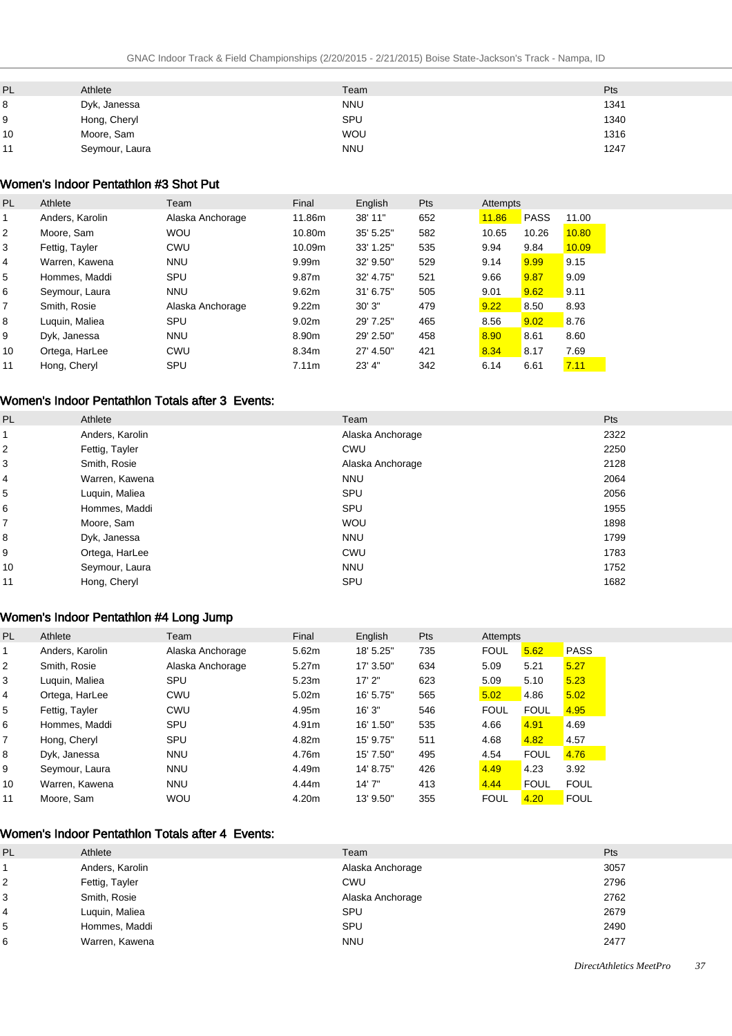| PL | Athlete | Team | Pts |
|---|---|---|---|
| 8 | Dyk, Janessa | NNU | 1341 |
| 9 | Hong, Cheryl | SPU | 1340 |
| 10 | Moore, Sam | WOU | 1316 |
| 11 | Seymour, Laura | NNU | 1247 |

## Women's Indoor Pentathlon #3 Shot Put

| PL | Athlete | Team | Final | English | Pts | Attempts | | |
|---|---|---|---|---|---|---|---|---|
| 1 | Anders, Karolin | Alaska Anchorage | 11.86m | 38' 11" | 652 | 11.86 | PASS | 11.00 |
| 2 | Moore, Sam | WOU | 10.80m | 35' 5.25" | 582 | 10.65 | 10.26 | 10.80 |
| 3 | Fettig, Tayler | CWU | 10.09m | 33' 1.25" | 535 | 9.94 | 9.84 | 10.09 |
| 4 | Warren, Kawena | NNU | 9.99m | 32' 9.50" | 529 | 9.14 | 9.99 | 9.15 |
| 5 | Hommes, Maddi | SPU | 9.87m | 32' 4.75" | 521 | 9.66 | 9.87 | 9.09 |
| 6 | Seymour, Laura | NNU | 9.62m | 31' 6.75" | 505 | 9.01 | 9.62 | 9.11 |
| 7 | Smith, Rosie | Alaska Anchorage | 9.22m | 30' 3" | 479 | 9.22 | 8.50 | 8.93 |
| 8 | Luquin, Maliea | SPU | 9.02m | 29' 7.25" | 465 | 8.56 | 9.02 | 8.76 |
| 9 | Dyk, Janessa | NNU | 8.90m | 29' 2.50" | 458 | 8.90 | 8.61 | 8.60 |
| 10 | Ortega, HarLee | CWU | 8.34m | 27' 4.50" | 421 | 8.34 | 8.17 | 7.69 |
| 11 | Hong, Cheryl | SPU | 7.11m | 23' 4" | 342 | 6.14 | 6.61 | 7.11 |

## Women's Indoor Pentathlon Totals after 3 Events:

| PL | Athlete | Team | Pts |
|---|---|---|---|
| 1 | Anders, Karolin | Alaska Anchorage | 2322 |
| 2 | Fettig, Tayler | CWU | 2250 |
| 3 | Smith, Rosie | Alaska Anchorage | 2128 |
| 4 | Warren, Kawena | NNU | 2064 |
| 5 | Luquin, Maliea | SPU | 2056 |
| 6 | Hommes, Maddi | SPU | 1955 |
| 7 | Moore, Sam | WOU | 1898 |
| 8 | Dyk, Janessa | NNU | 1799 |
| 9 | Ortega, HarLee | CWU | 1783 |
| 10 | Seymour, Laura | NNU | 1752 |
| 11 | Hong, Cheryl | SPU | 1682 |

## Women's Indoor Pentathlon #4 Long Jump

| PL | Athlete | Team | Final | English | Pts | Attempts | | |
|---|---|---|---|---|---|---|---|---|
| 1 | Anders, Karolin | Alaska Anchorage | 5.62m | 18' 5.25" | 735 | FOUL | 5.62 | PASS |
| 2 | Smith, Rosie | Alaska Anchorage | 5.27m | 17' 3.50" | 634 | 5.09 | 5.21 | 5.27 |
| 3 | Luquin, Maliea | SPU | 5.23m | 17' 2" | 623 | 5.09 | 5.10 | 5.23 |
| 4 | Ortega, HarLee | CWU | 5.02m | 16' 5.75" | 565 | 5.02 | 4.86 | 5.02 |
| 5 | Fettig, Tayler | CWU | 4.95m | 16' 3" | 546 | FOUL | FOUL | 4.95 |
| 6 | Hommes, Maddi | SPU | 4.91m | 16' 1.50" | 535 | 4.66 | 4.91 | 4.69 |
| 7 | Hong, Cheryl | SPU | 4.82m | 15' 9.75" | 511 | 4.68 | 4.82 | 4.57 |
| 8 | Dyk, Janessa | NNU | 4.76m | 15' 7.50" | 495 | 4.54 | FOUL | 4.76 |
| 9 | Seymour, Laura | NNU | 4.49m | 14' 8.75" | 426 | 4.49 | 4.23 | 3.92 |
| 10 | Warren, Kawena | NNU | 4.44m | 14' 7" | 413 | 4.44 | FOUL | FOUL |
| 11 | Moore, Sam | WOU | 4.20m | 13' 9.50" | 355 | FOUL | 4.20 | FOUL |

## Women's Indoor Pentathlon Totals after 4 Events:

| PL | Athlete | Team | Pts |
|---|---|---|---|
| 1 | Anders, Karolin | Alaska Anchorage | 3057 |
| 2 | Fettig, Tayler | CWU | 2796 |
| 3 | Smith, Rosie | Alaska Anchorage | 2762 |
| 4 | Luquin, Maliea | SPU | 2679 |
| 5 | Hommes, Maddi | SPU | 2490 |
| 6 | Warren, Kawena | NNU | 2477 |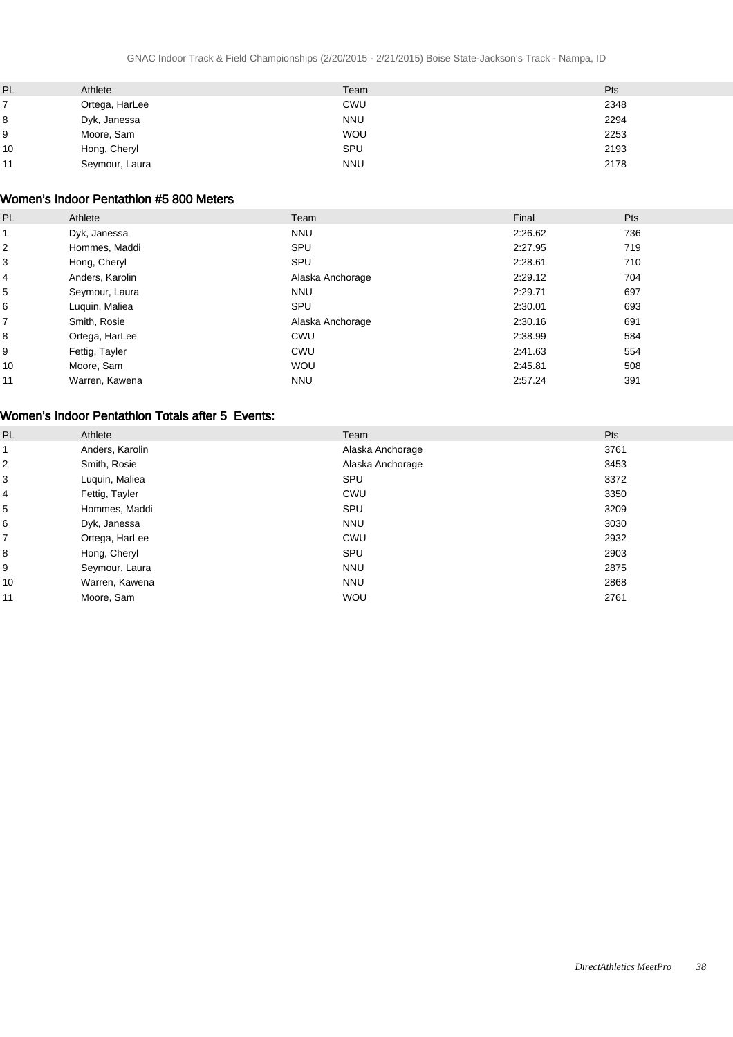| PL | Athlete | Team | Pts |
|---|---|---|---|
| 7 | Ortega, HarLee | CWU | 2348 |
| 8 | Dyk, Janessa | NNU | 2294 |
| 9 | Moore, Sam | WOU | 2253 |
| 10 | Hong, Cheryl | SPU | 2193 |
| 11 | Seymour, Laura | NNU | 2178 |

## Women's Indoor Pentathlon #5 800 Meters

| PL | Athlete | Team | Final | Pts |
|---|---|---|---|---|
| 1 | Dyk, Janessa | NNU | 2:26.62 | 736 |
| 2 | Hommes, Maddi | SPU | 2:27.95 | 719 |
| 3 | Hong, Cheryl | SPU | 2:28.61 | 710 |
| 4 | Anders, Karolin | Alaska Anchorage | 2:29.12 | 704 |
| 5 | Seymour, Laura | NNU | 2:29.71 | 697 |
| 6 | Luquin, Maliea | SPU | 2:30.01 | 693 |
| 7 | Smith, Rosie | Alaska Anchorage | 2:30.16 | 691 |
| 8 | Ortega, HarLee | CWU | 2:38.99 | 584 |
| 9 | Fettig, Tayler | CWU | 2:41.63 | 554 |
| 10 | Moore, Sam | WOU | 2:45.81 | 508 |
| 11 | Warren, Kawena | NNU | 2:57.24 | 391 |

## Women's Indoor Pentathlon Totals after 5 Events:

| PL | Athlete | Team | Pts |
|---|---|---|---|
| 1 | Anders, Karolin | Alaska Anchorage | 3761 |
| 2 | Smith, Rosie | Alaska Anchorage | 3453 |
| 3 | Luquin, Maliea | SPU | 3372 |
| 4 | Fettig, Tayler | CWU | 3350 |
| 5 | Hommes, Maddi | SPU | 3209 |
| 6 | Dyk, Janessa | NNU | 3030 |
| 7 | Ortega, HarLee | CWU | 2932 |
| 8 | Hong, Cheryl | SPU | 2903 |
| 9 | Seymour, Laura | NNU | 2875 |
| 10 | Warren, Kawena | NNU | 2868 |
| 11 | Moore, Sam | WOU | 2761 |